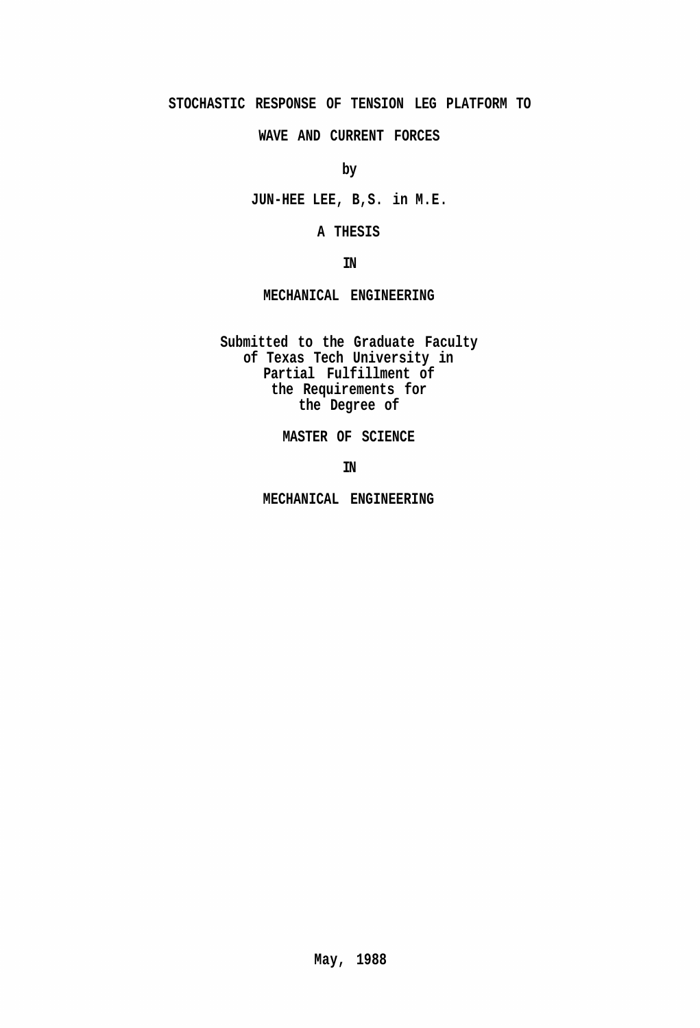# STOCHASTIC RESPONSE OF TENSION LEG PLATFORM TO WAVE AND CURRENT FORCES

by

JUN-HEE LEE, B,S. in M.E.

A THESIS

IN

MECHANICAL ENGINEERING

Submitted to the Graduate Faculty
of Texas Tech University in
Partial Fulfillment of
the Requirements for
the Degree of

MASTER OF SCIENCE

IN

MECHANICAL ENGINEERING

May, 1988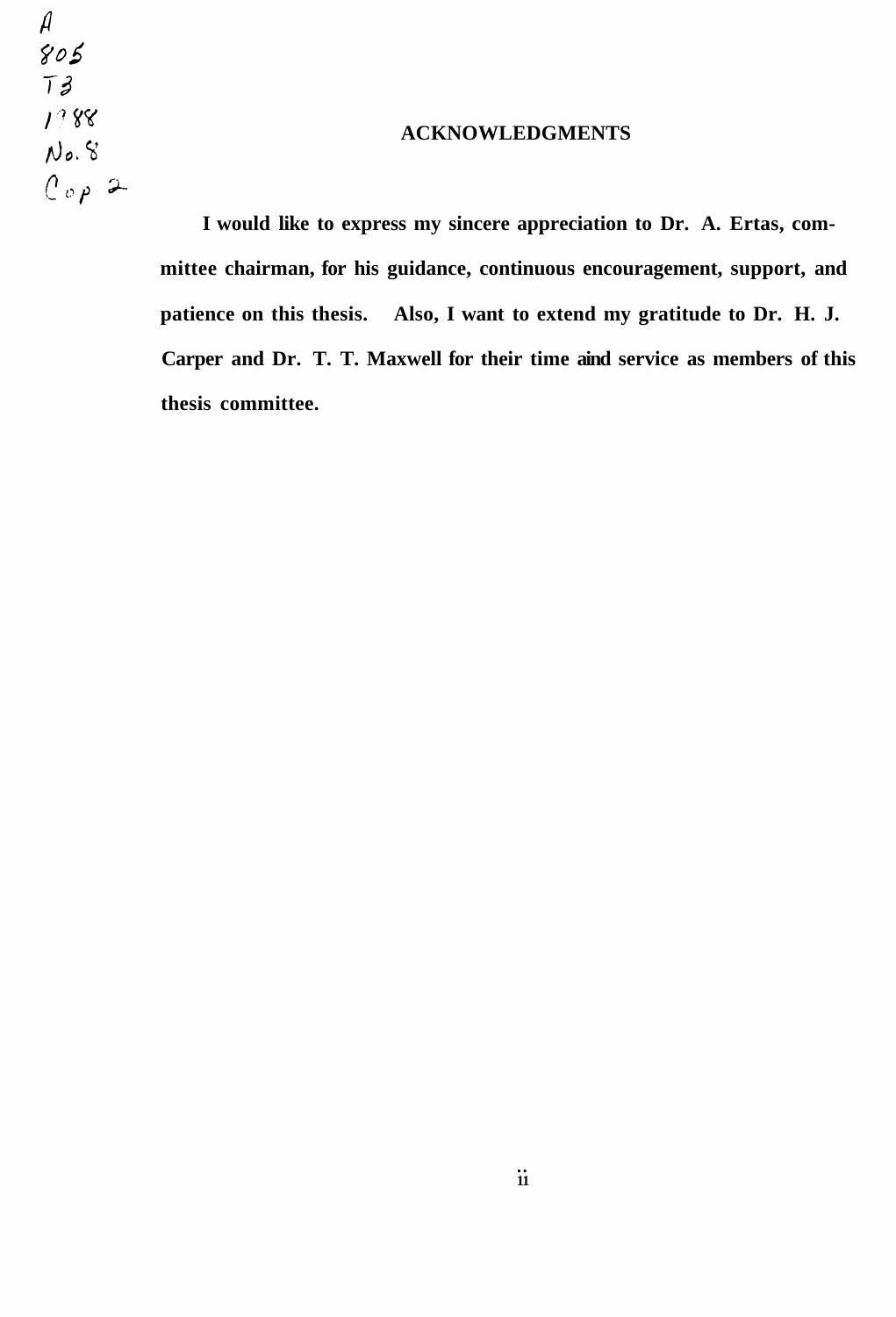## ACKNOWLEDGMENTS

I would like to express my sincere appreciation to Dr. A. Ertas, committee chairman, for his guidance, continuous encouragement, support, and patience on this thesis. Also, I want to extend my gratitude to Dr. H. J. Carper and Dr. T. T. Maxwell for their time aind service as members of this thesis committee.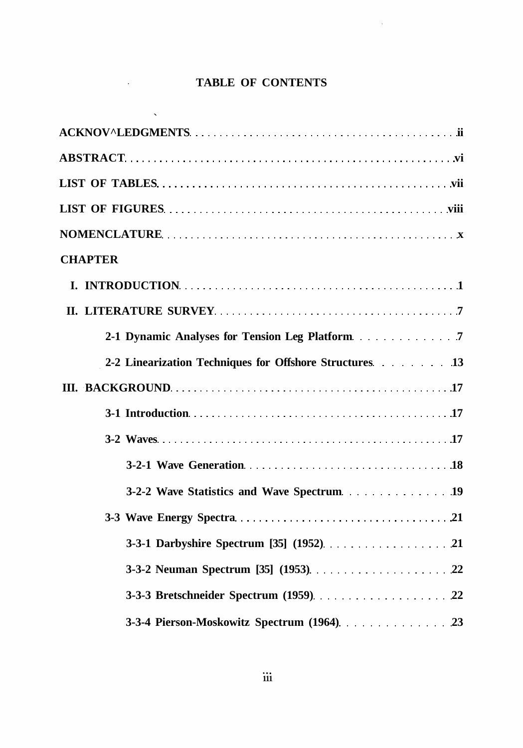# TABLE OF CONTENTS

ACKNOV^LEDGMENTS ..... ii

ABSTRACT ..... vi

LIST OF TABLES ..... vii

LIST OF FIGURES ..... viii

NOMENCLATURE ..... x

CHAPTER

I. INTRODUCTION ..... 1

II. LITERATURE SURVEY ..... 7

- 2-1 Dynamic Analyses for Tension Leg Platform ..... 7
- 2-2 Linearization Techniques for Offshore Structures ..... 13

III. BACKGROUND ..... 17

- 3-1 Introduction ..... 17
- 3-2 Waves ..... 17
  - 3-2-1 Wave Generation ..... 18
  - 3-2-2 Wave Statistics and Wave Spectrum ..... 19
- 3-3 Wave Energy Spectra ..... 21
  - 3-3-1 Darbyshire Spectrum [35] (1952) ..... 21
  - 3-3-2 Neuman Spectrum [35] (1953) ..... 22
  - 3-3-3 Bretschneider Spectrum (1959) ..... 22
  - 3-3-4 Pierson-Moskowitz Spectrum (1964) ..... 23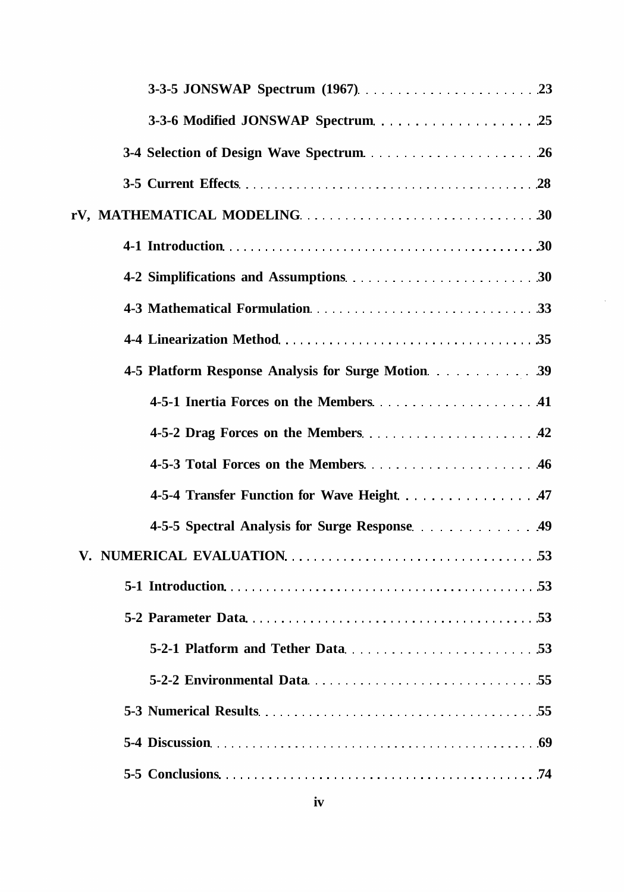3-3-5 JONSWAP Spectrum (1967) . . . . . . . . . . . . . . . . . . . . . . 23

3-3-6 Modified JONSWAP Spectrum . . . . . . . . . . . . . . . . . . . 25

3-4 Selection of Design Wave Spectrum . . . . . . . . . . . . . . . . . . . . . 26

3-5 Current Effects . . . . . . . . . . . . . . . . . . . . . . . . . . . . . . . . . . . . . . . 28

rV, MATHEMATICAL MODELING . . . . . . . . . . . . . . . . . . . . . . . . . . . . . . 30

4-1 Introduction . . . . . . . . . . . . . . . . . . . . . . . . . . . . . . . . . . . . . . . . . 30

4-2 Simplifications and Assumptions . . . . . . . . . . . . . . . . . . . . . . . . 30

4-3 Mathematical Formulation . . . . . . . . . . . . . . . . . . . . . . . . . . . . . 33

4-4 Linearization Method . . . . . . . . . . . . . . . . . . . . . . . . . . . . . . . . . 35

4-5 Platform Response Analysis for Surge Motion . . . . . . . . . . . . 39

4-5-1 Inertia Forces on the Members . . . . . . . . . . . . . . . . . . . . 41

4-5-2 Drag Forces on the Members . . . . . . . . . . . . . . . . . . . . . 42

4-5-3 Total Forces on the Members . . . . . . . . . . . . . . . . . . . . . 46

4-5-4 Transfer Function for Wave Height . . . . . . . . . . . . . . . . 47

4-5-5 Spectral Analysis for Surge Response . . . . . . . . . . . . . 49

V. NUMERICAL EVALUATION . . . . . . . . . . . . . . . . . . . . . . . . . . . . . . . . . 53

5-1 Introduction . . . . . . . . . . . . . . . . . . . . . . . . . . . . . . . . . . . . . . . . . 53

5-2 Parameter Data . . . . . . . . . . . . . . . . . . . . . . . . . . . . . . . . . . . . . . 53

5-2-1 Platform and Tether Data . . . . . . . . . . . . . . . . . . . . . . . . 53

5-2-2 Environmental Data . . . . . . . . . . . . . . . . . . . . . . . . . . . . . 55

5-3 Numerical Results . . . . . . . . . . . . . . . . . . . . . . . . . . . . . . . . . . . . 55

5-4 Discussion . . . . . . . . . . . . . . . . . . . . . . . . . . . . . . . . . . . . . . . . . . . 69

5-5 Conclusions . . . . . . . . . . . . . . . . . . . . . . . . . . . . . . . . . . . . . . . . . . 74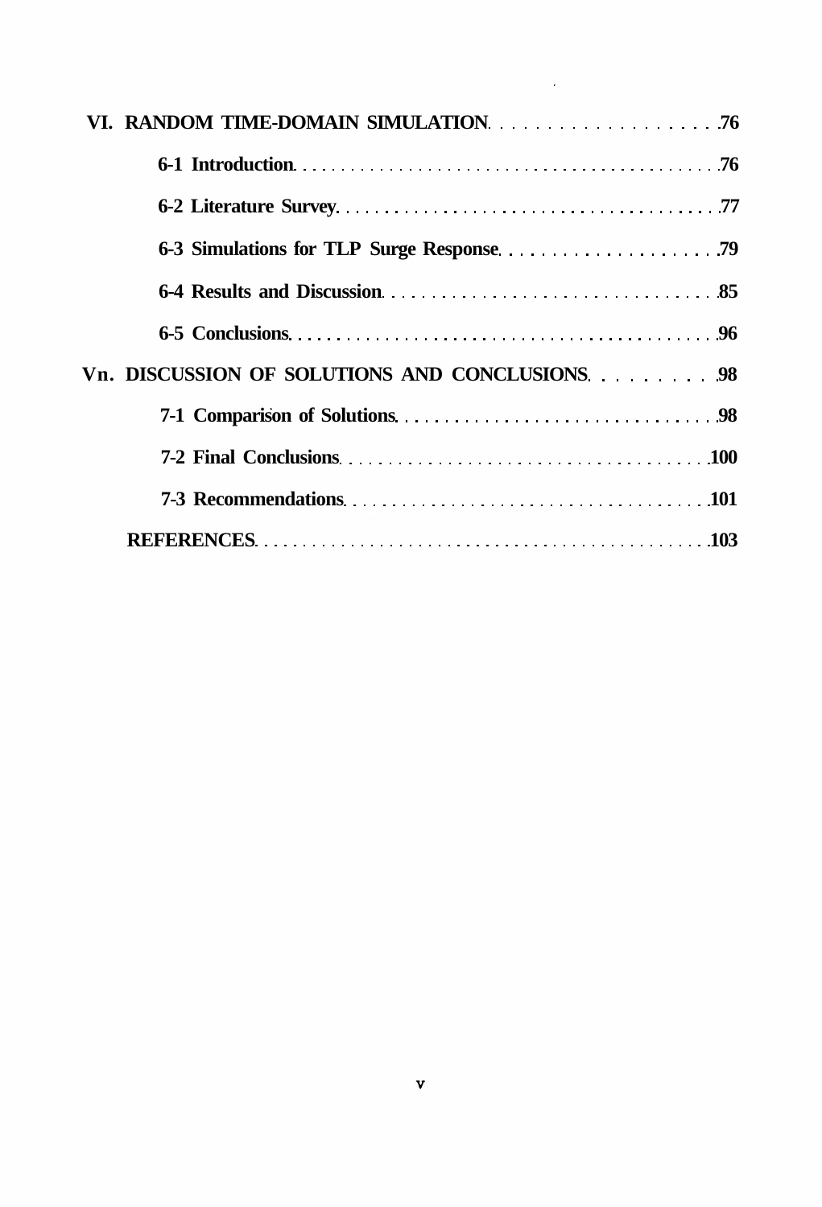**VI. RANDOM TIME-DOMAIN SIMULATION** . . . . . . . . . . . . . . . . . . . . 76

- **6-1 Introduction** . . . . . . . . . . . . . . . . . . . . . . . . . . . . . . . . . . . . . . . . . . . 76
- **6-2 Literature Survey** . . . . . . . . . . . . . . . . . . . . . . . . . . . . . . . . . . . . . . . 77
- **6-3 Simulations for TLP Surge Response** . . . . . . . . . . . . . . . . . . . . . 79
- **6-4 Results and Discussion** . . . . . . . . . . . . . . . . . . . . . . . . . . . . . . . . . 85
- **6-5 Conclusions** . . . . . . . . . . . . . . . . . . . . . . . . . . . . . . . . . . . . . . . . . . . 96

**Vn. DISCUSSION OF SOLUTIONS AND CONCLUSIONS** . . . . . . . . . . 98

- **7-1 Comparison of Solutions** . . . . . . . . . . . . . . . . . . . . . . . . . . . . . . . . 98
- **7-2 Final Conclusions** . . . . . . . . . . . . . . . . . . . . . . . . . . . . . . . . . . . . . 100
- **7-3 Recommendations** . . . . . . . . . . . . . . . . . . . . . . . . . . . . . . . . . . . . 101

**REFERENCES** . . . . . . . . . . . . . . . . . . . . . . . . . . . . . . . . . . . . . . . . . . . . . 103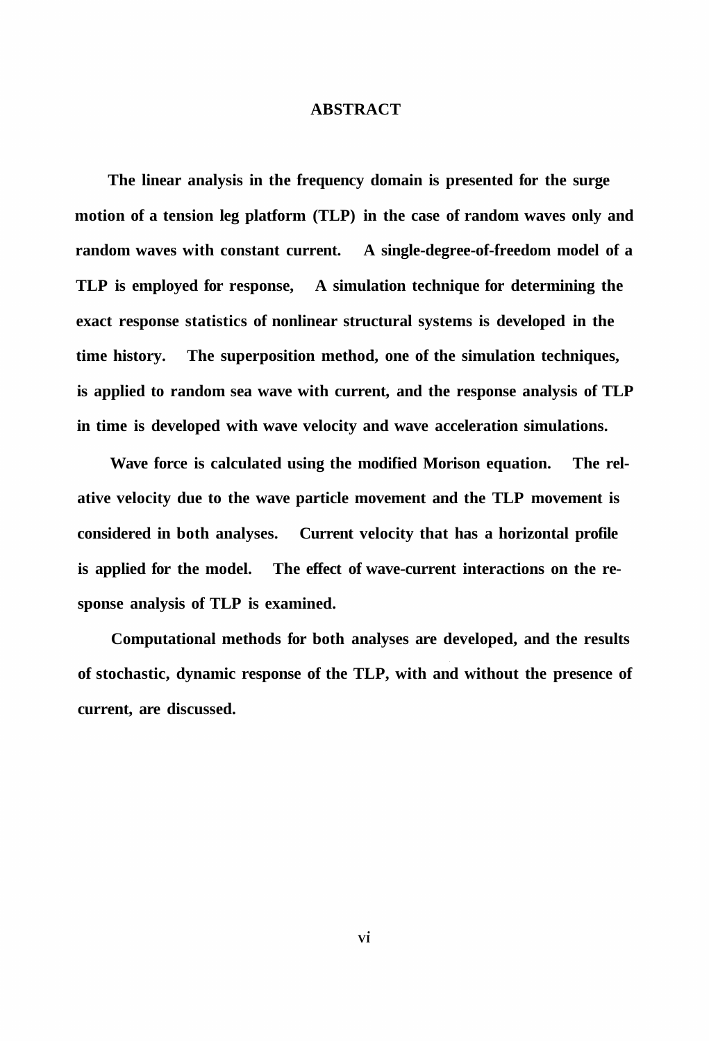# ABSTRACT

The linear analysis in the frequency domain is presented for the surge motion of a tension leg platform (TLP) in the case of random waves only and random waves with constant current. A single-degree-of-freedom model of a TLP is employed for response, A simulation technique for determining the exact response statistics of nonlinear structural systems is developed in the time history. The superposition method, one of the simulation techniques, is applied to random sea wave with current, and the response analysis of TLP in time is developed with wave velocity and wave acceleration simulations.

Wave force is calculated using the modified Morison equation. The relative velocity due to the wave particle movement and the TLP movement is considered in both analyses. Current velocity that has a horizontal profile is applied for the model. The effect of wave-current interactions on the response analysis of TLP is examined.

Computational methods for both analyses are developed, and the results of stochastic, dynamic response of the TLP, with and without the presence of current, are discussed.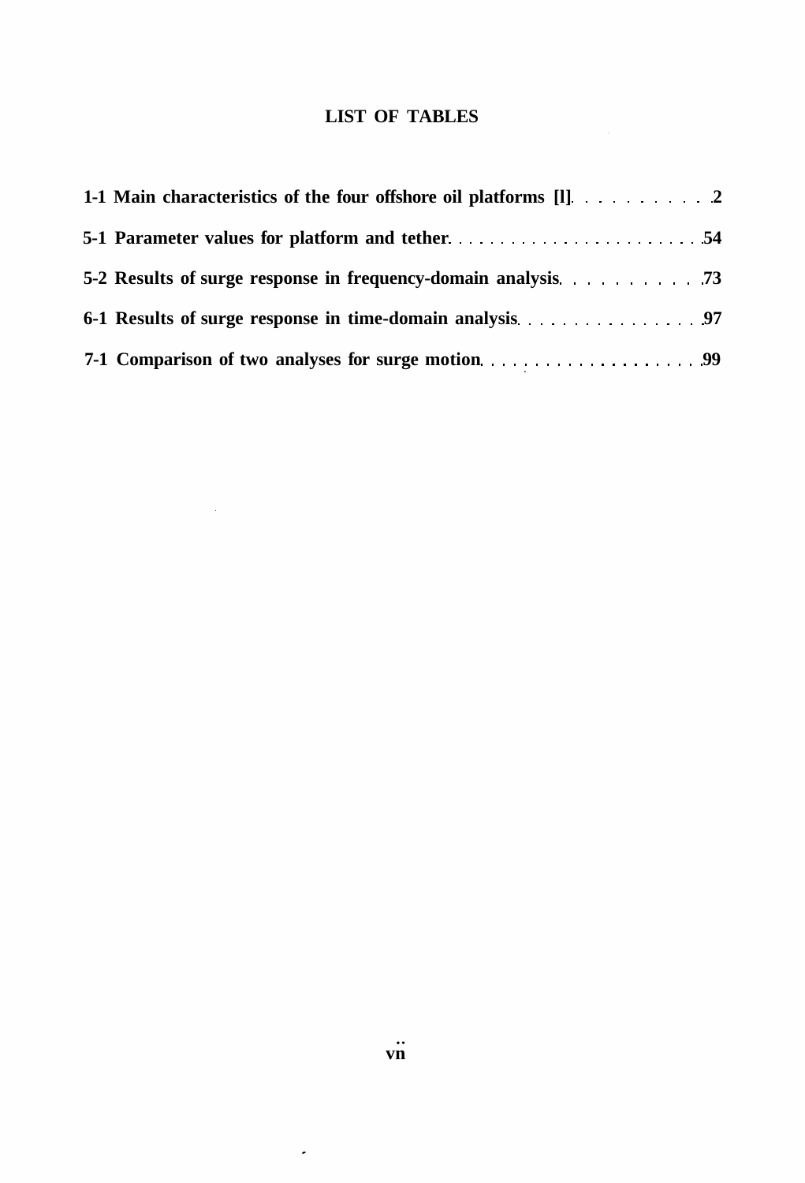# LIST OF TABLES

1-1 Main characteristics of the four offshore oil platforms [l] . . . . . . . . . . 2

5-1 Parameter values for platform and tether . . . . . . . . . . . . . . . . . . . . . . . . 54

5-2 Results of surge response in frequency-domain analysis . . . . . . . . . . . 73

6-1 Results of surge response in time-domain analysis . . . . . . . . . . . . . . . . 97

7-1 Comparison of two analyses for surge motion . . . . . . . . . . . . . . . . . . . . 99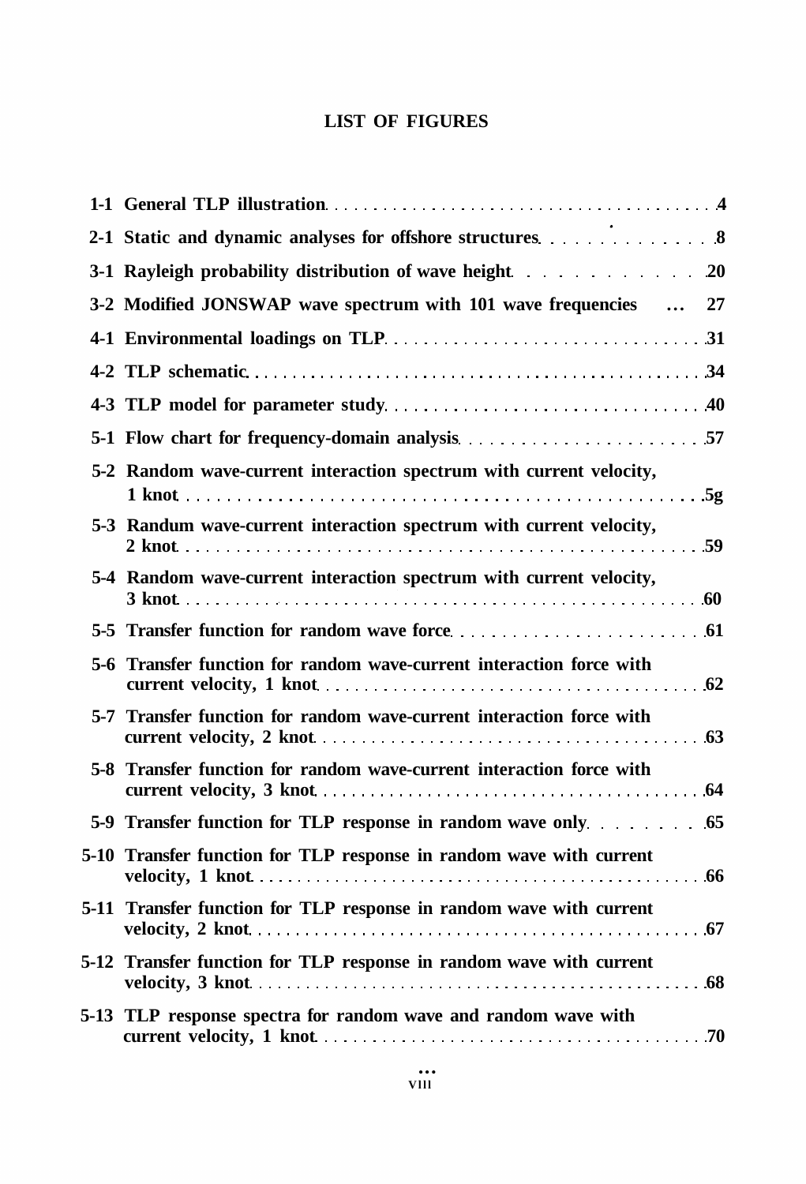## LIST OF FIGURES

| | | |
|---|---|---|
| 1-1 | General TLP illustration | 4 |
| 2-1 | Static and dynamic analyses for offshore structures | 8 |
| 3-1 | Rayleigh probability distribution of wave height | 20 |
| 3-2 | Modified JONSWAP wave spectrum with 101 wave frequencies | 27 |
| 4-1 | Environmental loadings on TLP | 31 |
| 4-2 | TLP schematic | 34 |
| 4-3 | TLP model for parameter study | 40 |
| 5-1 | Flow chart for frequency-domain analysis | 57 |
| 5-2 | Random wave-current interaction spectrum with current velocity, 1 knot | 5g |
| 5-3 | Randum wave-current interaction spectrum with current velocity, 2 knot | 59 |
| 5-4 | Random wave-current interaction spectrum with current velocity, 3 knot | 60 |
| 5-5 | Transfer function for random wave force | 61 |
| 5-6 | Transfer function for random wave-current interaction force with current velocity, 1 knot | 62 |
| 5-7 | Transfer function for random wave-current interaction force with current velocity, 2 knot | 63 |
| 5-8 | Transfer function for random wave-current interaction force with current velocity, 3 knot | 64 |
| 5-9 | Transfer function for TLP response in random wave only | 65 |
| 5-10 | Transfer function for TLP response in random wave with current velocity, 1 knot | 66 |
| 5-11 | Transfer function for TLP response in random wave with current velocity, 2 knot | 67 |
| 5-12 | Transfer function for TLP response in random wave with current velocity, 3 knot | 68 |
| 5-13 | TLP response spectra for random wave and random wave with current velocity, 1 knot | 70 |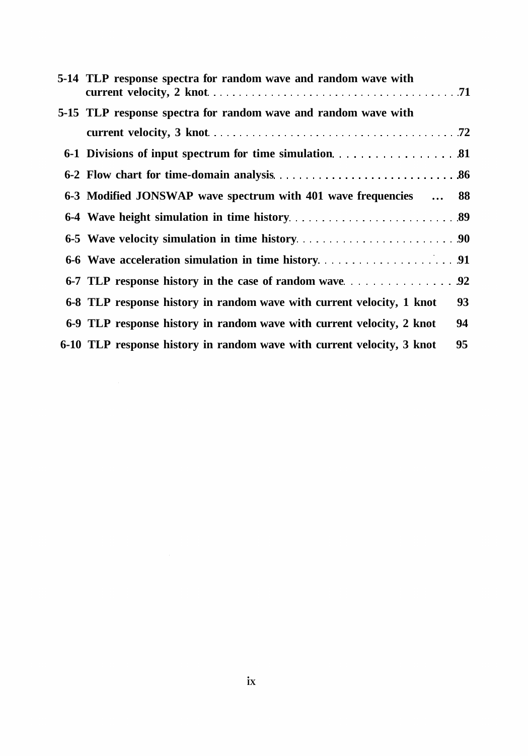5-14 TLP response spectra for random wave and random wave with current velocity, 2 knot . . . . . . . . . . . . . . . . . . . . . . . . . . . . . . . . . . . . . . 71

5-15 TLP response spectra for random wave and random wave with current velocity, 3 knot . . . . . . . . . . . . . . . . . . . . . . . . . . . . . . . . . . . . . . 72

6-1 Divisions of input spectrum for time simulation . . . . . . . . . . . . . . . . . . 81

6-2 Flow chart for time-domain analysis . . . . . . . . . . . . . . . . . . . . . . . . . . . . 86

6-3 Modified JONSWAP wave spectrum with 401 wave frequencies ... 88

6-4 Wave height simulation in time history . . . . . . . . . . . . . . . . . . . . . . . . . 89

6-5 Wave velocity simulation in time history . . . . . . . . . . . . . . . . . . . . . . . . 90

6-6 Wave acceleration simulation in time history . . . . . . . . . . . . . . . . . . . . 91

6-7 TLP response history in the case of random wave . . . . . . . . . . . . . . . . 92

6-8 TLP response history in random wave with current velocity, 1 knot 93

6-9 TLP response history in random wave with current velocity, 2 knot 94

6-10 TLP response history in random wave with current velocity, 3 knot 95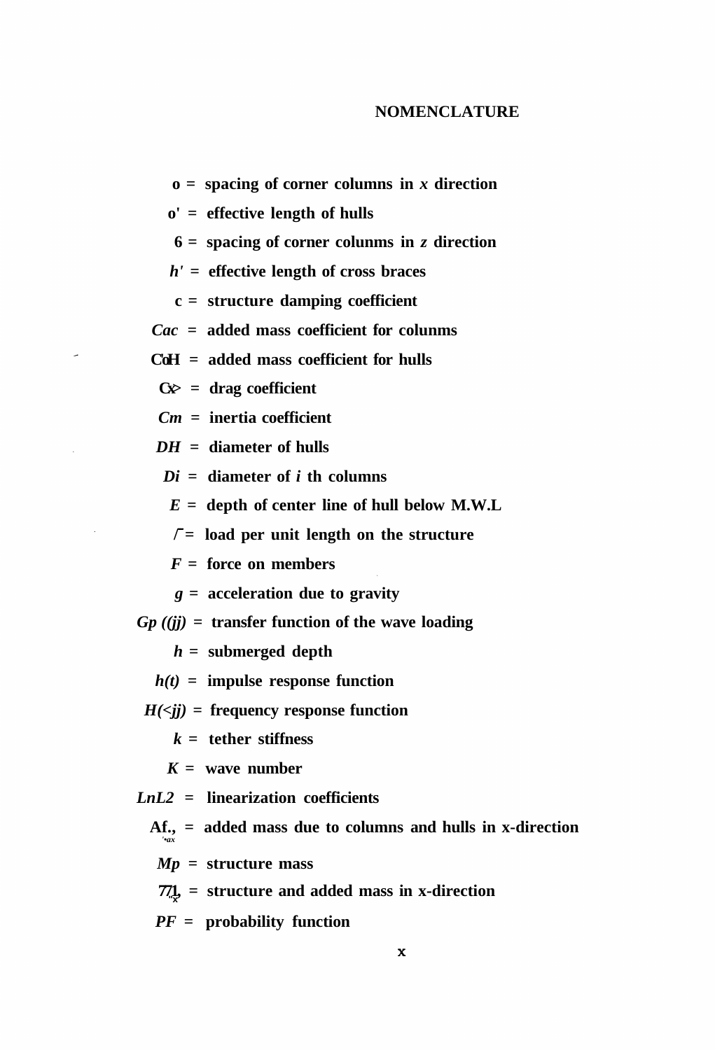# NOMENCLATURE

$a$ = spacing of corner columns in $x$ direction

$a'$ = effective length of hulls

$b$ = spacing of corner columns in $z$ direction

$b'$ = effective length of cross braces

$c$ = structure damping coefficient

$C_{ac}$ = added mass coefficient for columns

$C_{aH}$ = added mass coefficient for hulls

$C_D$ = drag coefficient

$C_m$ = inertia coefficient

$D_H$ = diameter of hulls

$D_i$ = diameter of $i$ th columns

$E$ = depth of center line of hull below M.W.L

$f$ = load per unit length on the structure

$F$ = force on members

$g$ = acceleration due to gravity

$G_p(\omega)$ = transfer function of the wave loading

$h$ = submerged depth

$h(t)$ = impulse response function

$H(\omega)$ = frequency response function

$k$ = tether stiffness

$K$ = wave number

$L_1, L_2$ = linearization coefficients

$M_{ax}$ = added mass due to columns and hulls in x-direction

$M_p$ = structure mass

$m_x$ = structure and added mass in x-direction

$PF$ = probability function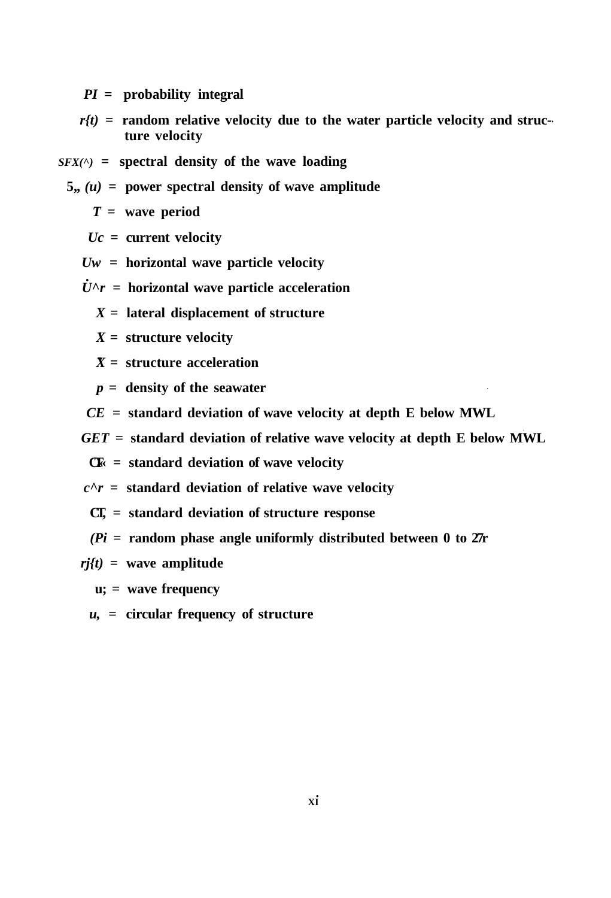$PI$ = probability integral

$r(t)$ = random relative velocity due to the water particle velocity and structure velocity

$S_{FX}(\omega)$ = spectral density of the wave loading

$S_{\eta\eta}(\omega)$ = power spectral density of wave amplitude

$T$ = wave period

$U_c$ = current velocity

$U_w$ = horizontal wave particle velocity

$\dot{U}_w$ = horizontal wave particle acceleration

$X$ = lateral displacement of structure

$\dot{X}$ = structure velocity

$\ddot{X}$ = structure acceleration

$\rho$ = density of the seawater

$\sigma_E$ = standard deviation of wave velocity at depth E below MWL

$\sigma_{ET}$ = standard deviation of relative wave velocity at depth E below MWL

$\sigma_u$ = standard deviation of wave velocity

$\sigma_r$ = standard deviation of relative wave velocity

$\sigma_x$ = standard deviation of structure response

$\varphi_i$ = random phase angle uniformly distributed between 0 to $2\pi$

$\eta(t)$ = wave amplitude

$\omega$ = wave frequency

$\omega_n$ = circular frequency of structure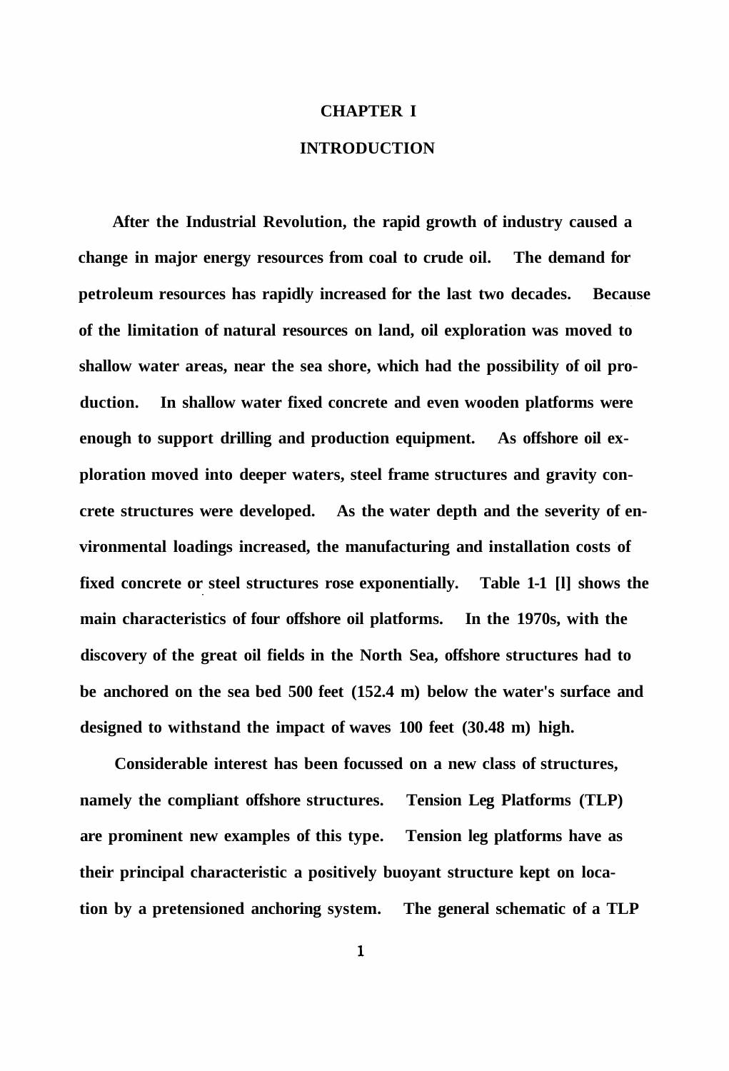# CHAPTER I

# INTRODUCTION

After the Industrial Revolution, the rapid growth of industry caused a change in major energy resources from coal to crude oil. The demand for petroleum resources has rapidly increased for the last two decades. Because of the limitation of natural resources on land, oil exploration was moved to shallow water areas, near the sea shore, which had the possibility of oil production. In shallow water fixed concrete and even wooden platforms were enough to support drilling and production equipment. As offshore oil exploration moved into deeper waters, steel frame structures and gravity concrete structures were developed. As the water depth and the severity of environmental loadings increased, the manufacturing and installation costs of fixed concrete or steel structures rose exponentially. Table 1-1 [l] shows the main characteristics of four offshore oil platforms. In the 1970s, with the discovery of the great oil fields in the North Sea, offshore structures had to be anchored on the sea bed 500 feet (152.4 m) below the water's surface and designed to withstand the impact of waves 100 feet (30.48 m) high.

Considerable interest has been focussed on a new class of structures, namely the compliant offshore structures. Tension Leg Platforms (TLP) are prominent new examples of this type. Tension leg platforms have as their principal characteristic a positively buoyant structure kept on location by a pretensioned anchoring system. The general schematic of a TLP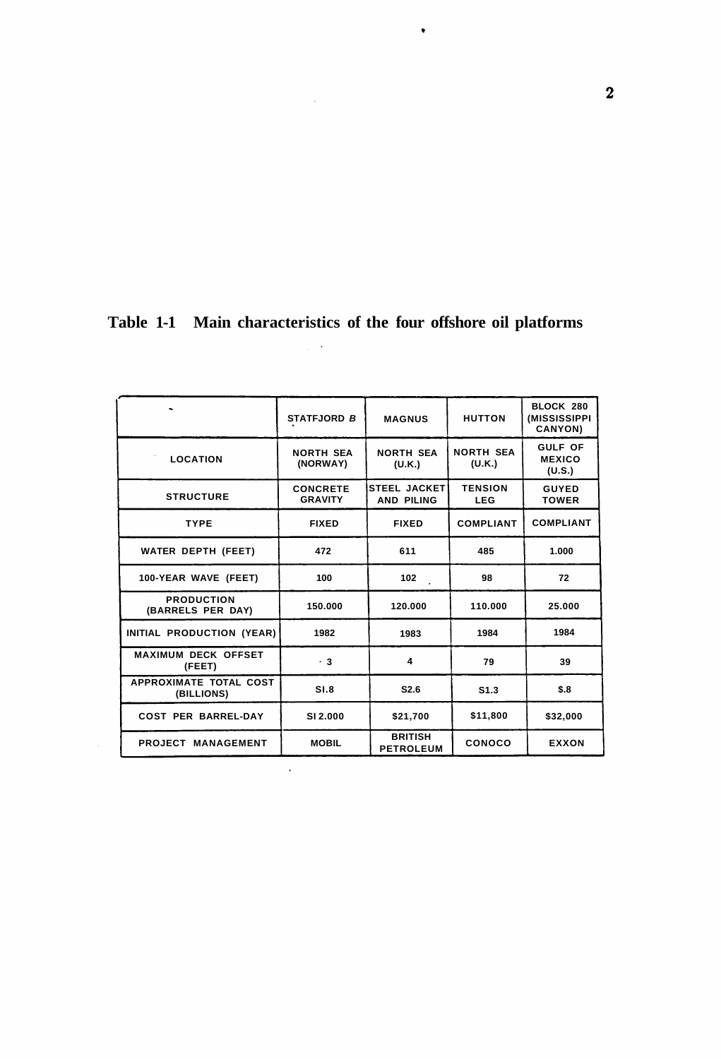**Table 1-1 Main characteristics of the four offshore oil platforms**

| | STATFJORD *B* | MAGNUS | HUTTON | BLOCK 280 (MISSISSIPPI CANYON) |
|---|---|---|---|---|
| LOCATION | NORTH SEA (NORWAY) | NORTH SEA (U.K.) | NORTH SEA (U.K.) | GULF OF MEXICO (U.S.) |
| STRUCTURE | CONCRETE GRAVITY | STEEL JACKET AND PILING | TENSION LEG | GUYED TOWER |
| TYPE | FIXED | FIXED | COMPLIANT | COMPLIANT |
| WATER DEPTH (FEET) | 472 | 611 | 485 | 1.000 |
| 100-YEAR WAVE (FEET) | 100 | 102 | 98 | 72 |
| PRODUCTION (BARRELS PER DAY) | 150.000 | 120.000 | 110.000 | 25.000 |
| INITIAL PRODUCTION (YEAR) | 1982 | 1983 | 1984 | 1984 |
| MAXIMUM DECK OFFSET (FEET) | 3 | 4 | 79 | 39 |
| APPROXIMATE TOTAL COST (BILLIONS) | SI.8 | S2.6 | S1.3 | $.8 |
| COST PER BARREL-DAY | SI 2.000 | $21,700 | $11,800 | $32,000 |
| PROJECT MANAGEMENT | MOBIL | BRITISH PETROLEUM | CONOCO | EXXON |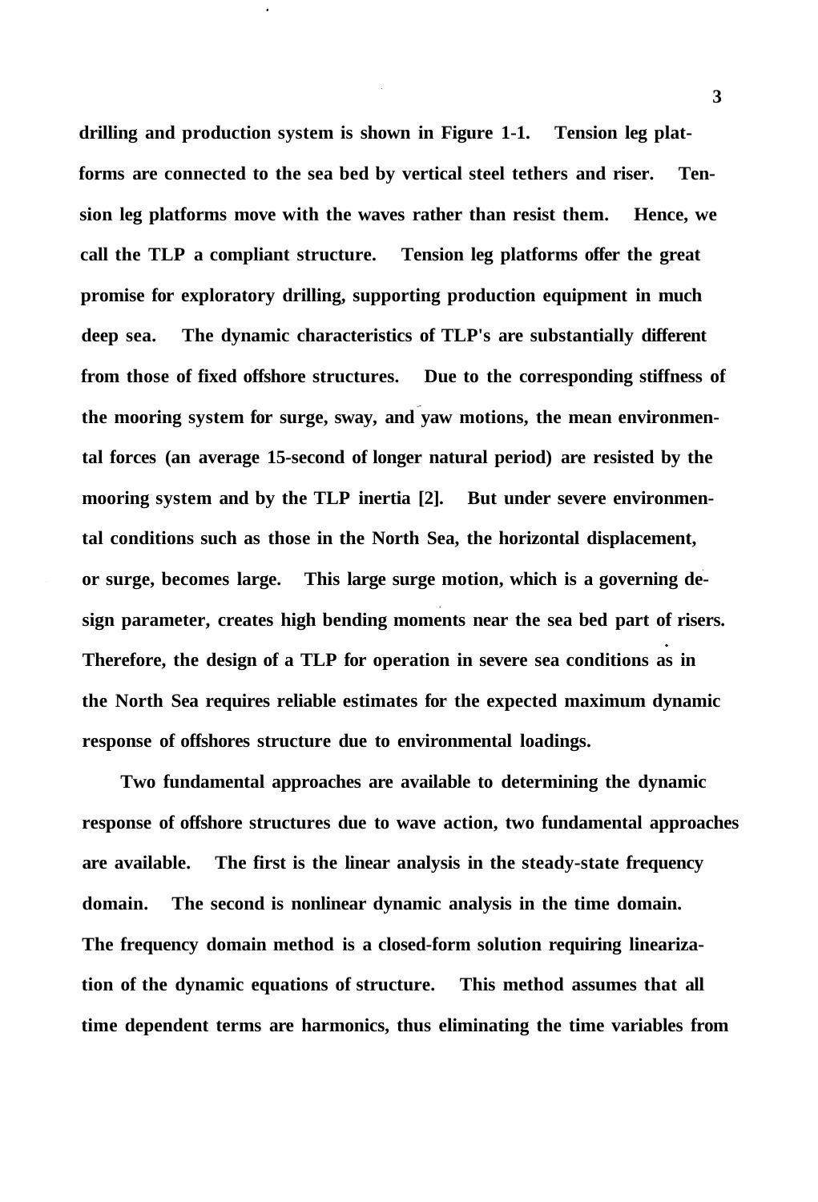drilling and production system is shown in Figure 1-1. Tension leg platforms are connected to the sea bed by vertical steel tethers and riser. Tension leg platforms move with the waves rather than resist them. Hence, we call the TLP a compliant structure. Tension leg platforms offer the great promise for exploratory drilling, supporting production equipment in much deep sea. The dynamic characteristics of TLP's are substantially different from those of fixed offshore structures. Due to the corresponding stiffness of the mooring system for surge, sway, and yaw motions, the mean environmental forces (an average 15-second of longer natural period) are resisted by the mooring system and by the TLP inertia [2]. But under severe environmental conditions such as those in the North Sea, the horizontal displacement, or surge, becomes large. This large surge motion, which is a governing design parameter, creates high bending moments near the sea bed part of risers. Therefore, the design of a TLP for operation in severe sea conditions as in the North Sea requires reliable estimates for the expected maximum dynamic response of offshores structure due to environmental loadings.

Two fundamental approaches are available to determining the dynamic response of offshore structures due to wave action, two fundamental approaches are available. The first is the linear analysis in the steady-state frequency domain. The second is nonlinear dynamic analysis in the time domain. The frequency domain method is a closed-form solution requiring linearization of the dynamic equations of structure. This method assumes that all time dependent terms are harmonics, thus eliminating the time variables from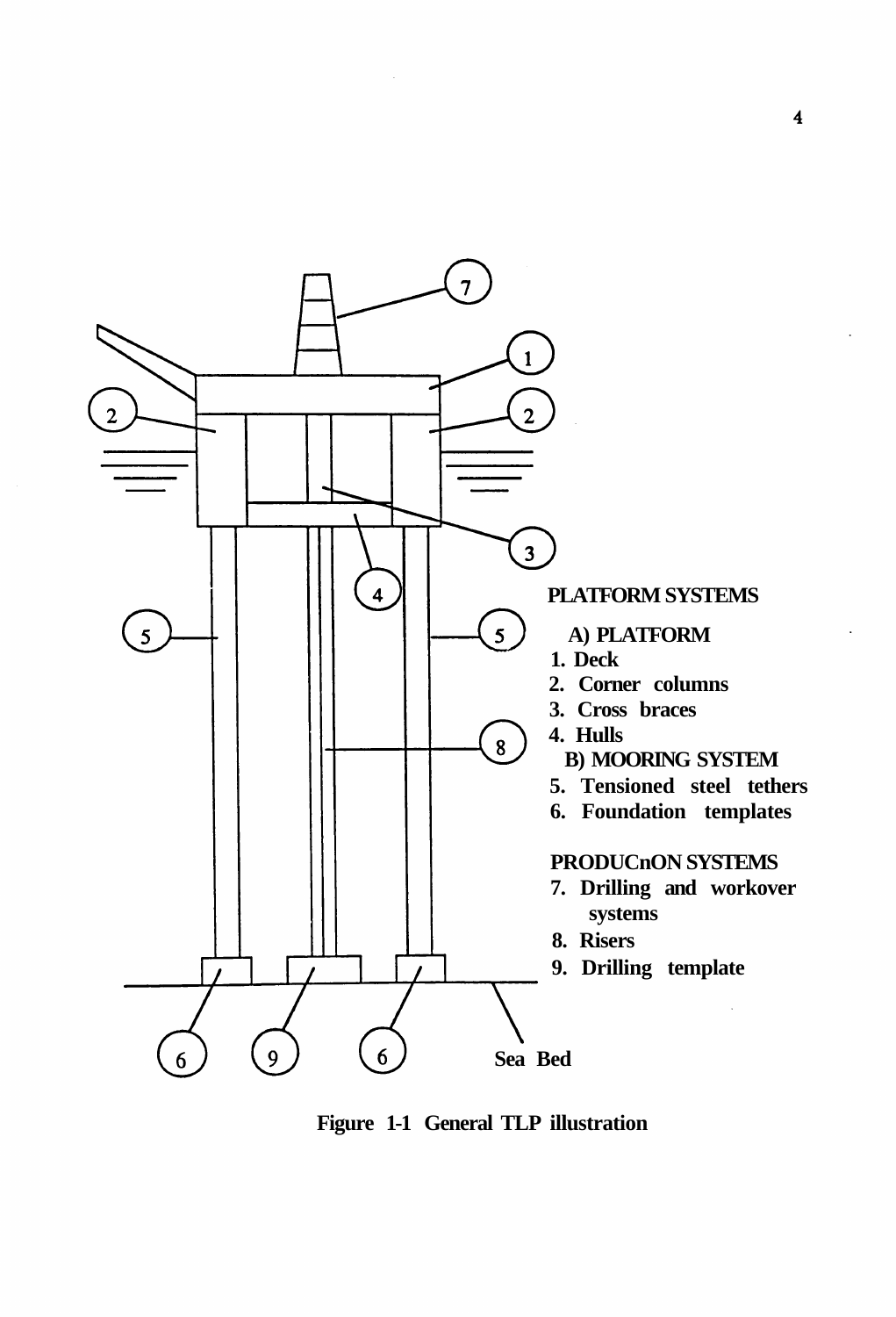**PLATFORM SYSTEMS**

A) PLATFORM

1. Deck
2. Corner columns
3. Cross braces
4. Hulls

B) MOORING SYSTEM

5. Tensioned steel tethers
6. Foundation templates

**PRODUCnON SYSTEMS**

7. Drilling and workover systems
8. Risers
9. Drilling template

Sea Bed

**Figure 1-1 General TLP illustration**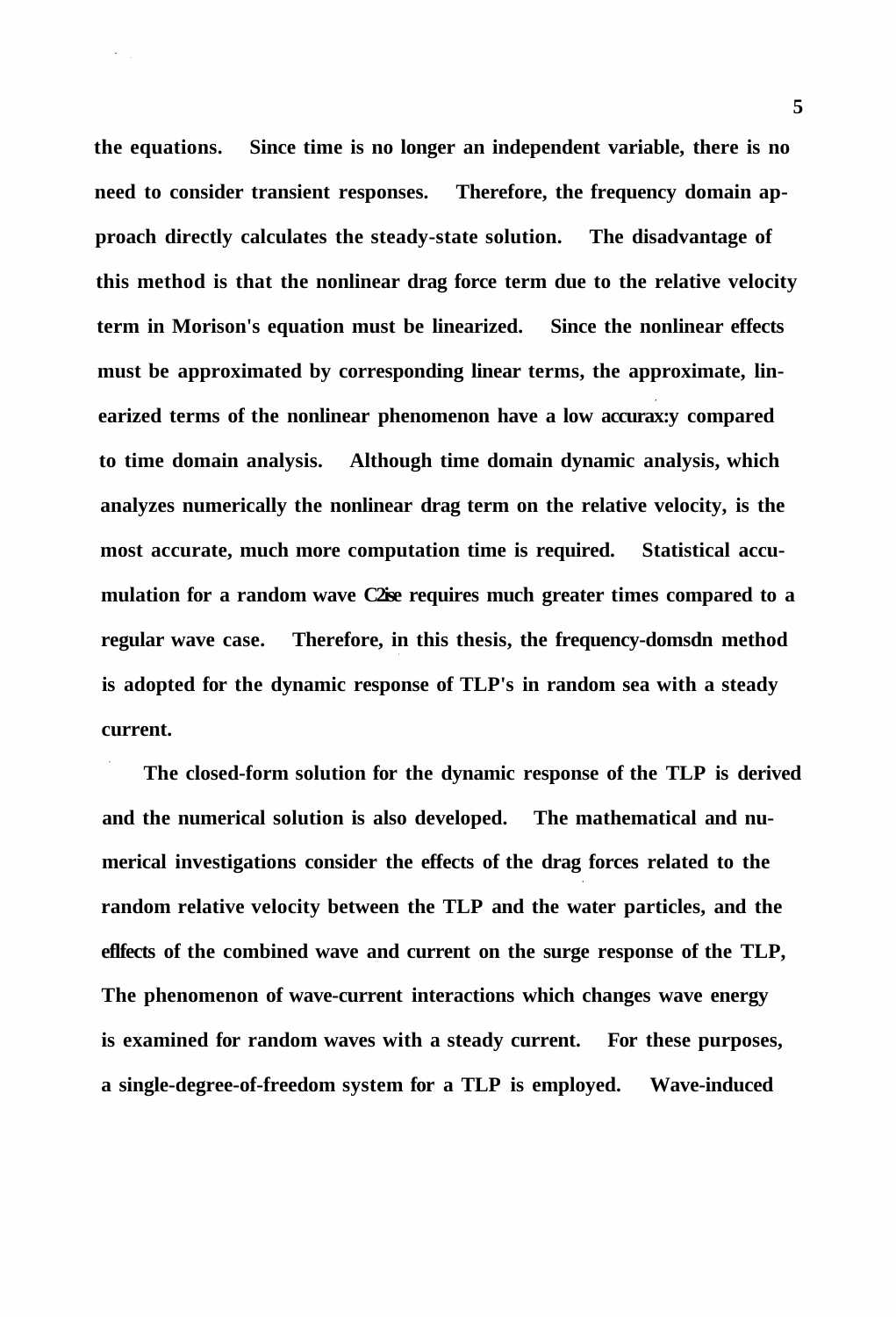the equations. Since time is no longer an independent variable, there is no need to consider transient responses. Therefore, the frequency domain approach directly calculates the steady-state solution. The disadvantage of this method is that the nonlinear drag force term due to the relative velocity term in Morison's equation must be linearized. Since the nonlinear effects must be approximated by corresponding linear terms, the approximate, linearized terms of the nonlinear phenomenon have a low accurax:y compared to time domain analysis. Although time domain dynamic analysis, which analyzes numerically the nonlinear drag term on the relative velocity, is the most accurate, much more computation time is required. Statistical accumulation for a random wave C2ise requires much greater times compared to a regular wave case. Therefore, in this thesis, the frequency-domsdn method is adopted for the dynamic response of TLP's in random sea with a steady current.

The closed-form solution for the dynamic response of the TLP is derived and the numerical solution is also developed. The mathematical and numerical investigations consider the effects of the drag forces related to the random relative velocity between the TLP and the water particles, and the efIfects of the combined wave and current on the surge response of the TLP, The phenomenon of wave-current interactions which changes wave energy is examined for random waves with a steady current. For these purposes, a single-degree-of-freedom system for a TLP is employed. Wave-induced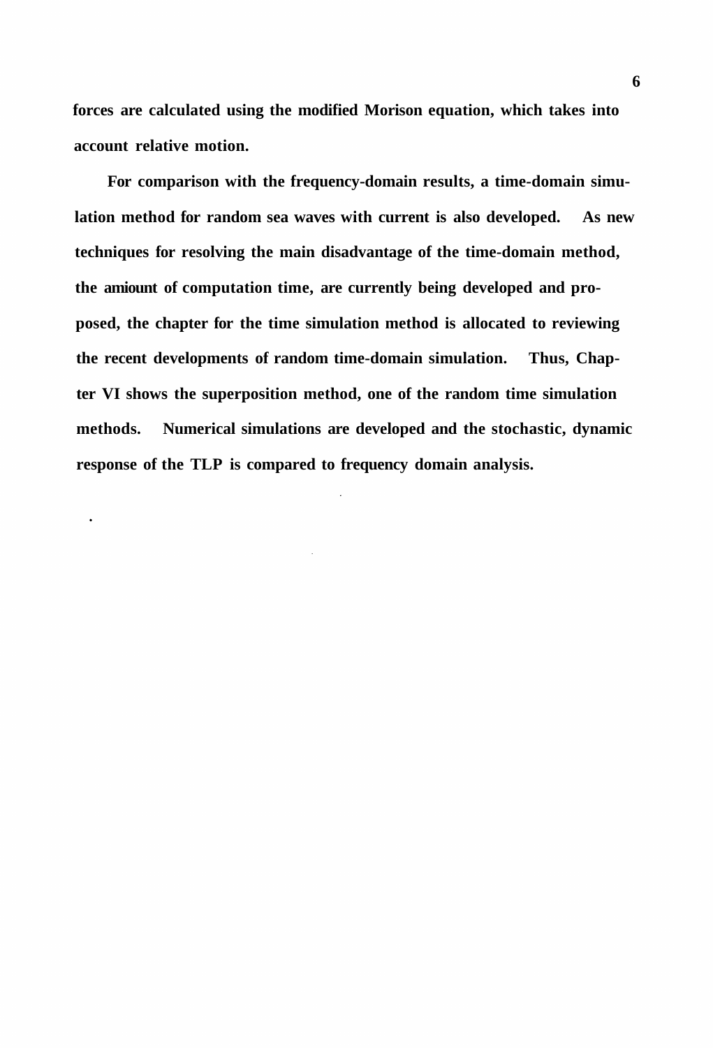forces are calculated using the modified Morison equation, which takes into account relative motion.

For comparison with the frequency-domain results, a time-domain simulation method for random sea waves with current is also developed. As new techniques for resolving the main disadvantage of the time-domain method, the amiount of computation time, are currently being developed and proposed, the chapter for the time simulation method is allocated to reviewing the recent developments of random time-domain simulation. Thus, Chapter VI shows the superposition method, one of the random time simulation methods. Numerical simulations are developed and the stochastic, dynamic response of the TLP is compared to frequency domain analysis.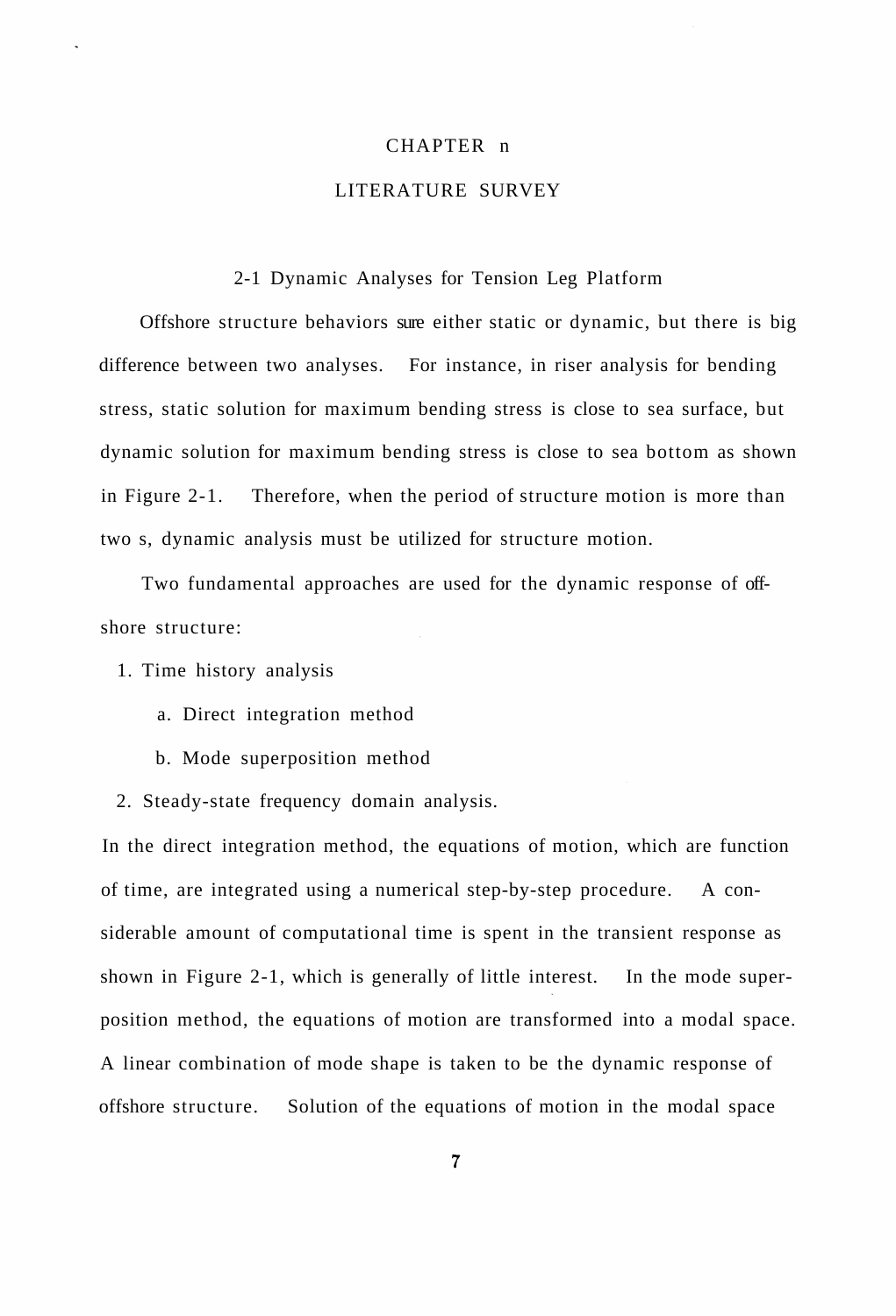# CHAPTER n

# LITERATURE SURVEY

## 2-1 Dynamic Analyses for Tension Leg Platform

Offshore structure behaviors sure either static or dynamic, but there is big difference between two analyses. For instance, in riser analysis for bending stress, static solution for maximum bending stress is close to sea surface, but dynamic solution for maximum bending stress is close to sea bottom as shown in Figure 2-1. Therefore, when the period of structure motion is more than two s, dynamic analysis must be utilized for structure motion.

Two fundamental approaches are used for the dynamic response of offshore structure:

1. Time history analysis
   a. Direct integration method
   b. Mode superposition method
2. Steady-state frequency domain analysis.

In the direct integration method, the equations of motion, which are function of time, are integrated using a numerical step-by-step procedure. A considerable amount of computational time is spent in the transient response as shown in Figure 2-1, which is generally of little interest. In the mode superposition method, the equations of motion are transformed into a modal space. A linear combination of mode shape is taken to be the dynamic response of offshore structure. Solution of the equations of motion in the modal space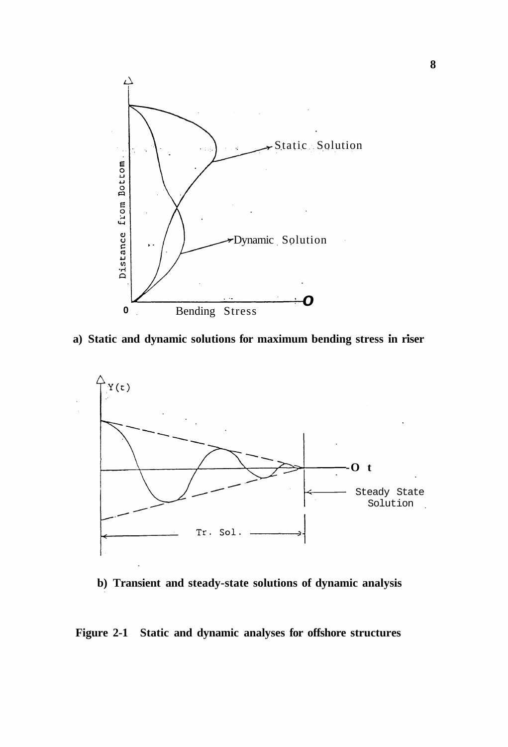a) Static and dynamic solutions for maximum bending stress in riser

b) Transient and steady-state solutions of dynamic analysis

**Figure 2-1 Static and dynamic analyses for offshore structures**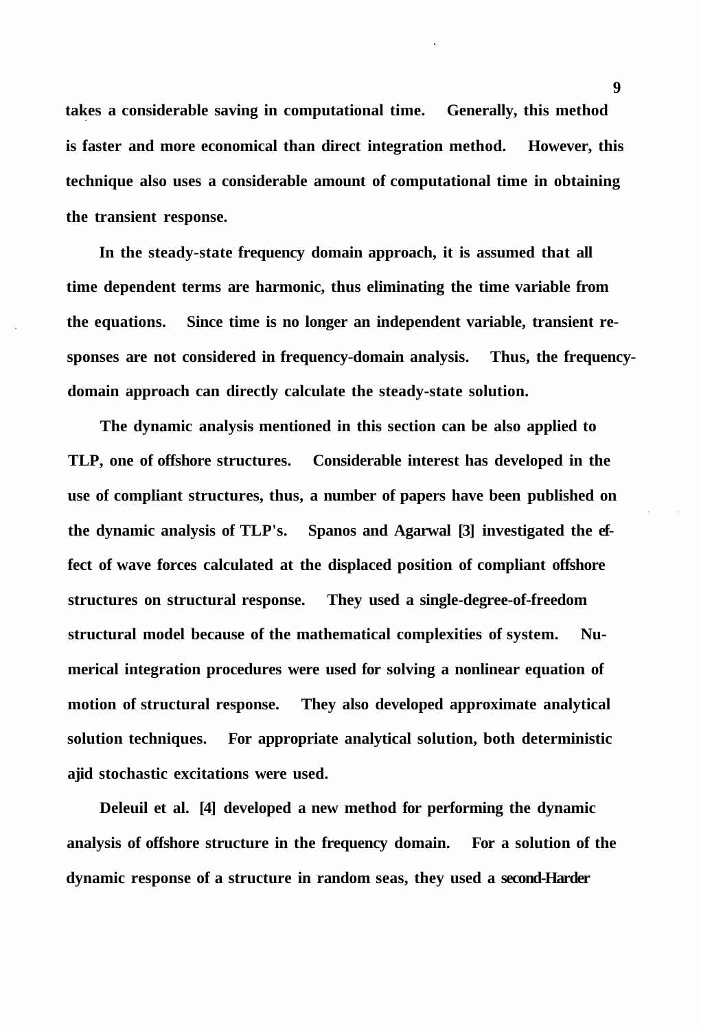takes a considerable saving in computational time. Generally, this method is faster and more economical than direct integration method. However, this technique also uses a considerable amount of computational time in obtaining the transient response.

In the steady-state frequency domain approach, it is assumed that all time dependent terms are harmonic, thus eliminating the time variable from the equations. Since time is no longer an independent variable, transient responses are not considered in frequency-domain analysis. Thus, the frequency-domain approach can directly calculate the steady-state solution.

The dynamic analysis mentioned in this section can be also applied to TLP, one of offshore structures. Considerable interest has developed in the use of compliant structures, thus, a number of papers have been published on the dynamic analysis of TLP's. Spanos and Agarwal [3] investigated the effect of wave forces calculated at the displaced position of compliant offshore structures on structural response. They used a single-degree-of-freedom structural model because of the mathematical complexities of system. Numerical integration procedures were used for solving a nonlinear equation of motion of structural response. They also developed approximate analytical solution techniques. For appropriate analytical solution, both deterministic ajid stochastic excitations were used.

Deleuil et al. [4] developed a new method for performing the dynamic analysis of offshore structure in the frequency domain. For a solution of the dynamic response of a structure in random seas, they used a second-Harder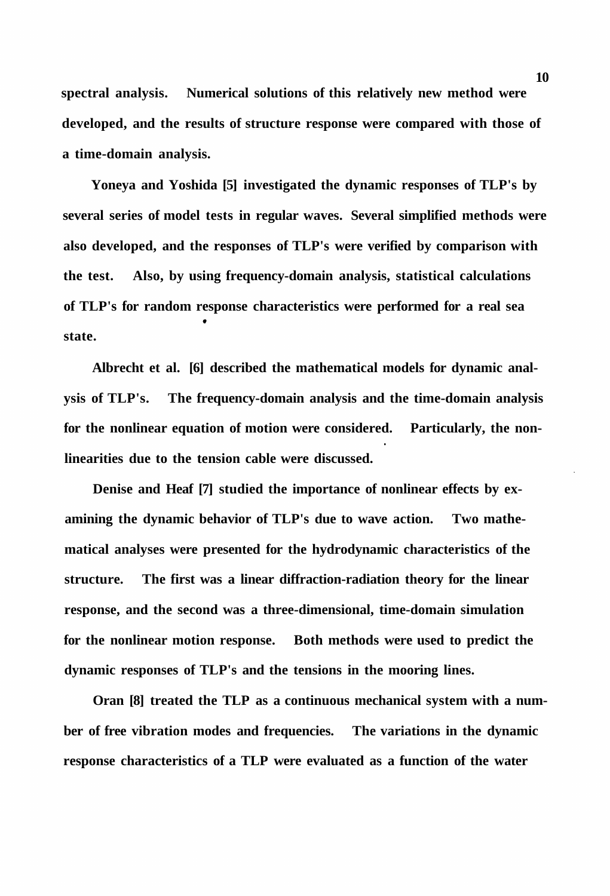spectral analysis. Numerical solutions of this relatively new method were developed, and the results of structure response were compared with those of a time-domain analysis.

Yoneya and Yoshida [5] investigated the dynamic responses of TLP's by several series of model tests in regular waves. Several simplified methods were also developed, and the responses of TLP's were verified by comparison with the test. Also, by using frequency-domain analysis, statistical calculations of TLP's for random response characteristics were performed for a real sea state.

Albrecht et al. [6] described the mathematical models for dynamic analysis of TLP's. The frequency-domain analysis and the time-domain analysis for the nonlinear equation of motion were considered. Particularly, the nonlinearities due to the tension cable were discussed.

Denise and Heaf [7] studied the importance of nonlinear effects by examining the dynamic behavior of TLP's due to wave action. Two mathematical analyses were presented for the hydrodynamic characteristics of the structure. The first was a linear diffraction-radiation theory for the linear response, and the second was a three-dimensional, time-domain simulation for the nonlinear motion response. Both methods were used to predict the dynamic responses of TLP's and the tensions in the mooring lines.

Oran [8] treated the TLP as a continuous mechanical system with a number of free vibration modes and frequencies. The variations in the dynamic response characteristics of a TLP were evaluated as a function of the water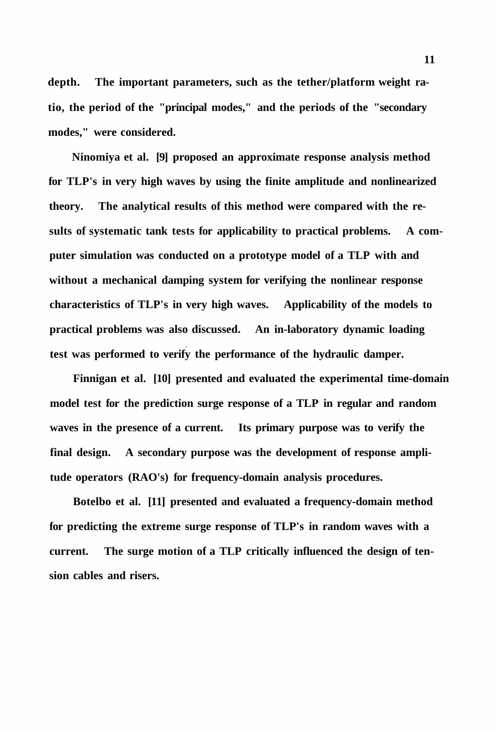depth. The important parameters, such as the tether/platform weight ratio, the period of the "principal modes," and the periods of the "secondary modes," were considered.

Ninomiya et al. [9] proposed an approximate response analysis method for TLP's in very high waves by using the finite amplitude and nonlinearized theory. The analytical results of this method were compared with the results of systematic tank tests for applicability to practical problems. A computer simulation was conducted on a prototype model of a TLP with and without a mechanical damping system for verifying the nonlinear response characteristics of TLP's in very high waves. Applicability of the models to practical problems was also discussed. An in-laboratory dynamic loading test was performed to verify the performance of the hydraulic damper.

Finnigan et al. [10] presented and evaluated the experimental time-domain model test for the prediction surge response of a TLP in regular and random waves in the presence of a current. Its primary purpose was to verify the final design. A secondary purpose was the development of response amplitude operators (RAO's) for frequency-domain analysis procedures.

Botelbo et al. [11] presented and evaluated a frequency-domain method for predicting the extreme surge response of TLP's in random waves with a current. The surge motion of a TLP critically influenced the design of tension cables and risers.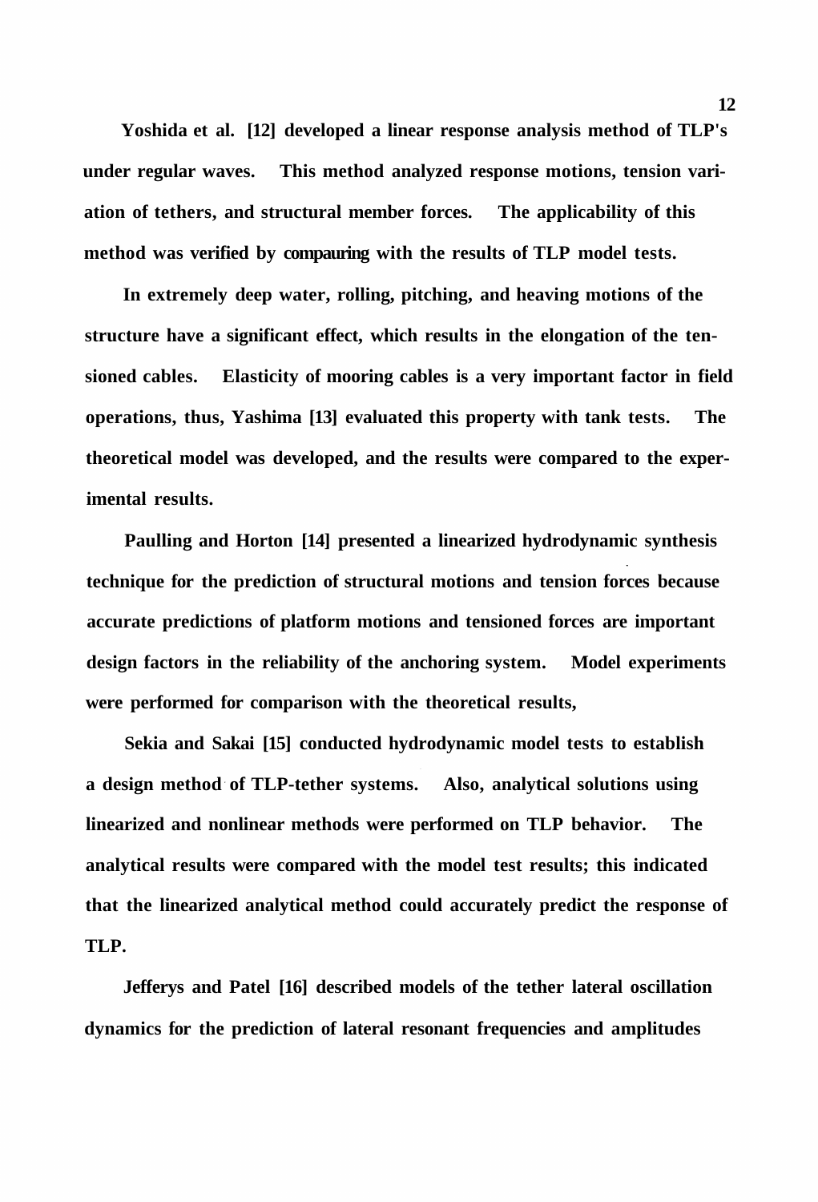Yoshida et al. [12] developed a linear response analysis method of TLP's under regular waves. This method analyzed response motions, tension variation of tethers, and structural member forces. The applicability of this method was verified by compauring with the results of TLP model tests.

In extremely deep water, rolling, pitching, and heaving motions of the structure have a significant effect, which results in the elongation of the tensioned cables. Elasticity of mooring cables is a very important factor in field operations, thus, Yashima [13] evaluated this property with tank tests. The theoretical model was developed, and the results were compared to the experimental results.

Paulling and Horton [14] presented a linearized hydrodynamic synthesis technique for the prediction of structural motions and tension forces because accurate predictions of platform motions and tensioned forces are important design factors in the reliability of the anchoring system. Model experiments were performed for comparison with the theoretical results,

Sekia and Sakai [15] conducted hydrodynamic model tests to establish a design method of TLP-tether systems. Also, analytical solutions using linearized and nonlinear methods were performed on TLP behavior. The analytical results were compared with the model test results; this indicated that the linearized analytical method could accurately predict the response of TLP.

Jefferys and Patel [16] described models of the tether lateral oscillation dynamics for the prediction of lateral resonant frequencies and amplitudes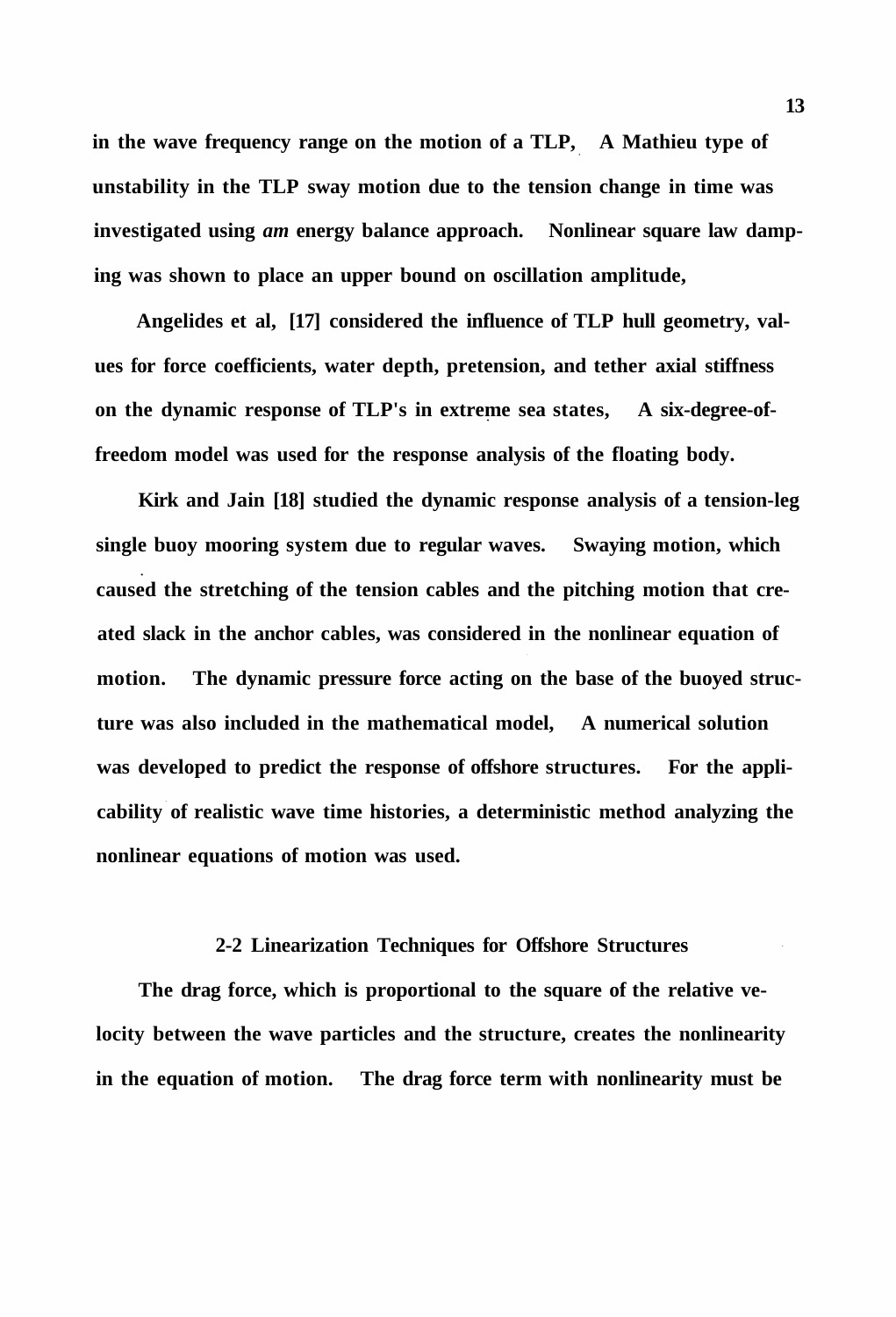in the wave frequency range on the motion of a TLP, A Mathieu type of unstability in the TLP sway motion due to the tension change in time was investigated using *am* energy balance approach. Nonlinear square law damping was shown to place an upper bound on oscillation amplitude,

Angelides et al, [17] considered the influence of TLP hull geometry, values for force coefficients, water depth, pretension, and tether axial stiffness on the dynamic response of TLP's in extreme sea states, A six-degree-of-freedom model was used for the response analysis of the floating body.

Kirk and Jain [18] studied the dynamic response analysis of a tension-leg single buoy mooring system due to regular waves. Swaying motion, which caused the stretching of the tension cables and the pitching motion that created slack in the anchor cables, was considered in the nonlinear equation of motion. The dynamic pressure force acting on the base of the buoyed structure was also included in the mathematical model, A numerical solution was developed to predict the response of offshore structures. For the applicability of realistic wave time histories, a deterministic method analyzing the nonlinear equations of motion was used.

## 2-2 Linearization Techniques for Offshore Structures

The drag force, which is proportional to the square of the relative velocity between the wave particles and the structure, creates the nonlinearity in the equation of motion. The drag force term with nonlinearity must be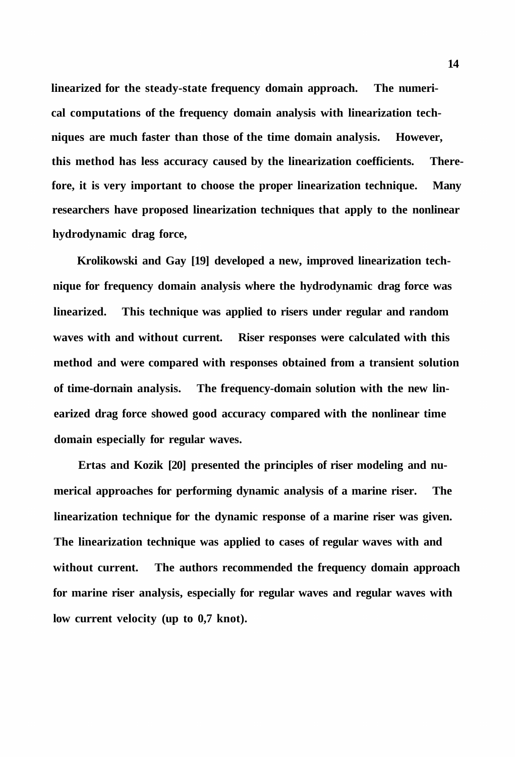linearized for the steady-state frequency domain approach. The numerical computations of the frequency domain analysis with linearization techniques are much faster than those of the time domain analysis. However, this method has less accuracy caused by the linearization coefficients. Therefore, it is very important to choose the proper linearization technique. Many researchers have proposed linearization techniques that apply to the nonlinear hydrodynamic drag force,

Krolikowski and Gay [19] developed a new, improved linearization technique for frequency domain analysis where the hydrodynamic drag force was linearized. This technique was applied to risers under regular and random waves with and without current. Riser responses were calculated with this method and were compared with responses obtained from a transient solution of time-domain analysis. The frequency-domain solution with the new linearized drag force showed good accuracy compared with the nonlinear time domain especially for regular waves.

Ertas and Kozik [20] presented the principles of riser modeling and numerical approaches for performing dynamic analysis of a marine riser. The linearization technique for the dynamic response of a marine riser was given. The linearization technique was applied to cases of regular waves with and without current. The authors recommended the frequency domain approach for marine riser analysis, especially for regular waves and regular waves with low current velocity (up to 0,7 knot).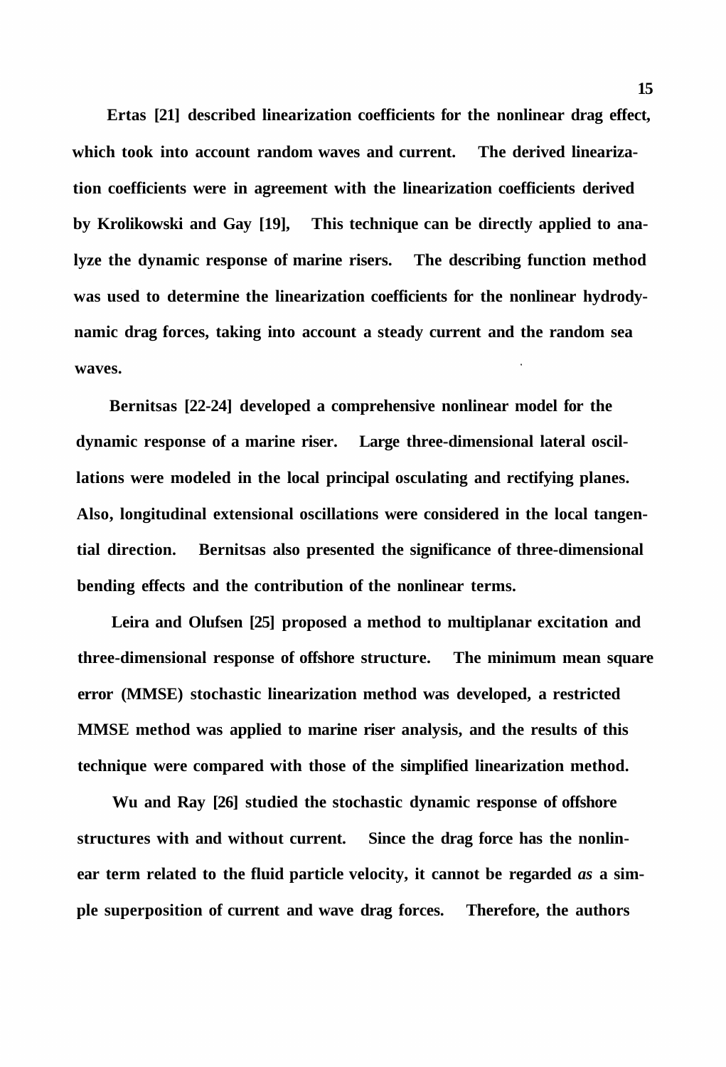Ertas [21] described linearization coefficients for the nonlinear drag effect, which took into account random waves and current. The derived linearization coefficients were in agreement with the linearization coefficients derived by Krolikowski and Gay [19], This technique can be directly applied to analyze the dynamic response of marine risers. The describing function method was used to determine the linearization coefficients for the nonlinear hydrodynamic drag forces, taking into account a steady current and the random sea waves.

Bernitsas [22-24] developed a comprehensive nonlinear model for the dynamic response of a marine riser. Large three-dimensional lateral oscillations were modeled in the local principal osculating and rectifying planes. Also, longitudinal extensional oscillations were considered in the local tangential direction. Bernitsas also presented the significance of three-dimensional bending effects and the contribution of the nonlinear terms.

Leira and Olufsen [25] proposed a method to multiplanar excitation and three-dimensional response of offshore structure. The minimum mean square error (MMSE) stochastic linearization method was developed, a restricted MMSE method was applied to marine riser analysis, and the results of this technique were compared with those of the simplified linearization method.

Wu and Ray [26] studied the stochastic dynamic response of offshore structures with and without current. Since the drag force has the nonlinear term related to the fluid particle velocity, it cannot be regarded *as* a simple superposition of current and wave drag forces. Therefore, the authors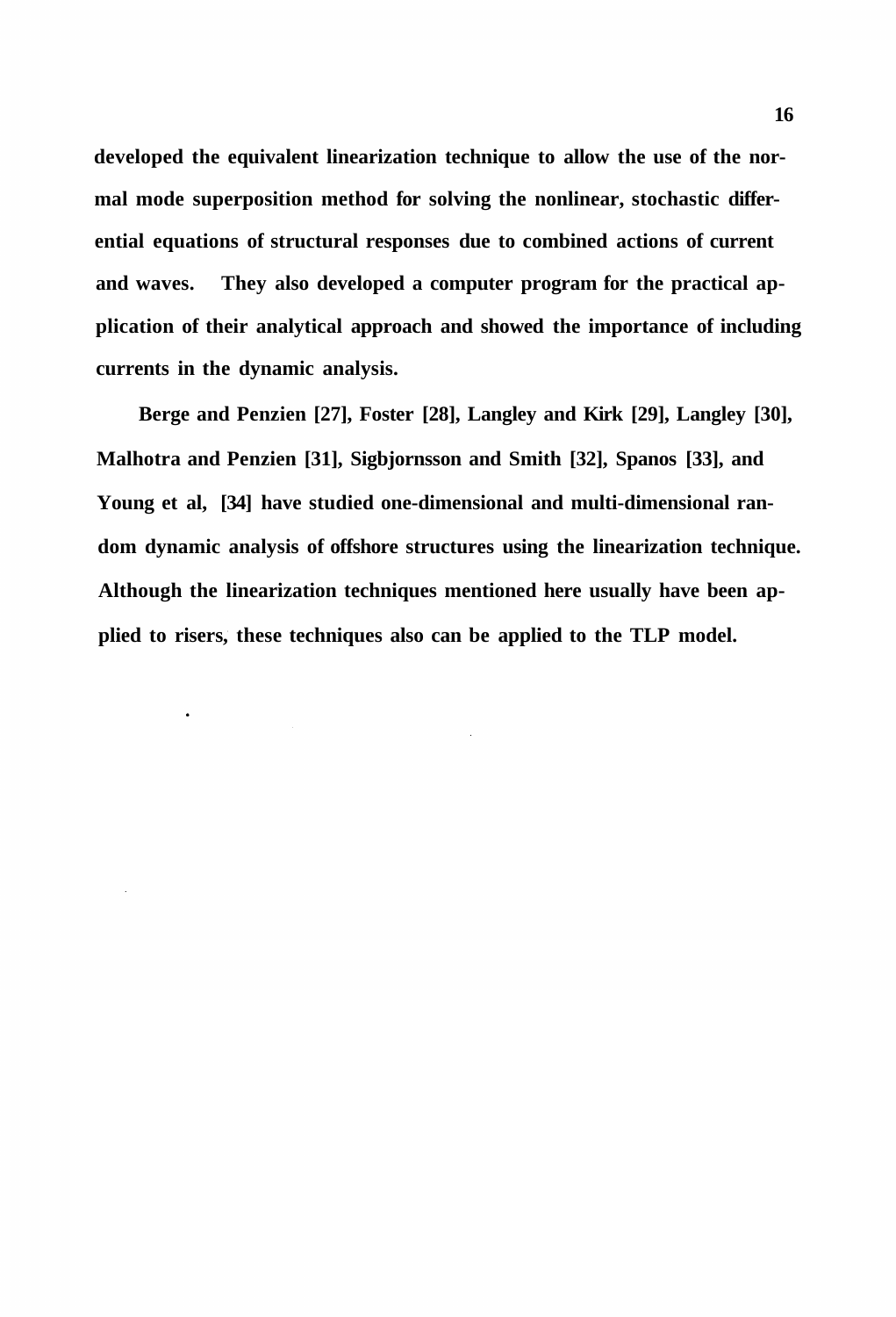developed the equivalent linearization technique to allow the use of the normal mode superposition method for solving the nonlinear, stochastic differential equations of structural responses due to combined actions of current and waves. They also developed a computer program for the practical application of their analytical approach and showed the importance of including currents in the dynamic analysis.

Berge and Penzien [27], Foster [28], Langley and Kirk [29], Langley [30], Malhotra and Penzien [31], Sigbjornsson and Smith [32], Spanos [33], and Young et al, [34] have studied one-dimensional and multi-dimensional random dynamic analysis of offshore structures using the linearization technique. Although the linearization techniques mentioned here usually have been applied to risers, these techniques also can be applied to the TLP model.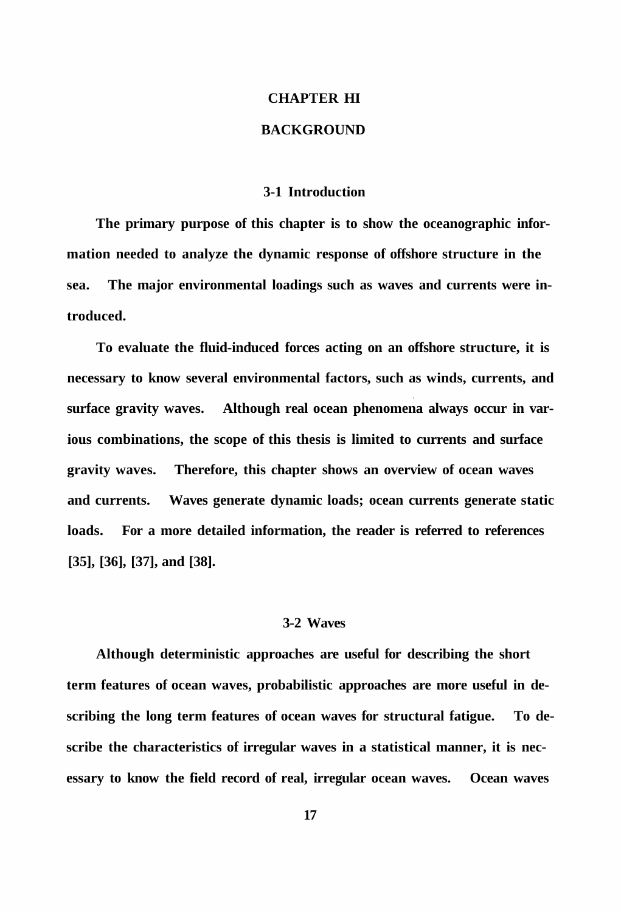# CHAPTER HI

# BACKGROUND

## 3-1 Introduction

The primary purpose of this chapter is to show the oceanographic information needed to analyze the dynamic response of offshore structure in the sea. The major environmental loadings such as waves and currents were introduced.

To evaluate the fluid-induced forces acting on an offshore structure, it is necessary to know several environmental factors, such as winds, currents, and surface gravity waves. Although real ocean phenomena always occur in various combinations, the scope of this thesis is limited to currents and surface gravity waves. Therefore, this chapter shows an overview of ocean waves and currents. Waves generate dynamic loads; ocean currents generate static loads. For a more detailed information, the reader is referred to references [35], [36], [37], and [38].

## 3-2 Waves

Although deterministic approaches are useful for describing the short term features of ocean waves, probabilistic approaches are more useful in describing the long term features of ocean waves for structural fatigue. To describe the characteristics of irregular waves in a statistical manner, it is necessary to know the field record of real, irregular ocean waves. Ocean waves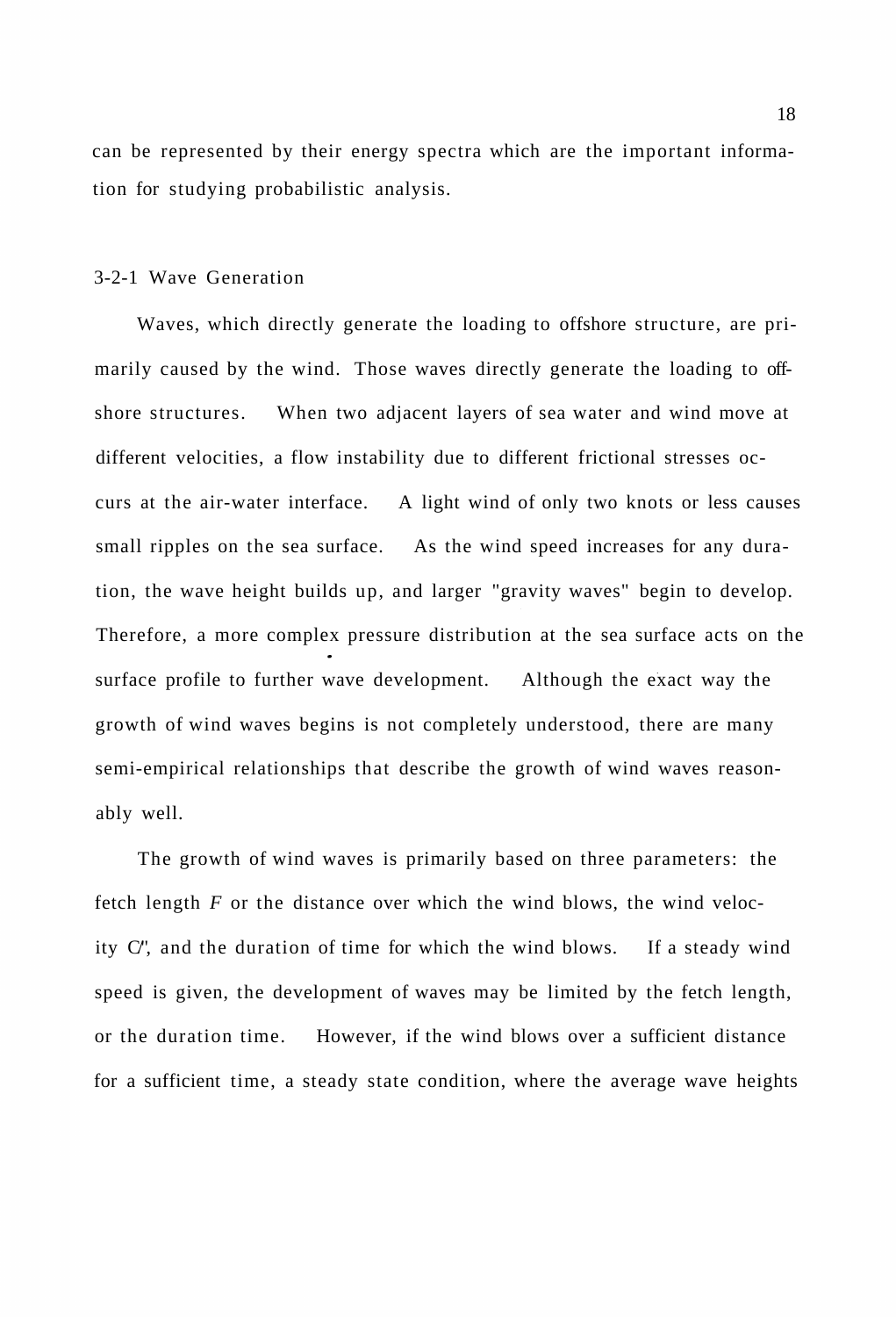can be represented by their energy spectra which are the important information for studying probabilistic analysis.

### 3-2-1 Wave Generation

Waves, which directly generate the loading to offshore structure, are primarily caused by the wind. Those waves directly generate the loading to offshore structures. When two adjacent layers of sea water and wind move at different velocities, a flow instability due to different frictional stresses occurs at the air-water interface. A light wind of only two knots or less causes small ripples on the sea surface. As the wind speed increases for any duration, the wave height builds up, and larger "gravity waves" begin to develop. Therefore, a more complex pressure distribution at the sea surface acts on the surface profile to further wave development. Although the exact way the growth of wind waves begins is not completely understood, there are many semi-empirical relationships that describe the growth of wind waves reasonably well.

The growth of wind waves is primarily based on three parameters: the fetch length $F$ or the distance over which the wind blows, the wind velocity C/', and the duration of time for which the wind blows. If a steady wind speed is given, the development of waves may be limited by the fetch length, or the duration time. However, if the wind blows over a sufficient distance for a sufficient time, a steady state condition, where the average wave heights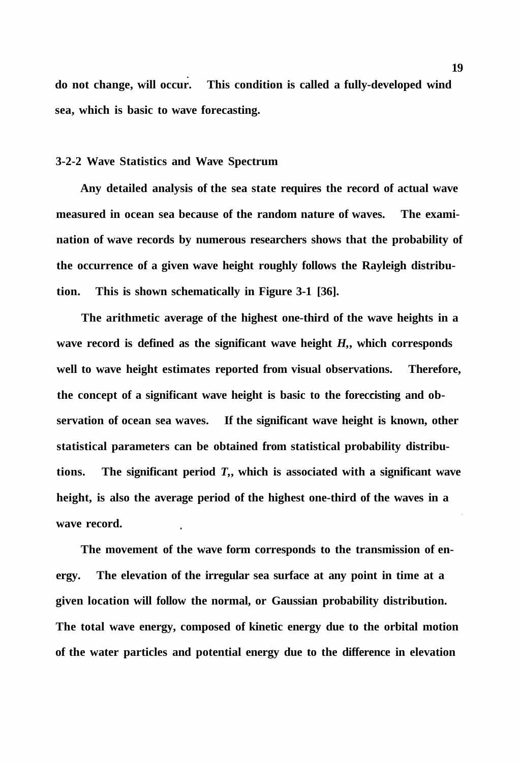do not change, will occur. This condition is called a fully-developed wind sea, which is basic to wave forecasting.

### 3-2-2 Wave Statistics and Wave Spectrum

Any detailed analysis of the sea state requires the record of actual wave measured in ocean sea because of the random nature of waves. The examination of wave records by numerous researchers shows that the probability of the occurrence of a given wave height roughly follows the Rayleigh distribution. This is shown schematically in Figure 3-1 [36].

The arithmetic average of the highest one-third of the wave heights in a wave record is defined as the significant wave height $H_s$, which corresponds well to wave height estimates reported from visual observations. Therefore, the concept of a significant wave height is basic to the foreccisting and observation of ocean sea waves. If the significant wave height is known, other statistical parameters can be obtained from statistical probability distributions. The significant period $T_s$, which is associated with a significant wave height, is also the average period of the highest one-third of the waves in a wave record.

The movement of the wave form corresponds to the transmission of energy. The elevation of the irregular sea surface at any point in time at a given location will follow the normal, or Gaussian probability distribution. The total wave energy, composed of kinetic energy due to the orbital motion of the water particles and potential energy due to the difference in elevation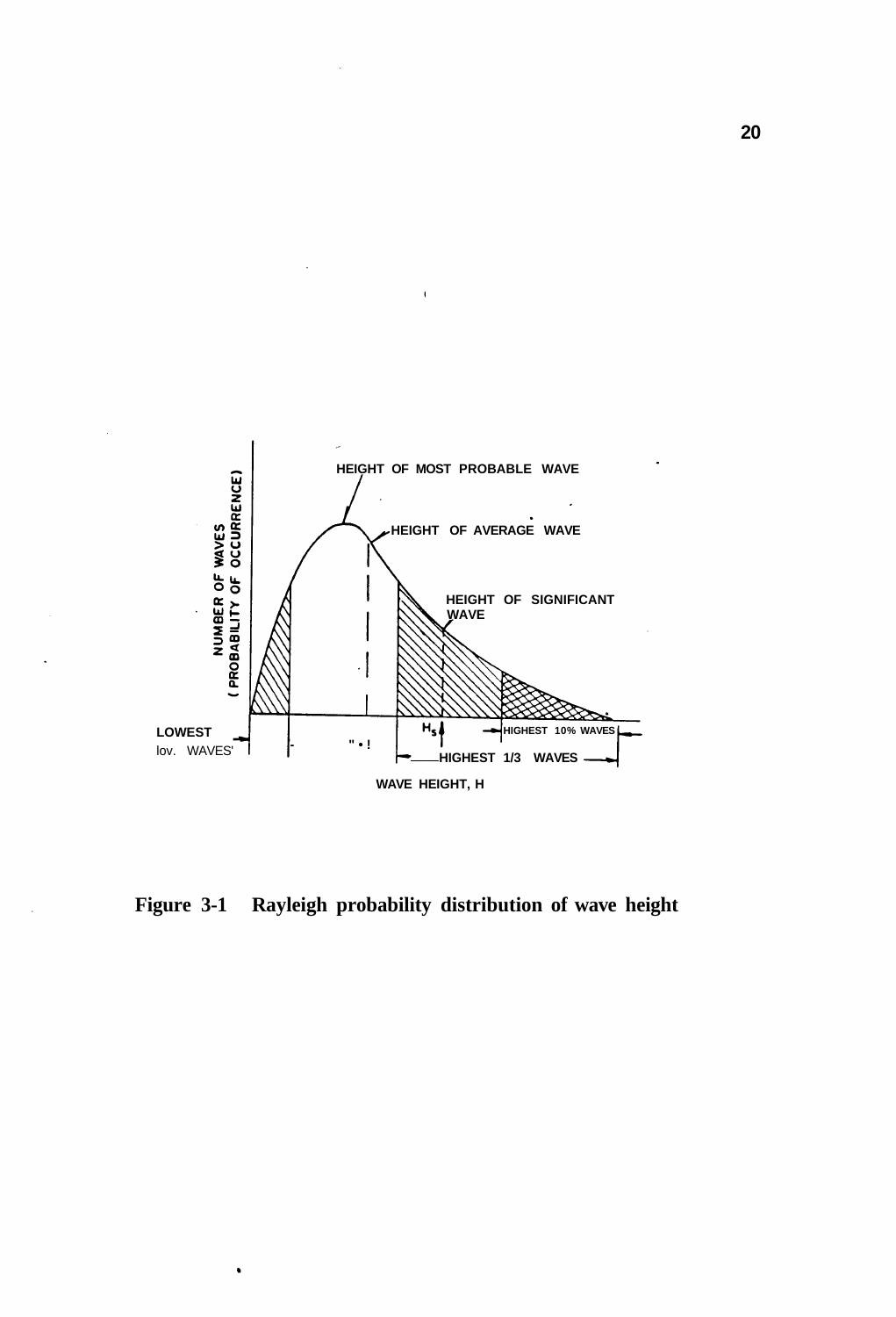HEIGHT OF MOST PROBABLE WAVE

HEIGHT OF AVERAGE WAVE

HEIGHT OF SIGNIFICANT WAVE

NUMBER OF WAVES (PROBABILITY OF OCCURRENCE)

LOWEST 10% WAVES

$H_s$

HIGHEST 10% WAVES

HIGHEST 1/3 WAVES

WAVE HEIGHT, H

**Figure 3-1 Rayleigh probability distribution of wave height**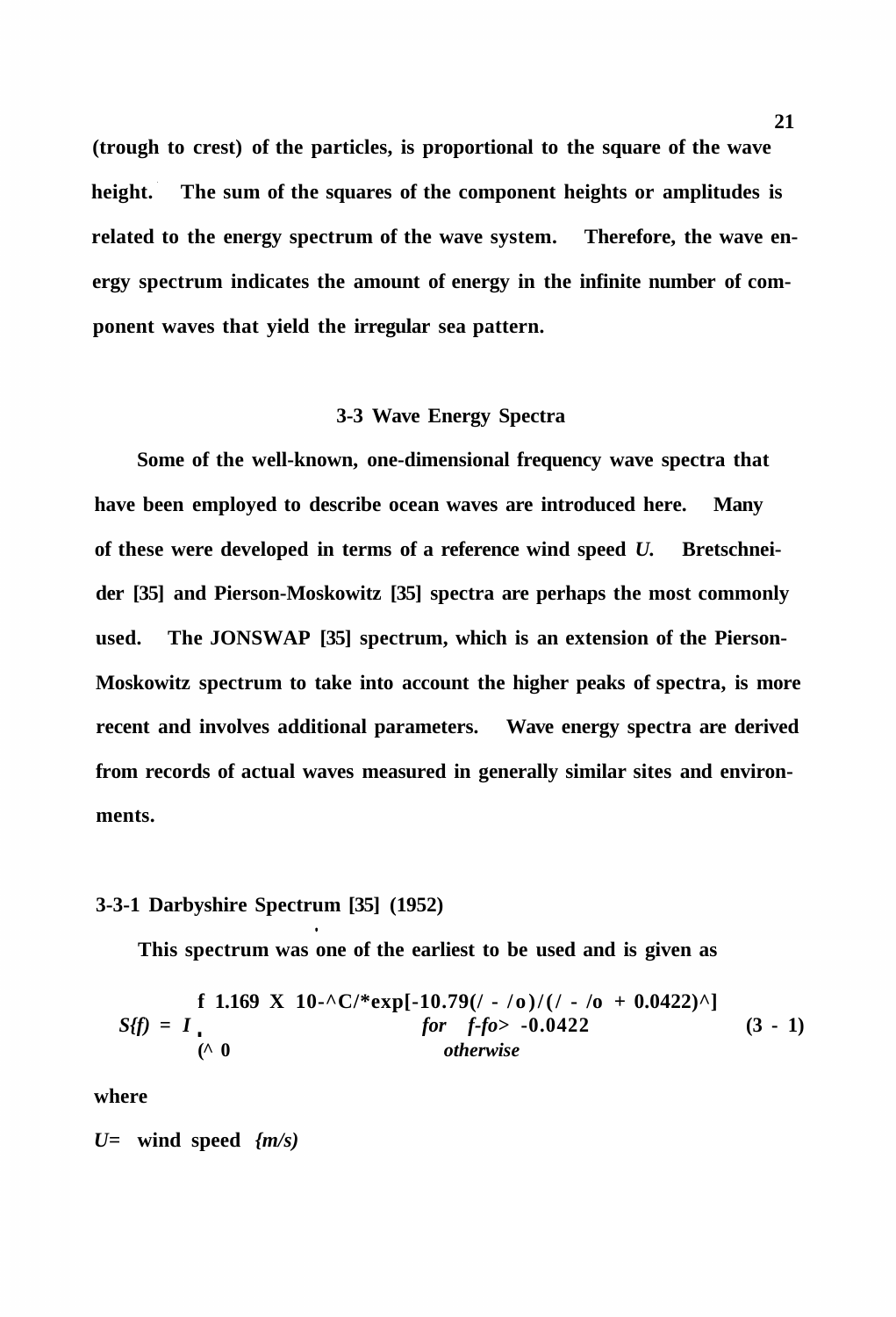(trough to crest) of the particles, is proportional to the square of the wave height. The sum of the squares of the component heights or amplitudes is related to the energy spectrum of the wave system. Therefore, the wave energy spectrum indicates the amount of energy in the infinite number of component waves that yield the irregular sea pattern.

## 3-3 Wave Energy Spectra

Some of the well-known, one-dimensional frequency wave spectra that have been employed to describe ocean waves are introduced here. Many of these were developed in terms of a reference wind speed *U*. Bretschneider [35] and Pierson-Moskowitz [35] spectra are perhaps the most commonly used. The JONSWAP [35] spectrum, which is an extension of the Pierson-Moskowitz spectrum to take into account the higher peaks of spectra, is more recent and involves additional parameters. Wave energy spectra are derived from records of actual waves measured in generally similar sites and environments.

### 3-3-1 Darbyshire Spectrum [35] (1952)

This spectrum was one of the earliest to be used and is given as

$$S(f) = \begin{cases} 1.169 \times 10^{-2} U^2 \exp[-10.79(f - f_0)/(f - f_0 + 0.0422)^2] & \text{for } f - f_0 > -0.0422 \\ 0 & \text{otherwise} \end{cases} \quad (3-1)$$

where

$U =$ wind speed $(m/s)$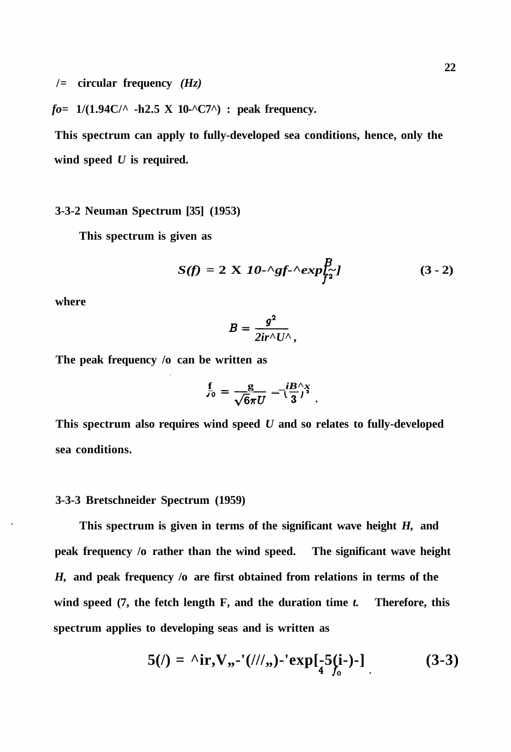$f$ = circular frequency (Hz)

$f_0$ = $1/(1.94U/g + 2.5 \times 10^{-3}U^2)$ : peak frequency.

This spectrum can apply to fully-developed sea conditions, hence, only the wind speed $U$ is required.

### 3-3-2 Neuman Spectrum [35] (1953)

This spectrum is given as

$$S(f) = 2 \times 10^{-3} g f^{-6} \exp[-\frac{B}{f^2}] \tag{3 - 2}$$

where

$$B = \frac{g^2}{2\pi^2 U^2},$$

The peak frequency $f_0$ can be written as

$$f_0 = \frac{g}{\sqrt{6}\pi U} = (\frac{B}{3})^{\frac{1}{2}}.$$

This spectrum also requires wind speed $U$ and so relates to fully-developed sea conditions.

### 3-3-3 Bretschneider Spectrum (1959)

This spectrum is given in terms of the significant wave height $H_s$ and peak frequency $f_0$ rather than the wind speed. The significant wave height $H_s$ and peak frequency $f_0$ are first obtained from relations in terms of the wind speed $U$, the fetch length F, and the duration time $t$. Therefore, this spectrum applies to developing seas and is written as

$$S(f) = \frac{5}{16} H_s^2 f_0^{-1} (f/f_0)^{-5} \exp[-\frac{5}{4}(\frac{f}{f_0})^{-4}] \tag{3-3}$$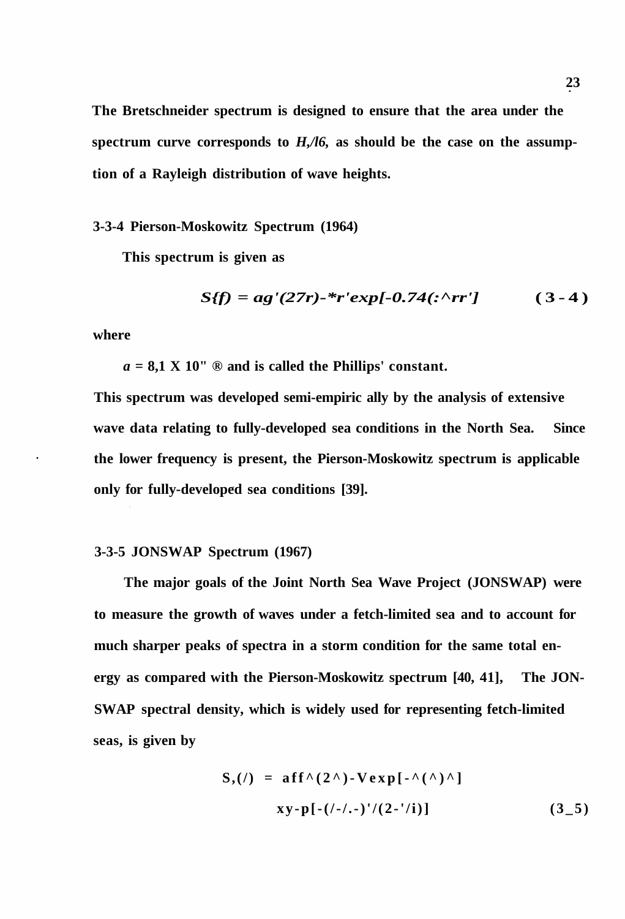The Bretschneider spectrum is designed to ensure that the area under the spectrum curve corresponds to $H_s^2/16$, as should be the case on the assumption of a Rayleigh distribution of wave heights.

### 3-3-4 Pierson-Moskowitz Spectrum (1964)

This spectrum is given as

$$S(f) = \alpha g^2 (2\pi)^{-4} f^{-5} \exp\left[-0.74\left(\frac{g}{2\pi U f}\right)^{4}\right] \qquad (3-4)$$

where

$\alpha = 8.1 \times 10^{-3}$ and is called the Phillips' constant.

This spectrum was developed semi-empirically by the analysis of extensive wave data relating to fully-developed sea conditions in the North Sea. Since the lower frequency is present, the Pierson-Moskowitz spectrum is applicable only for fully-developed sea conditions [39].

### 3-3-5 JONSWAP Spectrum (1967)

The major goals of the Joint North Sea Wave Project (JONSWAP) were to measure the growth of waves under a fetch-limited sea and to account for much sharper peaks of spectra in a storm condition for the same total energy as compared with the Pierson-Moskowitz spectrum [40, 41]. The JONSWAP spectral density, which is widely used for representing fetch-limited seas, is given by

$$S_J(f) = \alpha g^2 (2\pi)^{-4} f^{-5} \exp\left[-\frac{5}{4}\left(\frac{f}{f_p}\right)^{-4}\right] \gamma^{\exp\left[-(f-f_p)^2/(2\sigma^2 f_p^2)\right]} \qquad (3-5)$$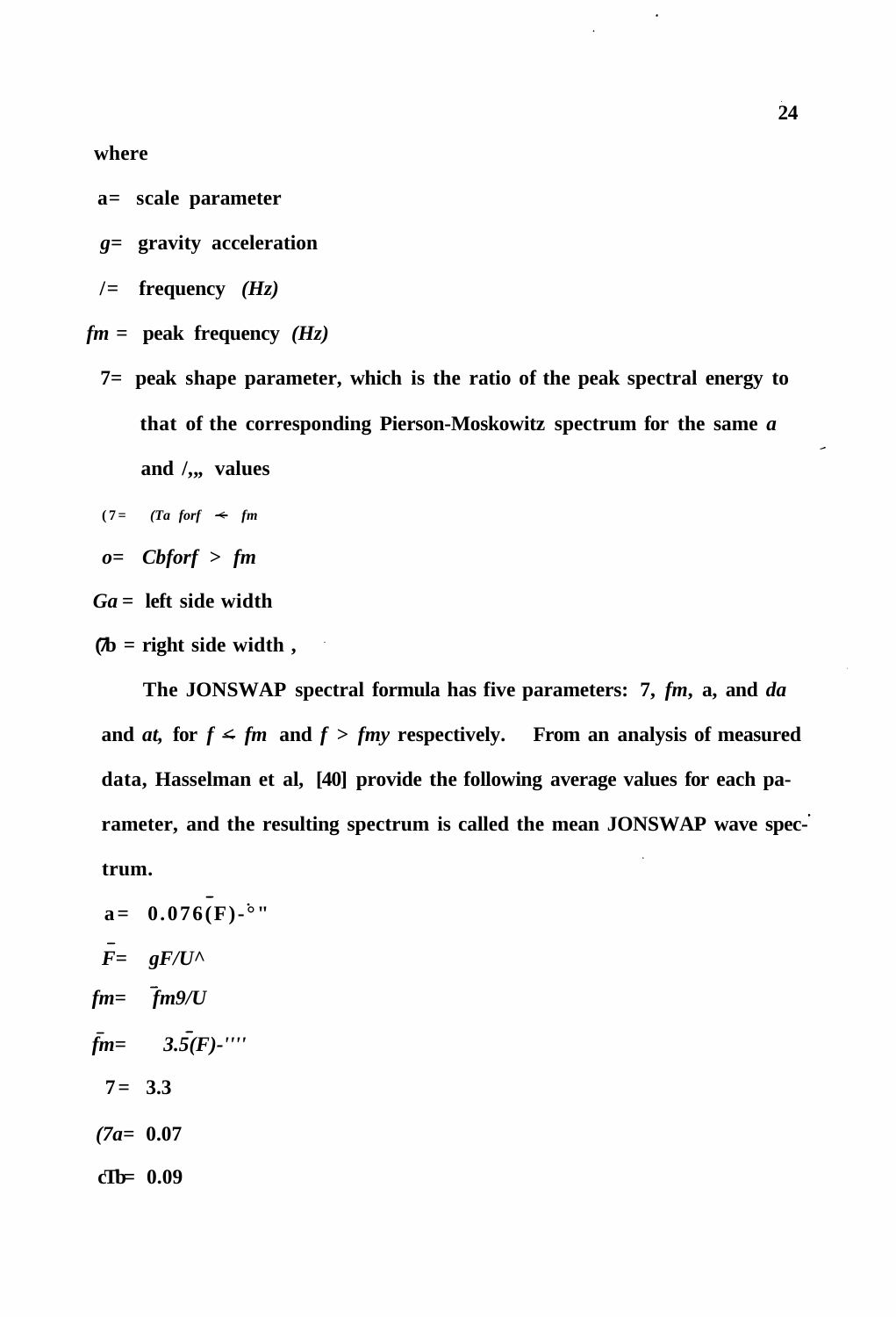where

$\alpha$ = scale parameter

$g$ = gravity acceleration

$f$ = frequency (Hz)

$f_m$ = peak frequency (Hz)

$\gamma$ = peak shape parameter, which is the ratio of the peak spectral energy to that of the corresponding Pierson-Moskowitz spectrum for the same $\alpha$ and $f_m$ values

$\sigma = \sigma_a$ for $f \leq f_m$

$\sigma = \sigma_b$ for $f > f_m$

$\sigma_a$ = left side width

$\sigma_b$ = right side width ,

The JONSWAP spectral formula has five parameters: $\gamma$, $f_m$, $\alpha$, and $\sigma_a$ and $\sigma_b$, for $f \leq f_m$ and $f > f_m$, respectively. From an analysis of measured data, Hasselman et al, [40] provide the following average values for each parameter, and the resulting spectrum is called the mean JONSWAP wave spectrum.

$\alpha = 0.076(\bar{F})^{-0.22}$

$\bar{F} = gF/U^2$

$f_m = \bar{f}_m g/U$

$\bar{f}_m = 3.5(\bar{F})^{-0.33}$

$\gamma = 3.3$

$\sigma_a = 0.07$

$\sigma_b = 0.09$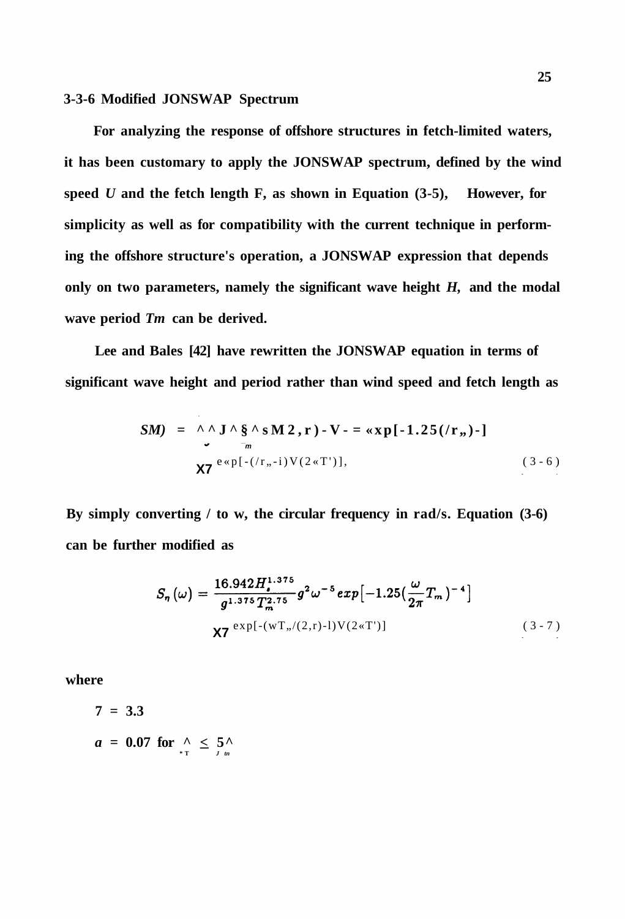### 3-3-6 Modified JONSWAP Spectrum

For analyzing the response of offshore structures in fetch-limited waters, it has been customary to apply the JONSWAP spectrum, defined by the wind speed $U$ and the fetch length F, as shown in Equation (3-5), However, for simplicity as well as for compatibility with the current technique in performing the offshore structure's operation, a JONSWAP expression that depends only on two parameters, namely the significant wave height $H_s$ and the modal wave period $T_m$ can be derived.

Lee and Bales [42] have rewritten the JONSWAP equation in terms of significant wave height and period rather than wind speed and fetch length as

$$S_\eta(f) = \frac{16.942 H_s^{1.375} g^{0.625}}{(2\pi)^4 T_m^{2.75}} f^{-5} \exp[-1.25(fT_m)^{-4}]$$
$$\times \gamma^{\exp[-(fT_m-1)^2/(2\sigma^2)]}, \tag{3-6}$$

By simply converting $f$ to $\omega$, the circular frequency in rad/s. Equation (3-6) can be further modified as

$$S_\eta(\omega) = \frac{16.942 H_s^{1.375}}{g^{1.375} T_m^{2.75}} g^2 \omega^{-5} exp\left[-1.25\left(\frac{\omega}{2\pi} T_m\right)^{-4}\right]$$
$$\times \gamma^{\exp[-(\omega T_m/(2\pi)-1)^2/(2\sigma^2)]} \tag{3-7}$$

where

$\gamma = 3.3$

$\sigma = 0.07$ for $\frac{\omega}{2\pi} \le \frac{1}{T_m}$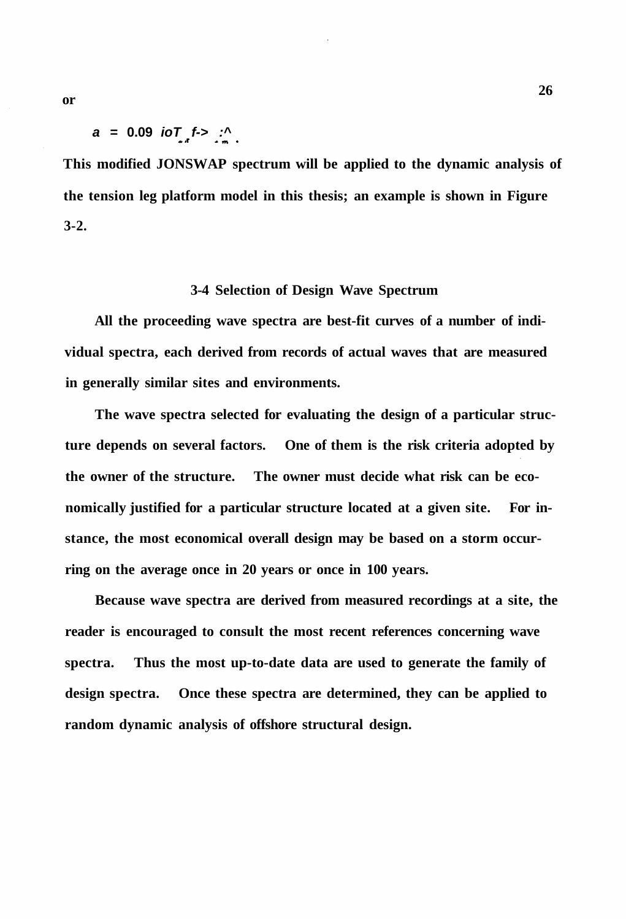or

$a = 0.09$ *ioT f-> :^* .

This modified JONSWAP spectrum will be applied to the dynamic analysis of the tension leg platform model in this thesis; an example is shown in Figure 3-2.

### 3-4 Selection of Design Wave Spectrum

All the proceeding wave spectra are best-fit curves of a number of individual spectra, each derived from records of actual waves that are measured in generally similar sites and environments.

The wave spectra selected for evaluating the design of a particular structure depends on several factors. One of them is the risk criteria adopted by the owner of the structure. The owner must decide what risk can be economically justified for a particular structure located at a given site. For instance, the most economical overall design may be based on a storm occurring on the average once in 20 years or once in 100 years.

Because wave spectra are derived from measured recordings at a site, the reader is encouraged to consult the most recent references concerning wave spectra. Thus the most up-to-date data are used to generate the family of design spectra. Once these spectra are determined, they can be applied to random dynamic analysis of offshore structural design.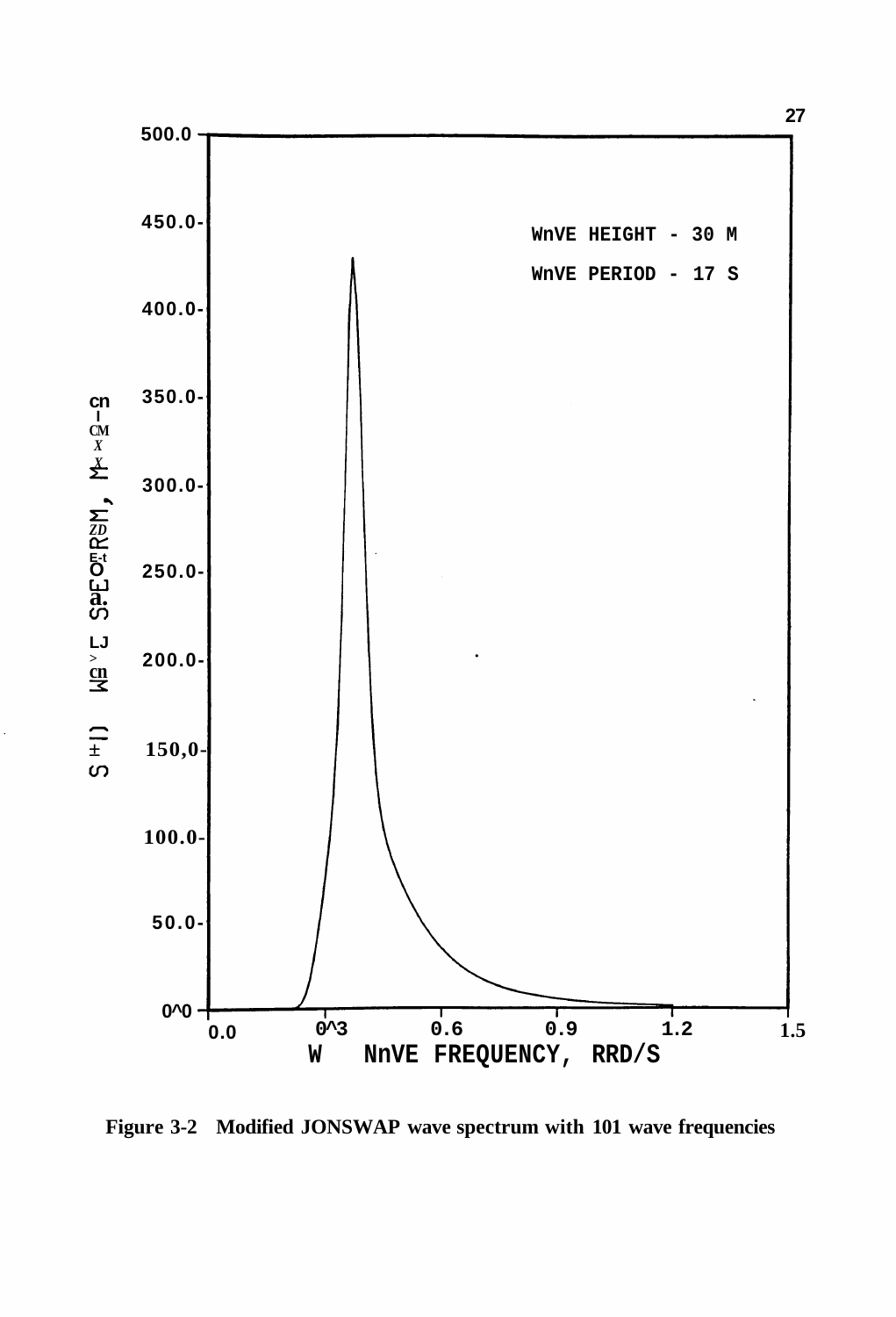WAVE HEIGHT - 30 M

WAVE PERIOD - 17 S

**Figure 3-2 Modified JONSWAP wave spectrum with 101 wave frequencies**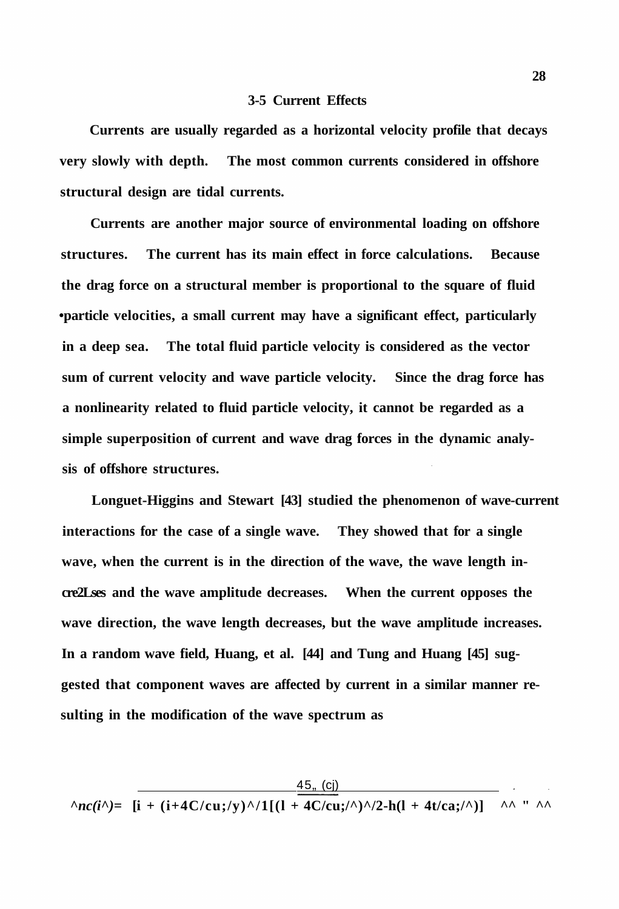### 3-5 Current Effects

Currents are usually regarded as a horizontal velocity profile that decays very slowly with depth. The most common currents considered in offshore structural design are tidal currents.

Currents are another major source of environmental loading on offshore structures. The current has its main effect in force calculations. Because the drag force on a structural member is proportional to the square of fluid particle velocities, a small current may have a significant effect, particularly in a deep sea. The total fluid particle velocity is considered as the vector sum of current velocity and wave particle velocity. Since the drag force has a nonlinearity related to fluid particle velocity, it cannot be regarded as a simple superposition of current and wave drag forces in the dynamic analysis of offshore structures.

Longuet-Higgins and Stewart [43] studied the phenomenon of wave-current interactions for the case of a single wave. They showed that for a single wave, when the current is in the direction of the wave, the wave length increases and the wave amplitude decreases. When the current opposes the wave direction, the wave length decreases, but the wave amplitude increases. In a random wave field, Huang, et al. [44] and Tung and Huang [45] suggested that component waves are affected by current in a similar manner resulting in the modification of the wave spectrum as

$$S_{\eta c}(\omega) = \frac{4S_{\eta}(\omega)}{[1 + (1+4C\omega/g)^{1/2}][(1 + 4C\omega/g)^{1/2} + (1 + 4C\omega/g)]}$$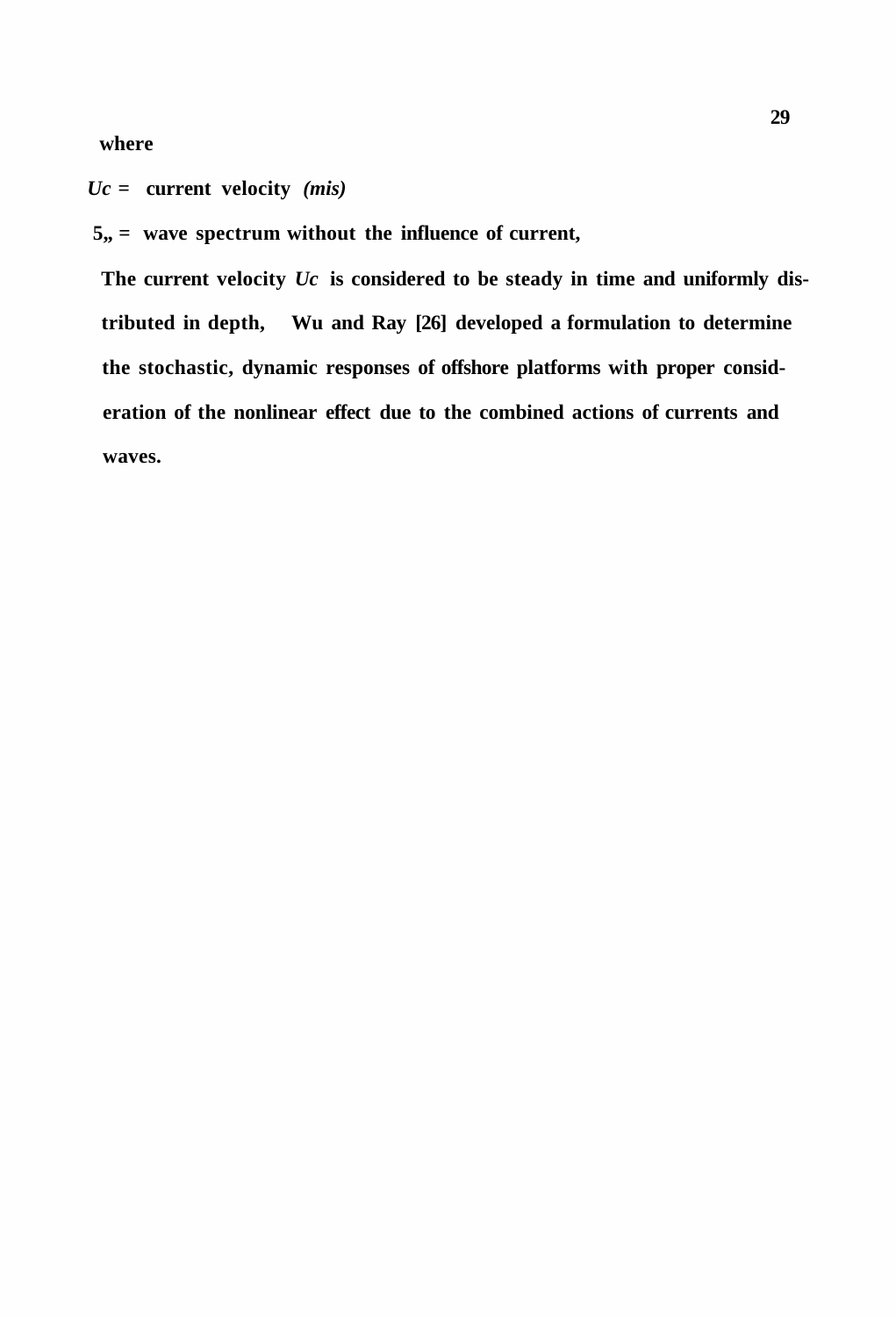where

$U_c$ = current velocity *(mis)*

$S_{\eta}$ = wave spectrum without the influence of current,

The current velocity $U_c$ is considered to be steady in time and uniformly distributed in depth, Wu and Ray [26] developed a formulation to determine the stochastic, dynamic responses of offshore platforms with proper consideration of the nonlinear effect due to the combined actions of currents and waves.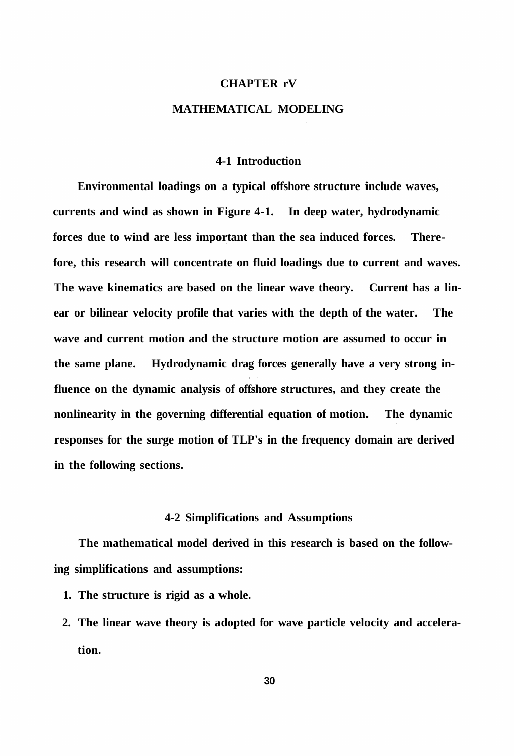# CHAPTER rV

# MATHEMATICAL MODELING

## 4-1 Introduction

Environmental loadings on a typical offshore structure include waves, currents and wind as shown in Figure 4-1. In deep water, hydrodynamic forces due to wind are less important than the sea induced forces. Therefore, this research will concentrate on fluid loadings due to current and waves. The wave kinematics are based on the linear wave theory. Current has a linear or bilinear velocity profile that varies with the depth of the water. The wave and current motion and the structure motion are assumed to occur in the same plane. Hydrodynamic drag forces generally have a very strong influence on the dynamic analysis of offshore structures, and they create the nonlinearity in the governing differential equation of motion. The dynamic responses for the surge motion of TLP's in the frequency domain are derived in the following sections.

## 4-2 Simplifications and Assumptions

The mathematical model derived in this research is based on the following simplifications and assumptions:

1. The structure is rigid as a whole.
2. The linear wave theory is adopted for wave particle velocity and acceleration.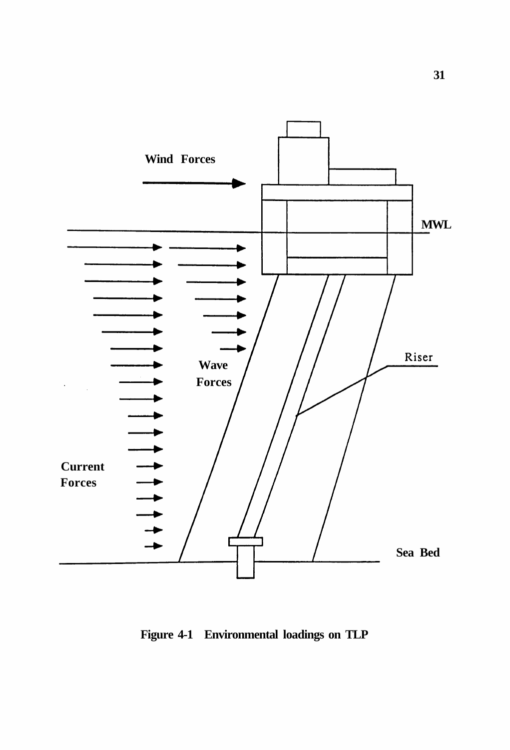Figure 4-1 Environmental loadings on TLP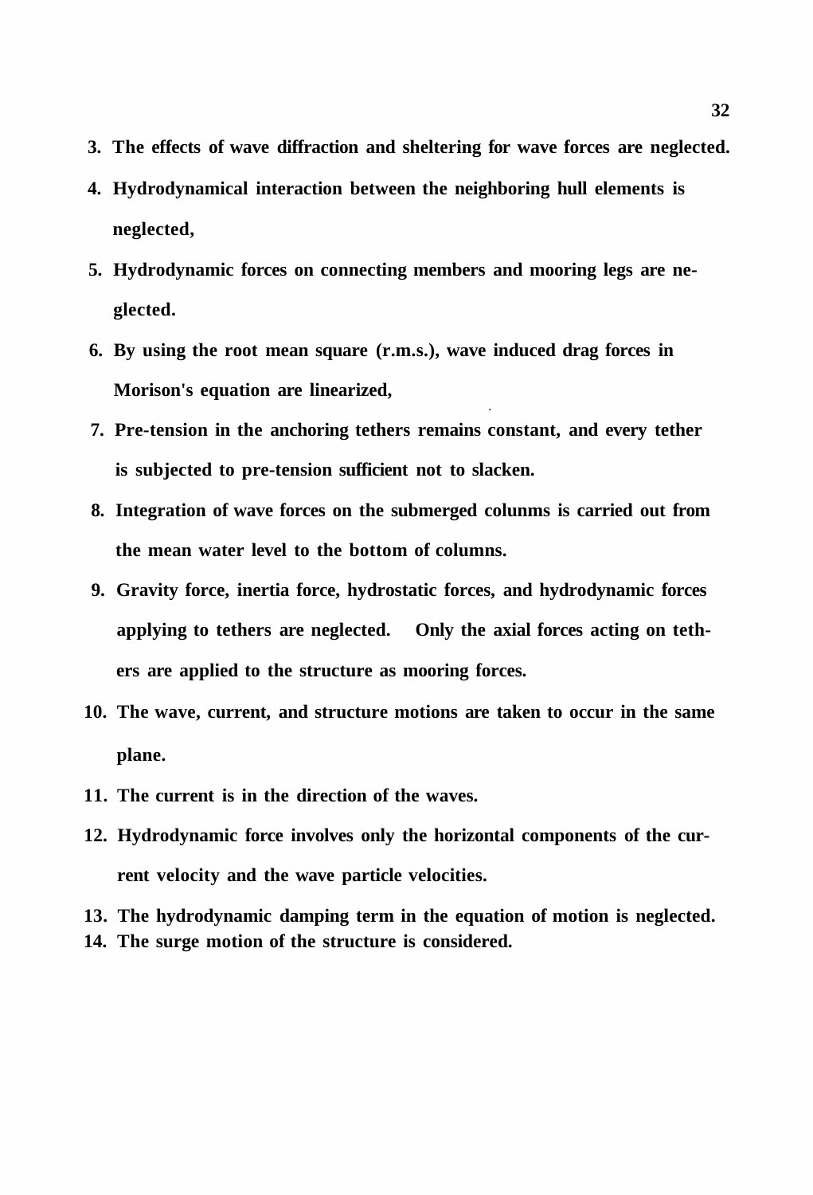3. The effects of wave diffraction and sheltering for wave forces are neglected.
4. Hydrodynamical interaction between the neighboring hull elements is neglected,
5. Hydrodynamic forces on connecting members and mooring legs are neglected.
6. By using the root mean square (r.m.s.), wave induced drag forces in Morison's equation are linearized,
7. Pre-tension in the anchoring tethers remains constant, and every tether is subjected to pre-tension sufficient not to slacken.
8. Integration of wave forces on the submerged colunms is carried out from the mean water level to the bottom of columns.
9. Gravity force, inertia force, hydrostatic forces, and hydrodynamic forces applying to tethers are neglected. Only the axial forces acting on tethers are applied to the structure as mooring forces.
10. The wave, current, and structure motions are taken to occur in the same plane.
11. The current is in the direction of the waves.
12. Hydrodynamic force involves only the horizontal components of the current velocity and the wave particle velocities.
13. The hydrodynamic damping term in the equation of motion is neglected.
14. The surge motion of the structure is considered.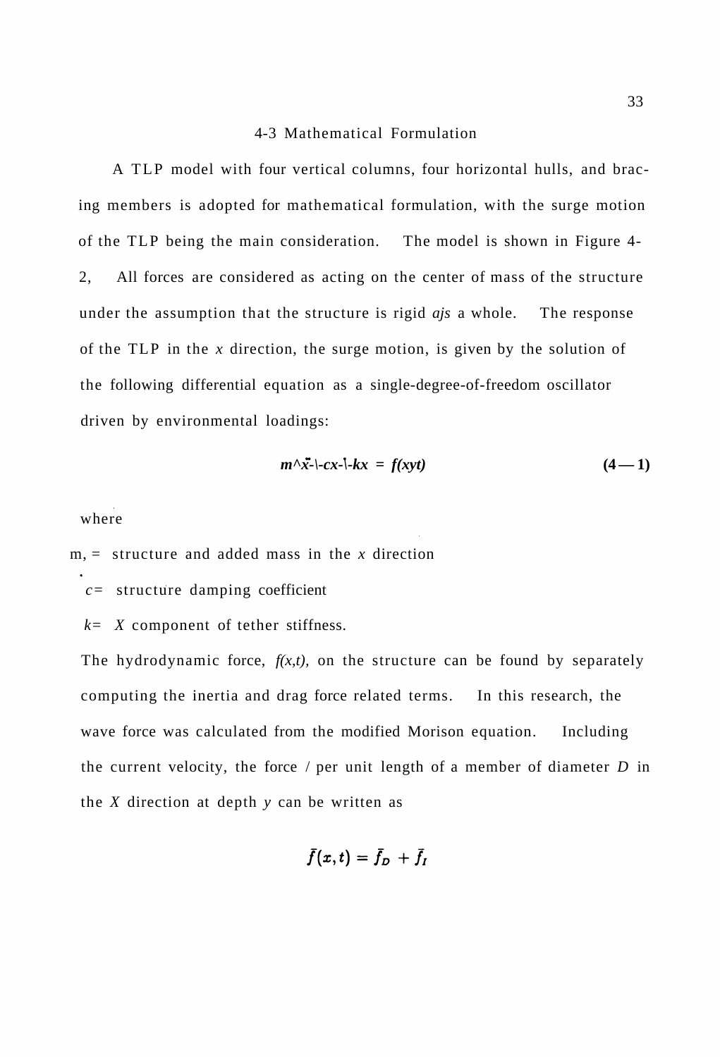## 4-3 Mathematical Formulation

A TLP model with four vertical columns, four horizontal hulls, and bracing members is adopted for mathematical formulation, with the surge motion of the TLP being the main consideration. The model is shown in Figure 4-2, All forces are considered as acting on the center of mass of the structure under the assumption that the structure is rigid ajs a whole. The response of the TLP in the $x$ direction, the surge motion, is given by the solution of the following differential equation as a single-degree-of-freedom oscillator driven by environmental loadings:

$$m_s\ddot{x} + c\dot{x} + kx = f(x, t) \tag{4-1}$$

where

$m_s$ = structure and added mass in the $x$ direction

$c$ = structure damping coefficient

$k$ = $X$ component of tether stiffness.

The hydrodynamic force, $f(x,t)$, on the structure can be found by separately computing the inertia and drag force related terms. In this research, the wave force was calculated from the modified Morison equation. Including the current velocity, the force $f$ per unit length of a member of diameter $D$ in the $X$ direction at depth $y$ can be written as

$$\bar{f}(x,t) = \bar{f}_D + \bar{f}_I$$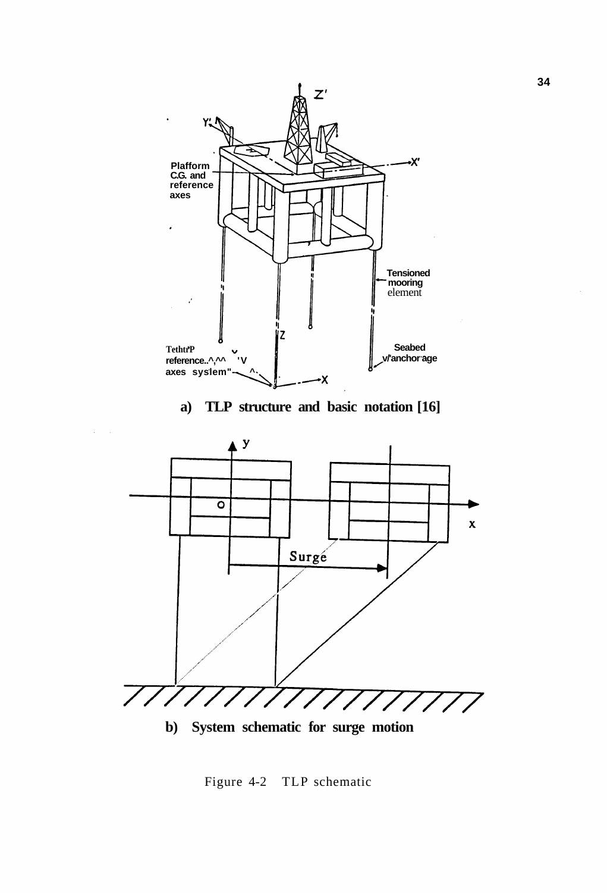a) TLP structure and basic notation [16]

b) System schematic for surge motion

Figure 4-2 TLP schematic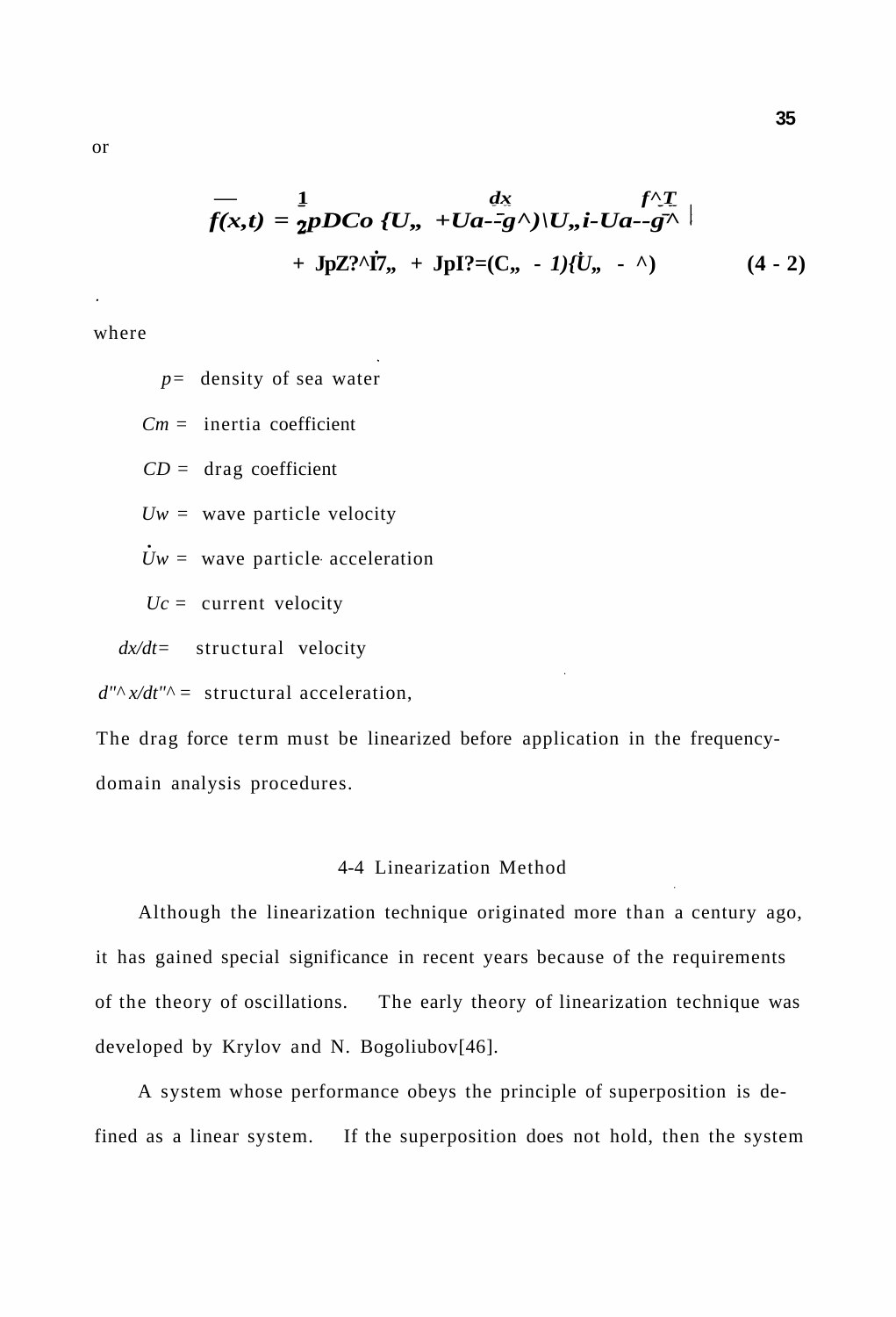or

$$
f(x,t) = \frac{1}{2}\rho D C_D \left(U_w + U_c - \frac{dx}{dt}\right)\left|U_w + U_c - \frac{dx}{dt}\right| + \frac{\pi}{4}\rho D^2 \dot{U}_w + \frac{\pi}{4}\rho D^2 (C_m - 1)\left(\dot{U}_w - \frac{d^2x}{dt^2}\right) \qquad (4 - 2)
$$

where

$\rho$ = density of sea water

$C_m$ = inertia coefficient

$C_D$ = drag coefficient

$U_w$ = wave particle velocity

$\dot{U}_w$ = wave particle acceleration

$U_c$ = current velocity

$dx/dt$ = structural velocity

$d^2x/dt^2$ = structural acceleration,

The drag force term must be linearized before application in the frequency-domain analysis procedures.

## 4-4 Linearization Method

Although the linearization technique originated more than a century ago, it has gained special significance in recent years because of the requirements of the theory of oscillations. The early theory of linearization technique was developed by Krylov and N. Bogoliubov[46].

A system whose performance obeys the principle of superposition is defined as a linear system. If the superposition does not hold, then the system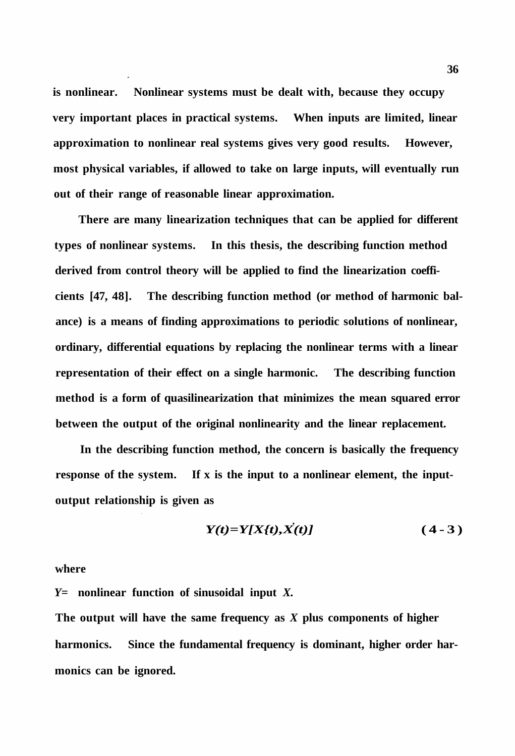is nonlinear. Nonlinear systems must be dealt with, because they occupy very important places in practical systems. When inputs are limited, linear approximation to nonlinear real systems gives very good results. However, most physical variables, if allowed to take on large inputs, will eventually run out of their range of reasonable linear approximation.

There are many linearization techniques that can be applied for different types of nonlinear systems. In this thesis, the describing function method derived from control theory will be applied to find the linearization coefficients [47, 48]. The describing function method (or method of harmonic balance) is a means of finding approximations to periodic solutions of nonlinear, ordinary, differential equations by replacing the nonlinear terms with a linear representation of their effect on a single harmonic. The describing function method is a form of quasilinearization that minimizes the mean squared error between the output of the original nonlinearity and the linear replacement.

In the describing function method, the concern is basically the frequency response of the system. If x is the input to a nonlinear element, the input-output relationship is given as

$$Y(t)=Y[X(t),\dot{X}(t)] \tag{4-3}$$

where

$Y$= nonlinear function of sinusoidal input $X$.

The output will have the same frequency as $X$ plus components of higher harmonics. Since the fundamental frequency is dominant, higher order harmonics can be ignored.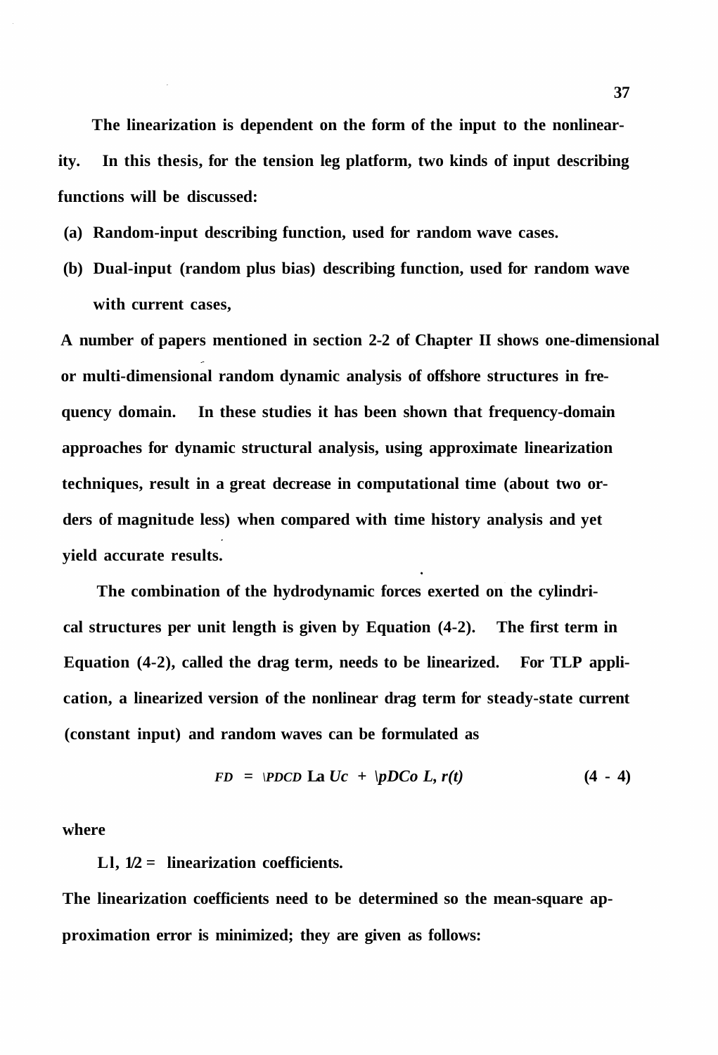The linearization is dependent on the form of the input to the nonlinearity. In this thesis, for the tension leg platform, two kinds of input describing functions will be discussed:

(a) Random-input describing function, used for random wave cases.

(b) Dual-input (random plus bias) describing function, used for random wave with current cases,

A number of papers mentioned in section 2-2 of Chapter II shows one-dimensional or multi-dimensional random dynamic analysis of offshore structures in frequency domain. In these studies it has been shown that frequency-domain approaches for dynamic structural analysis, using approximate linearization techniques, result in a great decrease in computational time (about two orders of magnitude less) when compared with time history analysis and yet yield accurate results.

The combination of the hydrodynamic forces exerted on the cylindrical structures per unit length is given by Equation (4-2). The first term in Equation (4-2), called the drag term, needs to be linearized. For TLP application, a linearized version of the nonlinear drag term for steady-state current (constant input) and random waves can be formulated as

$$F_D = \tfrac{1}{2}\rho D C_D L_1 U_c + \tfrac{1}{2}\rho D C_D L_2 r(t) \qquad (4-4)$$

where

$L_{1,2}$ = linearization coefficients.

The linearization coefficients need to be determined so the mean-square approximation error is minimized; they are given as follows: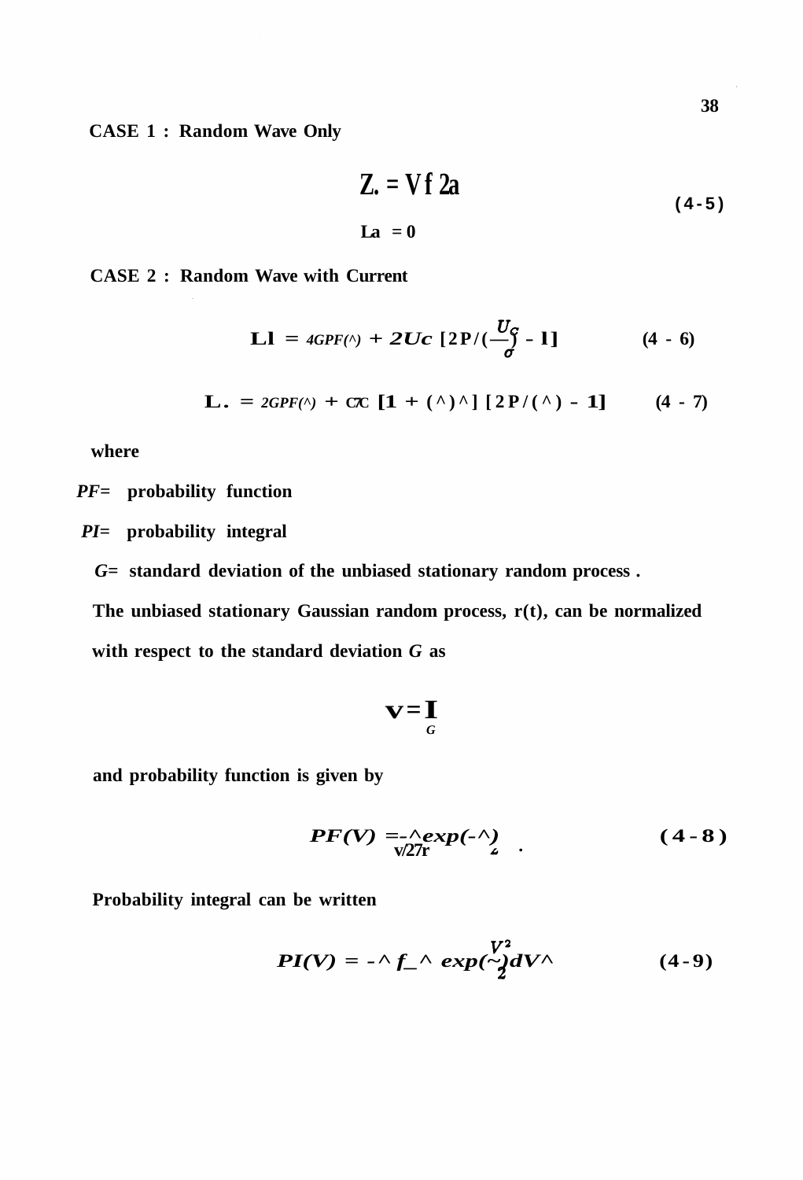CASE 1 : Random Wave Only

$$Z_{*} = \sqrt{2}\,\sigma \tag{4-5}$$

$$L_a = 0$$

CASE 2 : Random Wave with Current

$$L_1 = 4\sigma PF\left(\frac{U_c}{\sigma}\right) + 2U_c\left[2PI\left(\frac{U_c}{\sigma}\right) - 1\right] \tag{4-6}$$

$$L_{*} = 2\sigma PF\left(\frac{U_c}{\sigma}\right) + \sigma\left[1 + \left(\frac{U_c}{\sigma}\right)^2\right]\left[2PI\left(\frac{U_c}{\sigma}\right) - 1\right] \tag{4-7}$$

where

$PF$= probability function

$PI$= probability integral

$\sigma$= standard deviation of the unbiased stationary random process .

The unbiased stationary Gaussian random process, r(t), can be normalized with respect to the standard deviation $\sigma$ as

$$V = \frac{r}{\sigma}$$

and probability function is given by

$$PF(V) = \frac{1}{\sqrt{2\pi}}\exp\left(-\frac{V^2}{2}\right) \tag{4-8}$$

Probability integral can be written

$$PI(V) = \frac{1}{\sqrt{2\pi}}\int_{-\infty}^{V}\exp\left(-\frac{V^2}{2}\right)dV \tag{4-9}$$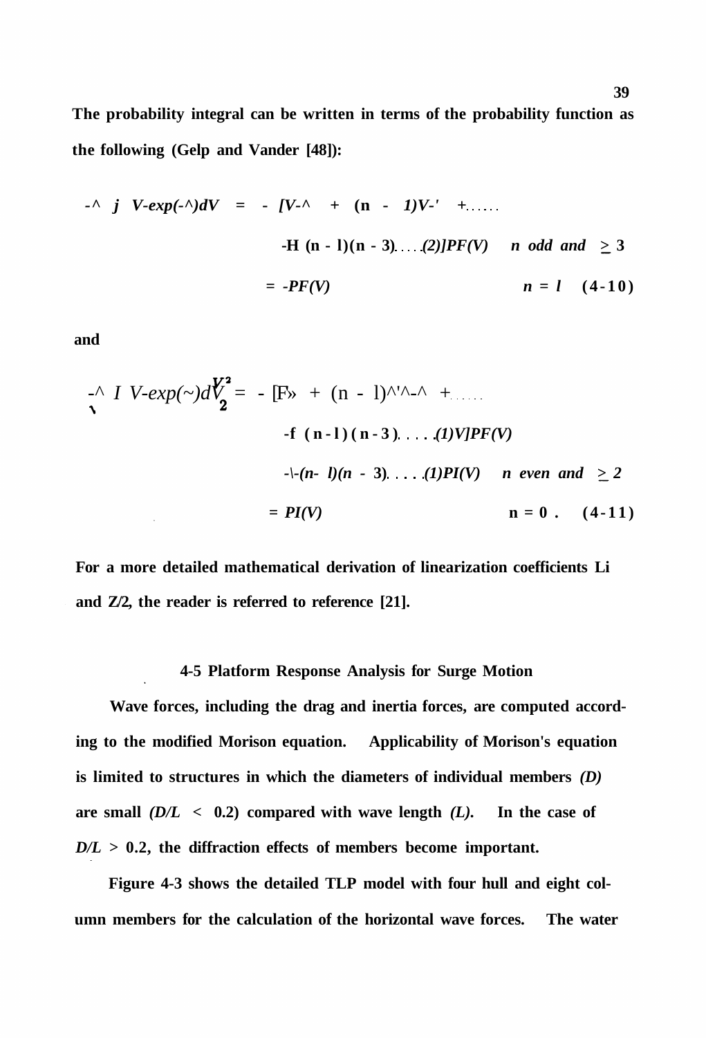The probability integral can be written in terms of the probability function as the following (Gelp and Vander [48]):

$$\frac{1}{\sqrt{2\pi}} \int_0^V V^n \exp\left(-\frac{V^2}{2}\right)dV = -\left[V^{n-1} + (n-1)V^{n-3} + \ldots\ldots + (n-1)(n-3)\ldots\ldots(2)\right]PF(V) \qquad n \text{ odd and } \geq 3$$

$$= -PF(V) \qquad n = 1 \qquad (4\text{-}10)$$

and

$$\frac{1}{\sqrt{2\pi}} \int_0^V V^n \exp\left(-\frac{V^2}{2}\right)dV = -\left[V^{n-1} + (n-1)V^{n-3} + \ldots\ldots + (n-1)(n-3)\ldots\ldots(1)V\right]PF(V)$$

$$+ (n-1)(n-3)\ldots\ldots(1)PI(V) \qquad n \text{ even and } \geq 2$$

$$= PI(V) \qquad n = 0 \,. \qquad (4\text{-}11)$$

For a more detailed mathematical derivation of linearization coefficients $L_1$ and $L_2$, the reader is referred to reference [21].

### 4-5 Platform Response Analysis for Surge Motion

Wave forces, including the drag and inertia forces, are computed according to the modified Morison equation. Applicability of Morison's equation is limited to structures in which the diameters of individual members *(D)* are small *(D/L* < 0.2) compared with wave length *(L)*. In the case of *D/L* > 0.2, the diffraction effects of members become important.

Figure 4-3 shows the detailed TLP model with four hull and eight column members for the calculation of the horizontal wave forces. The water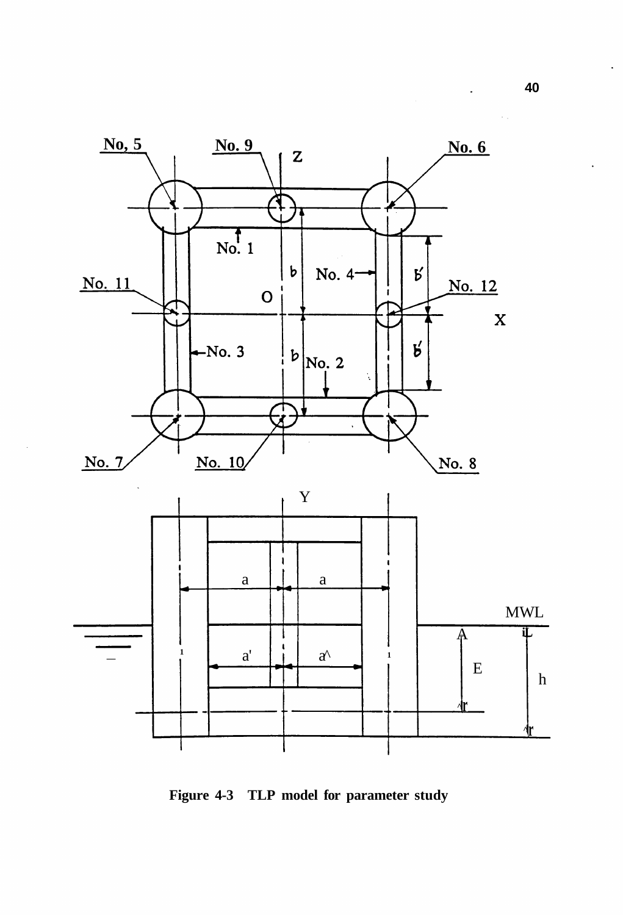Figure 4-3 TLP model for parameter study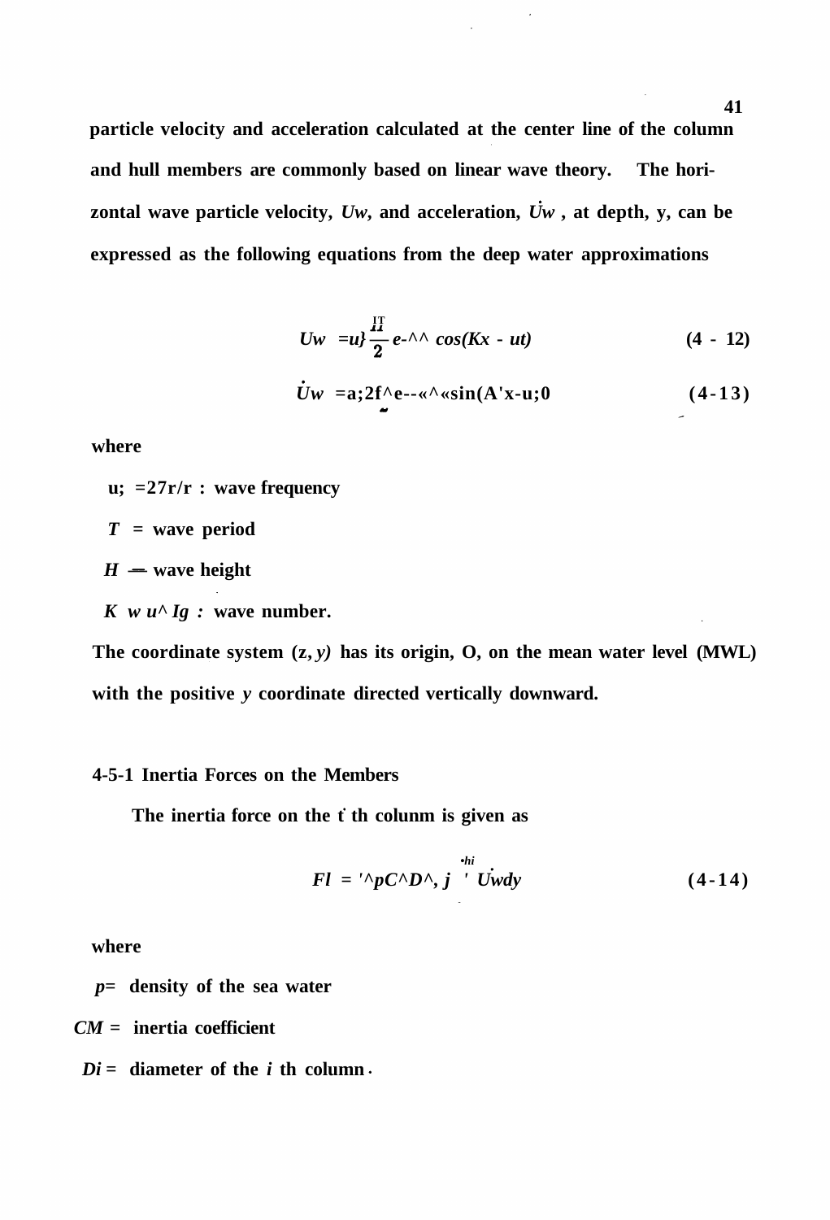particle velocity and acceleration calculated at the center line of the column and hull members are commonly based on linear wave theory. The horizontal wave particle velocity, $U_w$, and acceleration, $\dot{U}_w$, at depth, y, can be expressed as the following equations from the deep water approximations

$$U_w = \omega \frac{H}{2} e^{-Ky} \cos(Kx - \omega t) \tag{4 - 12}$$

$$\dot{U}_w = \omega^2 \frac{H}{2} e^{-Ky} \sin(Kx - \omega t) \tag{4-13}$$

where

$\omega = 2\pi / T$ : wave frequency

$T$ = wave period

$H$ = wave height

$K = \omega^2 / g$ : wave number.

The coordinate system $(x, y)$ has its origin, O, on the mean water level (MWL) with the positive $y$ coordinate directed vertically downward.

### 4-5-1 Inertia Forces on the Members

The inertia force on the $i$ th column is given as

$$F_I = \frac{\pi}{4} \rho C_M D_i^2 \int^{h_i} \dot{U}_w dy \tag{4-14}$$

where

$\rho$ = density of the sea water

$C_M$ = inertia coefficient

$D_i$ = diameter of the $i$ th column.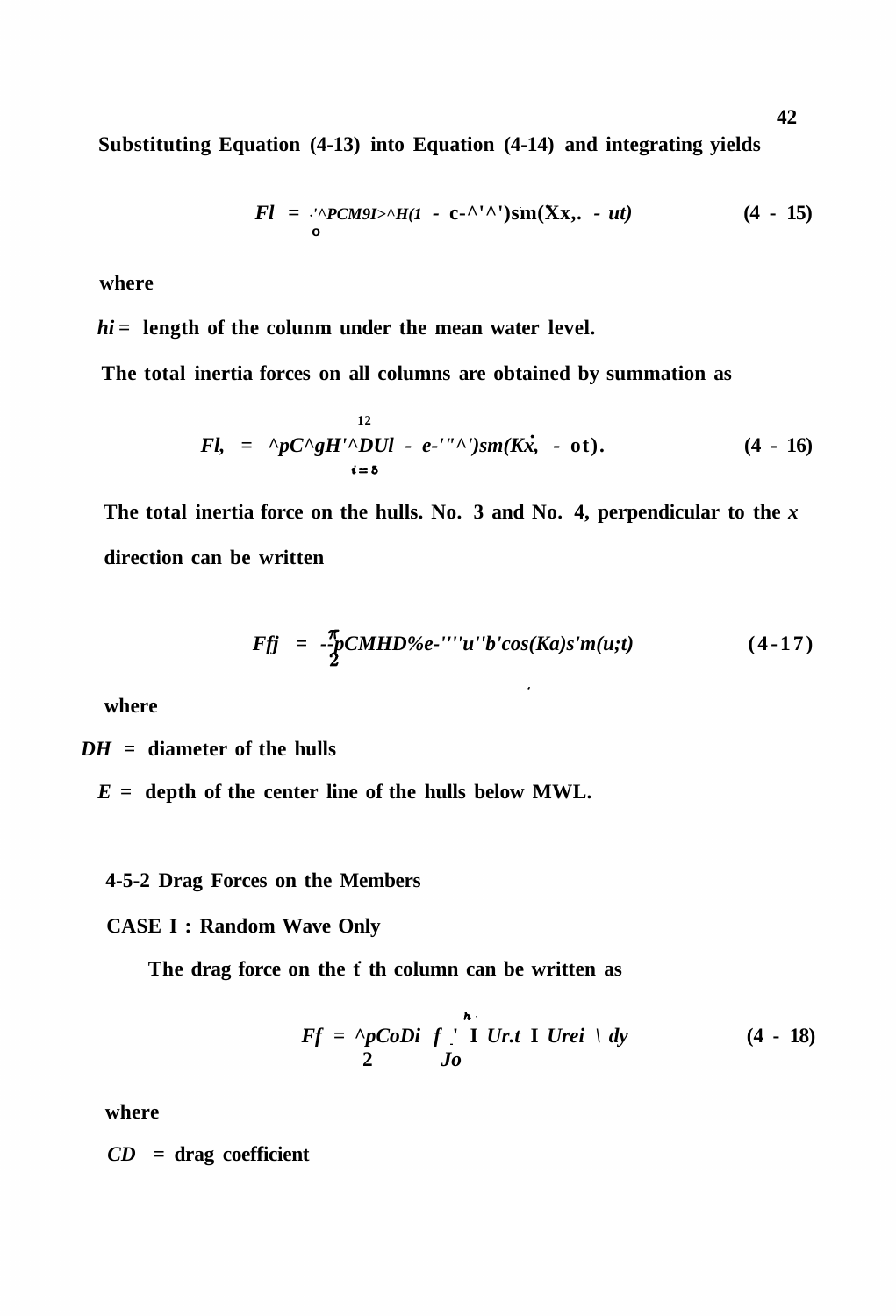Substituting Equation (4-13) into Equation (4-14) and integrating yields

$$F_I = \frac{\pi}{4}\rho C_M g I^2 H (1 - e^{-kh_i}) \sin(K x_i - \omega t) \tag{4-15}$$

where

$h_i$ = length of the colunm under the mean water level.

The total inertia forces on all columns are obtained by summation as

$$F_{I_t} = \sum_{i=5}^{12} \frac{\pi}{4}\rho C_M g H D_i^2 (1 - e^{-kh_i}) \sin(K x_i - \omega t). \tag{4-16}$$

The total inertia force on the hulls. No. 3 and No. 4, perpendicular to the $x$ direction can be written

$$F_{I_H} = -\frac{\pi}{2}\rho C_M H D_H^2 e^{-kE} b \cos(Ka) \sin(\omega t) \tag{4-17}$$

where

$D_H$ = diameter of the hulls

$E$ = depth of the center line of the hulls below MWL.

### 4-5-2 Drag Forces on the Members

**CASE I : Random Wave Only**

The drag force on the $i$ th column can be written as

$$F_i^D = \frac{1}{2}\rho C_D D_i \int_0^{h_i} | U_{r,i} | U_{r,i} \, dy \tag{4-18}$$

where

$C_D$ = drag coefficient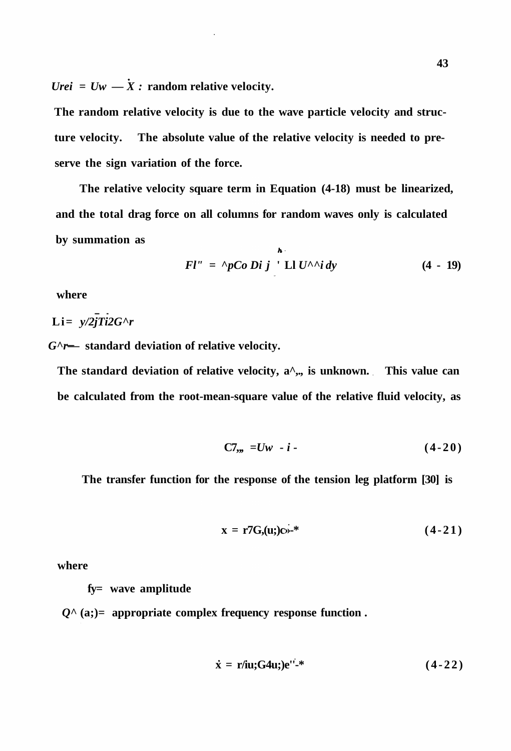$U_{rel} = U_w - \dot{X}$ : random relative velocity.

The random relative velocity is due to the wave particle velocity and structure velocity. The absolute value of the relative velocity is needed to preserve the sign variation of the force.

The relative velocity square term in Equation (4-18) must be linearized, and the total drag force on all columns for random waves only is calculated by summation as

$$F_l'' = \frac{1}{2}\rho C_D D_i \sum_j \int^{h} L_l U_{rel_i} \, dy \qquad (4-19)$$

where

$L_i = \sqrt{2/\pi} \, 2\sigma_{rel}$

$\sigma_{rel}$ = standard deviation of relative velocity.

The standard deviation of relative velocity, $\sigma_{rel}$, is unknown. This value can be calculated from the root-mean-square value of the relative fluid velocity, as

$$\sigma_{rel} = \overline{U_w - \dot{x}} \qquad (4-20)$$

The transfer function for the response of the tension leg platform [30] is

$$x = \eta G_x(\omega) e^{i\omega t} \qquad (4-21)$$

where

$\eta$ = wave amplitude

$G_x(\omega)$ = appropriate complex frequency response function .

$$\dot{x} = \eta i\omega G_x(\omega) e^{i\omega t} \qquad (4-22)$$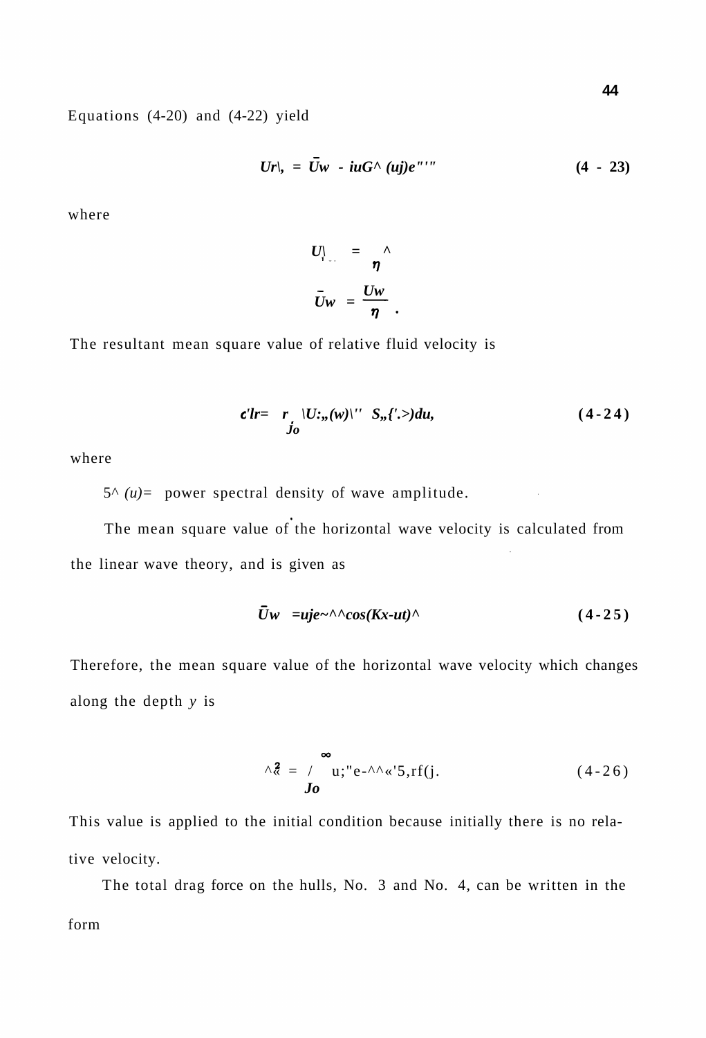Equations (4-20) and (4-22) yield

$$\bar{U}r|_{,} = \bar{U}w - i\omega G_{\wedge}(\omega)e^{i\omega t} \tag{4-23}$$

where

$$U|_{\cdot} = \frac{\wedge}{\eta}$$

$$\bar{U}w = \frac{Uw}{\eta} .$$

The resultant mean square value of relative fluid velocity is

$$c'lr = \int_0^{\infty} |U_{r}(\omega)|^2 S_{\eta}(\omega)d\omega, \tag{4-24}$$

where

$S_{\eta}(\omega)$ = power spectral density of wave amplitude.

The mean square value of the horizontal wave velocity is calculated from the linear wave theory, and is given as

$$\bar{U}w = \omega \eta e^{-Ky} \cos(Kx-\omega t) \tag{4-25}$$

Therefore, the mean square value of the horizontal wave velocity which changes along the depth $y$ is

$$\wedge^2_{\ll} = \int_0^{\infty} \omega^2 e^{-2Ky} S_{\eta}(\omega) d\omega . \tag{4-26}$$

This value is applied to the initial condition because initially there is no relative velocity.

The total drag force on the hulls, No. 3 and No. 4, can be written in the form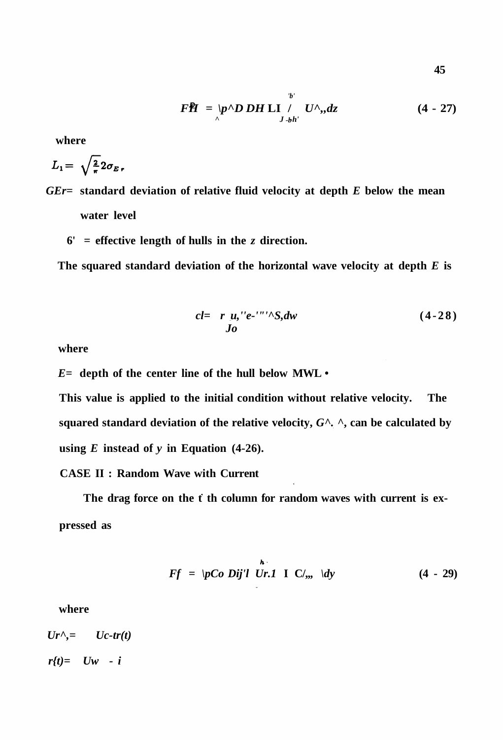$$F_H^D = \frac{1}{2}\rho C_D D H L_1 \int_{-b'}^{b'} U_{r_E} dz \qquad (4-27)$$

where

$L_1 = \sqrt{\frac{2}{\pi}} 2\sigma_{E_r}$

$\sigma_{E_r}$ = standard deviation of relative fluid velocity at depth $E$ below the mean water level

$b'$ = effective length of hulls in the $z$ direction.

The squared standard deviation of the horizontal wave velocity at depth $E$ is

$$\sigma_E^2 = \int_0^\infty \omega^2 e^{-2kE} S_\eta d\omega \qquad (4-28)$$

where

$E$ = depth of the center line of the hull below MWL.

This value is applied to the initial condition without relative velocity. The squared standard deviation of the relative velocity, $\sigma_{E_r}^2$, can be calculated by using $E$ instead of $y$ in Equation (4-26).

**CASE II : Random Wave with Current**

The drag force on the $i$ th column for random waves with current is expressed as

$$F_i^D = \frac{1}{2}\rho C_D D_i \int_{-d}^{h} U_{r_i} \left| U_{r_i} \right| dy \qquad (4-29)$$

where

$U_{r_i} = U_c - r(t)$

$r(t) = U_w - \dot{x}$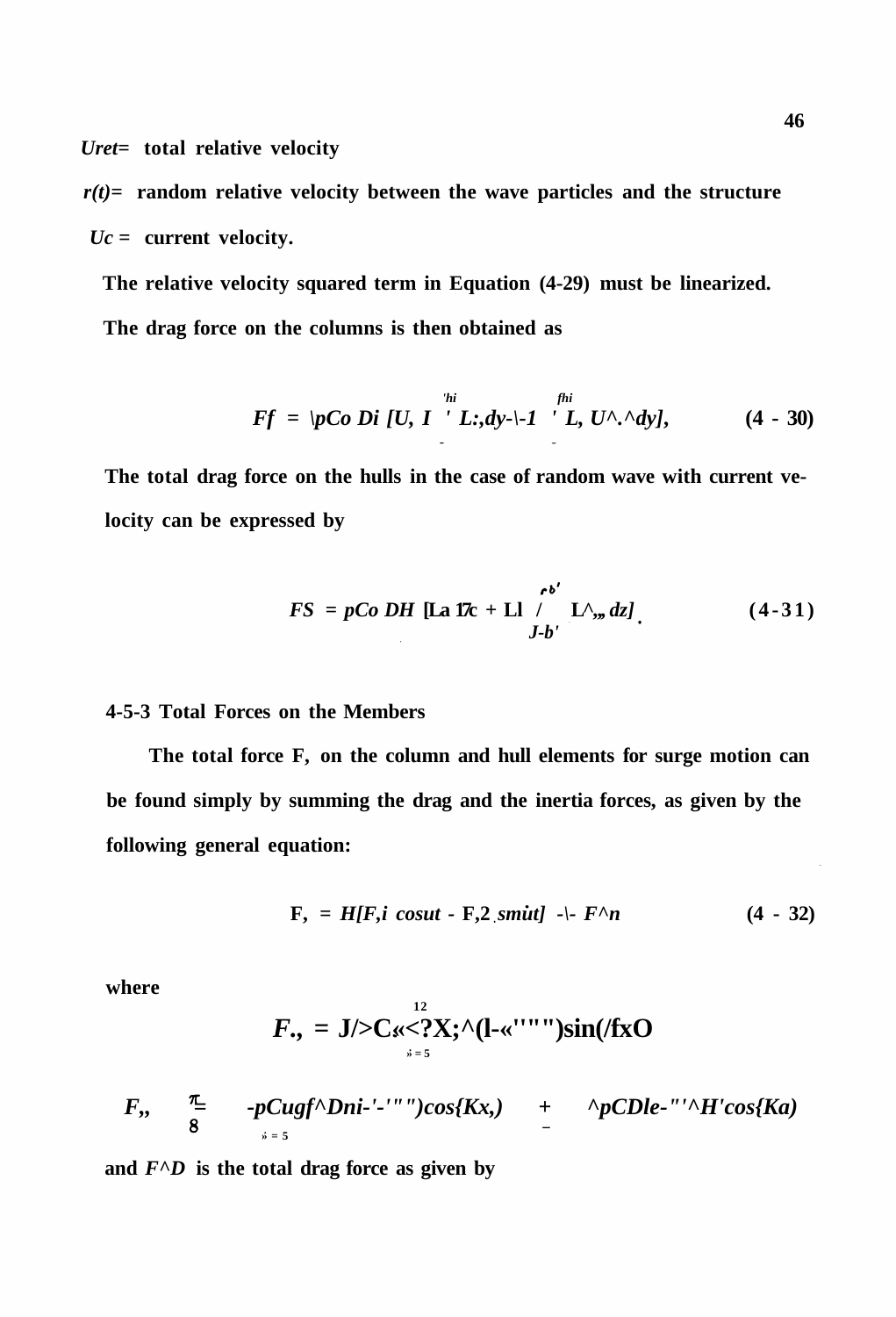$U_{ret}$ = total relative velocity

$r(t)$ = random relative velocity between the wave particles and the structure

$U_c$ = current velocity.

The relative velocity squared term in Equation (4-29) must be linearized. The drag force on the columns is then obtained as

$$F_f = \tfrac{1}{2}\rho C_D D_i \left[U_c \int_{-}^{h_i} L_r dy + \int_{-}^{h_i} L_r U_c dy\right], \qquad (4-30)$$

The total drag force on the hulls in the case of random wave with current velocity can be expressed by

$$F_S = \rho C_D D_H \left[L_a U_c + L_l \int_{-b'}^{b'} L_r dz\right] \qquad (4-31)$$

### 4-5-3 Total Forces on the Members

The total force F, on the column and hull elements for surge motion can be found simply by summing the drag and the inertia forces, as given by the following general equation:

$$F_t = H[F_{i1} \cos\omega t - F_{i2} \sin\omega t] + F_D \qquad (4-32)$$

where

$$F_{i1} = J/>C«<?X;^(l-«''"")\sin(/fxO$$

$$F_{i2} = -\rho C_{ug} f^D ni-'-''")\cos(Kx_i) + ^\rho C_D le-"'^H'\cos(Ka)$$

and $F_D$ is the total drag force as given by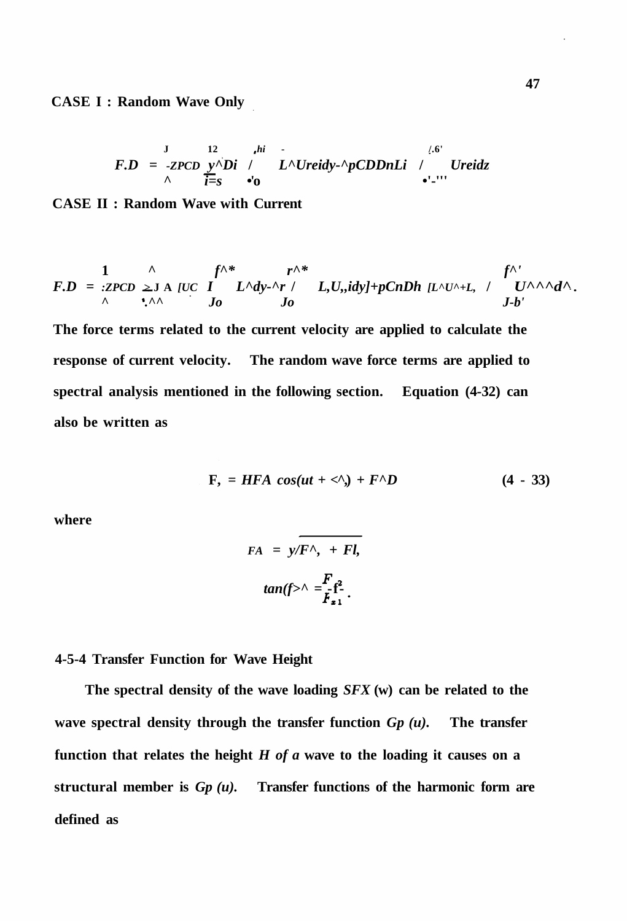**CASE I : Random Wave Only**

$$F_{2D} = \frac{1}{2}\rho C_D \sum_{i=s}^{12} D_i \int_0^{h_i} L_i U_{rei} dy - \frac{1}{2}\rho C_D D_n L_i \int_0^{b'} U_{rei} dz$$

**CASE II : Random Wave with Current**

$$F_{2D} = \frac{1}{2}\rho C_D \sum D_i [U_c \int_0^{h_i} L_i dy + \int_0^{h_i} L_i U_{ri} dy] + \rho C_D D_h [L_i U_c + L_i \int_0^{b'} U_{ri} dz]$$

**The force terms related to the current velocity are applied to calculate the response of current velocity. The random wave force terms are applied to spectral analysis mentioned in the following section. Equation (4-32) can also be written as**

$$F_2 = HF_A \cos(\omega t + \phi_2) + F_{2D} \qquad (4 - 33)$$

**where**

$$F_A = \sqrt{F_{z1}^2 + F_{z2}^2}$$

$$\tan(\phi_2) = \frac{F_{z2}}{F_{z1}} .$$

### 4-5-4 Transfer Function for Wave Height

**The spectral density of the wave loading** $S_{FX}(\omega)$ **can be related to the wave spectral density through the transfer function** $G_F(\omega)$**. The transfer function that relates the height** $H$ **of a wave to the loading it causes on a structural member is** $G_F(\omega)$**. Transfer functions of the harmonic form are defined as**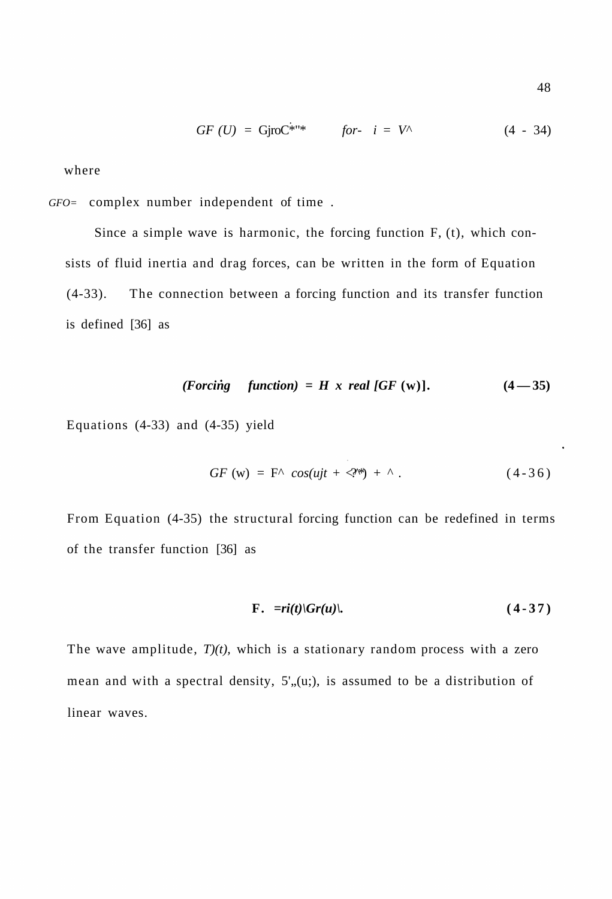$$GF(\omega) = G_{F0}\, e^{i\omega t} \qquad for\ \ i = \sqrt{-1} \tag{4-34}$$

where

$G_{F0}$ = complex number independent of time .

Since a simple wave is harmonic, the forcing function $F_j(t)$, which consists of fluid inertia and drag forces, can be written in the form of Equation (4-33). The connection between a forcing function and its transfer function is defined [36] as

$$(Forcing\ \ function) = H \times real\,[GF(\omega)]. \tag{4-35}$$

Equations (4-33) and (4-35) yield

$$GF(\omega) = F_j \cos(\omega t + \varphi_j) + \ldots \tag{4-36}$$

From Equation (4-35) the structural forcing function can be redefined in terms of the transfer function [36] as

$$F_j = \eta(t)\,|G_F(\omega)|. \tag{4-37}$$

The wave amplitude, $\eta(t)$, which is a stationary random process with a zero mean and with a spectral density, $S_{\eta\eta}(\omega)$, is assumed to be a distribution of linear waves.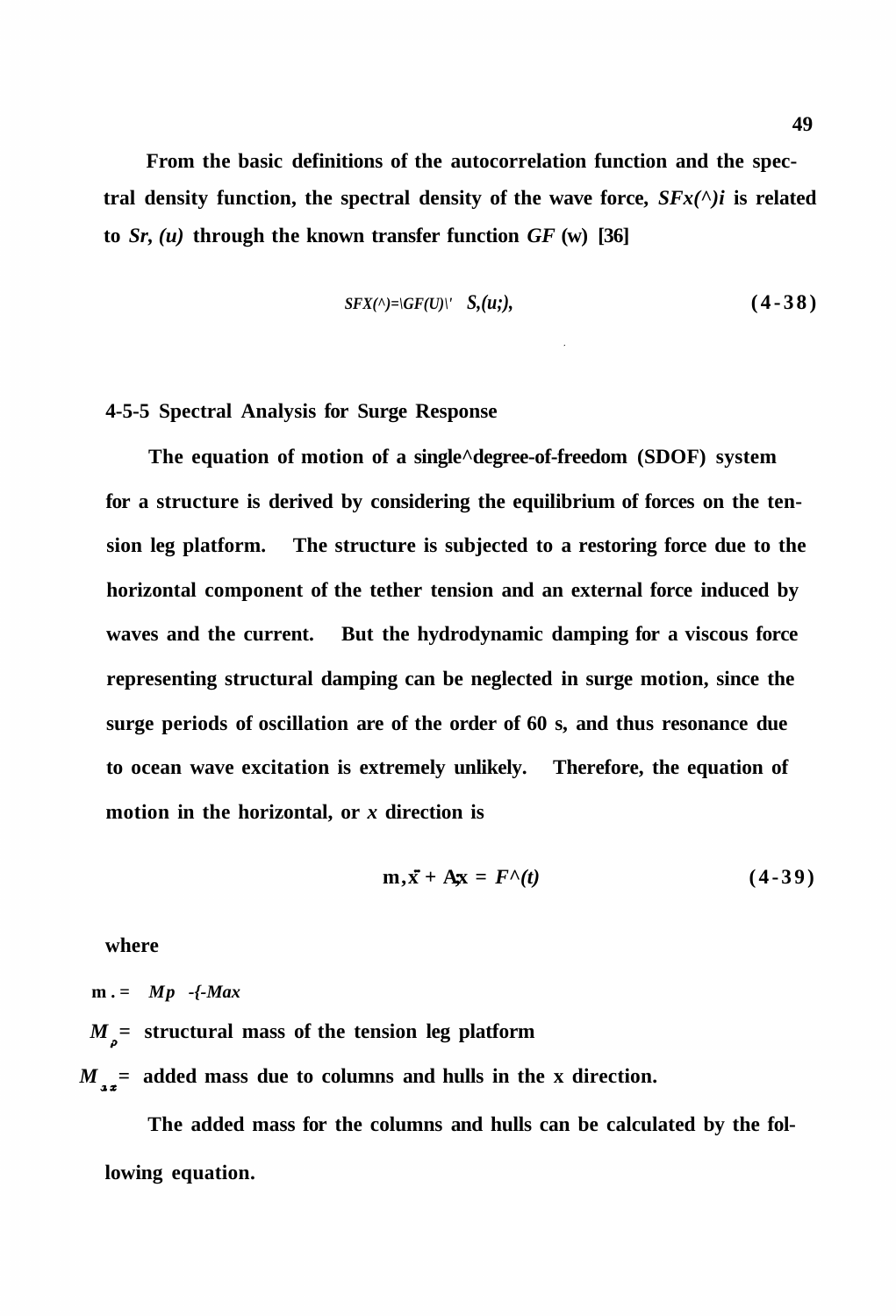From the basic definitions of the autocorrelation function and the spectral density function, the spectral density of the wave force, $S_{Fx}(\omega)$ is related to $S_\eta(\omega)$ through the known transfer function $G_F(\omega)$ [36]

$$S_{Fx}(\omega) = |G_F(\omega)|^2 \; S_\eta(\omega), \tag{4-38}$$

### 4-5-5 Spectral Analysis for Surge Response

The equation of motion of a single-degree-of-freedom (SDOF) system for a structure is derived by considering the equilibrium of forces on the tension leg platform. The structure is subjected to a restoring force due to the horizontal component of the tether tension and an external force induced by waves and the current. But the hydrodynamic damping for a viscous force representing structural damping can be neglected in surge motion, since the surge periods of oscillation are of the order of 60 s, and thus resonance due to ocean wave excitation is extremely unlikely. Therefore, the equation of motion in the horizontal, or $x$ direction is

$$m_x \ddot{x} + k_x x = F_x(t) \tag{4-39}$$

where

$m_x = M_p + M_{ax}$

$M_p$ = structural mass of the tension leg platform

$M_{ax}$ = added mass due to columns and hulls in the x direction.

The added mass for the columns and hulls can be calculated by the following equation.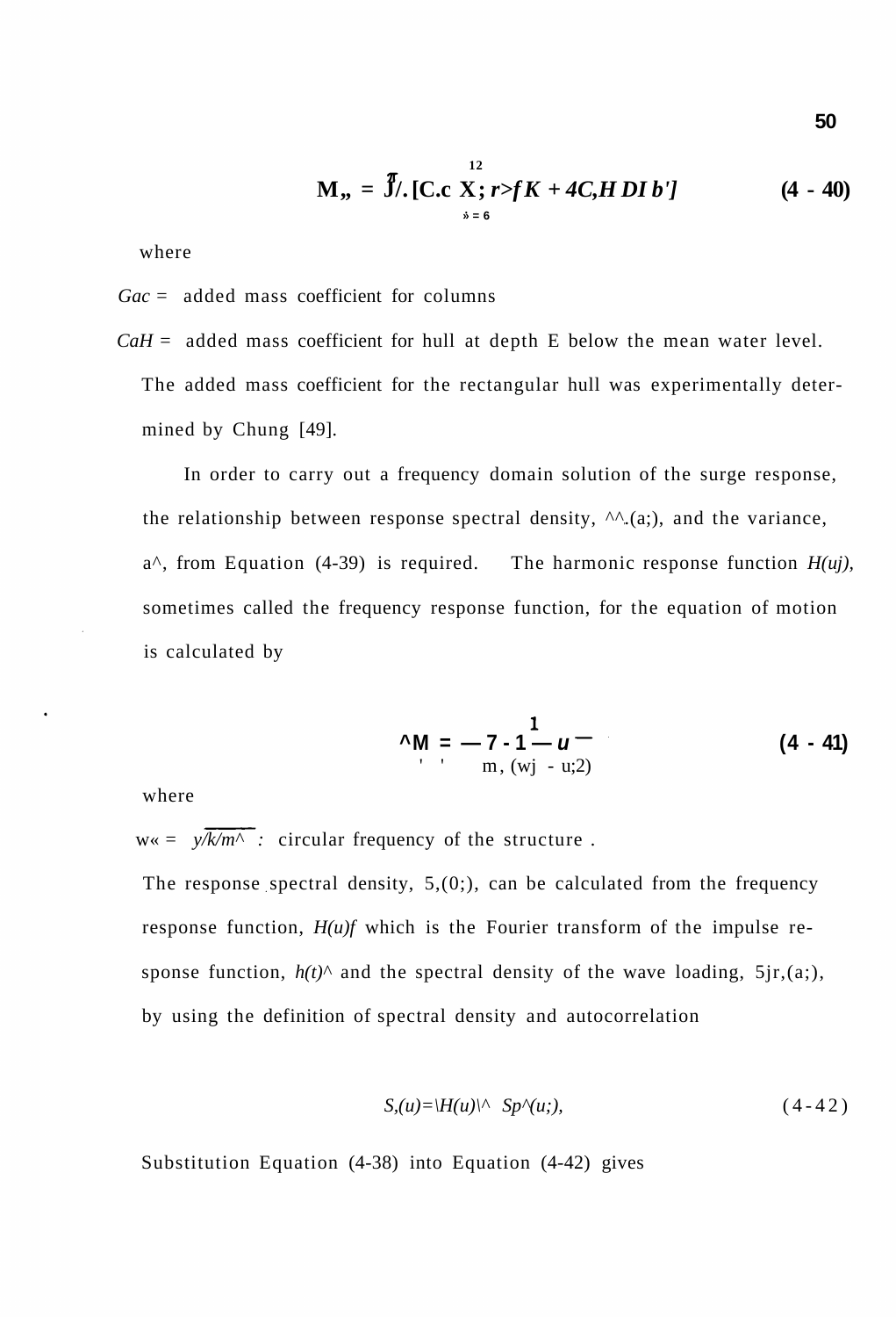$$M_w = \sum_{i=6}^{12} [C_{ac} X_i \rho f K + 4 C_a H D l b'] \qquad (4-40)$$

where

$C_{ac}$ = added mass coefficient for columns

$C_a H$ = added mass coefficient for hull at depth E below the mean water level. The added mass coefficient for the rectangular hull was experimentally determined by Chung [49].

In order to carry out a frequency domain solution of the surge response, the relationship between response spectral density, $S_x(\omega)$, and the variance, $\sigma_x^2$, from Equation (4-39) is required. The harmonic response function $H(\omega)$, sometimes called the frequency response function, for the equation of motion is calculated by

$$H(\omega) = \frac{1}{m_e(\omega_n^2 - \omega^2)} \qquad (4-41)$$

where

$\omega_n = \sqrt{k/m_e}$ : circular frequency of the structure .

The response spectral density, $S_x(\omega)$, can be calculated from the frequency response function, $H(\omega)$, which is the Fourier transform of the impulse response function, $h(t)$, and the spectral density of the wave loading, $S_F(\omega)$, by using the definition of spectral density and autocorrelation

$$S_x(\omega) = |H(\omega)|^2 \, S_F(\omega), \qquad (4-42)$$

Substitution Equation (4-38) into Equation (4-42) gives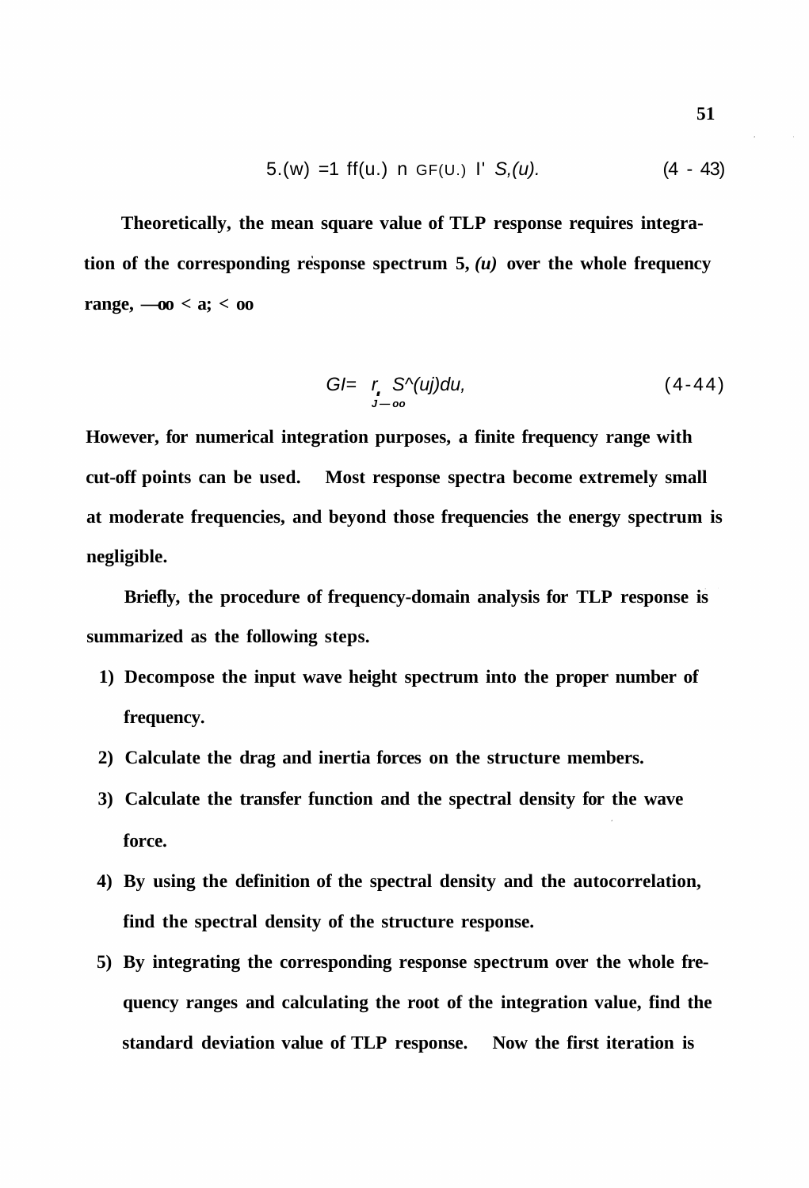$$S_r(\omega) = | H(\omega) \cdot \prod GF(\omega) |^2 \; S_\eta(\omega). \tag{4-43}$$

Theoretically, the mean square value of TLP response requires integration of the corresponding response spectrum $S_r(\omega)$ over the whole frequency range, $-\infty < \omega < \infty$

$$\sigma_r^2 = \int_{-\infty}^{\infty} S_r(\omega) d\omega, \tag{4-44}$$

However, for numerical integration purposes, a finite frequency range with cut-off points can be used. Most response spectra become extremely small at moderate frequencies, and beyond those frequencies the energy spectrum is negligible.

Briefly, the procedure of frequency-domain analysis for TLP response is summarized as the following steps.

1) Decompose the input wave height spectrum into the proper number of frequency.
2) Calculate the drag and inertia forces on the structure members.
3) Calculate the transfer function and the spectral density for the wave force.
4) By using the definition of the spectral density and the autocorrelation, find the spectral density of the structure response.
5) By integrating the corresponding response spectrum over the whole frequency ranges and calculating the root of the integration value, find the standard deviation value of TLP response. Now the first iteration is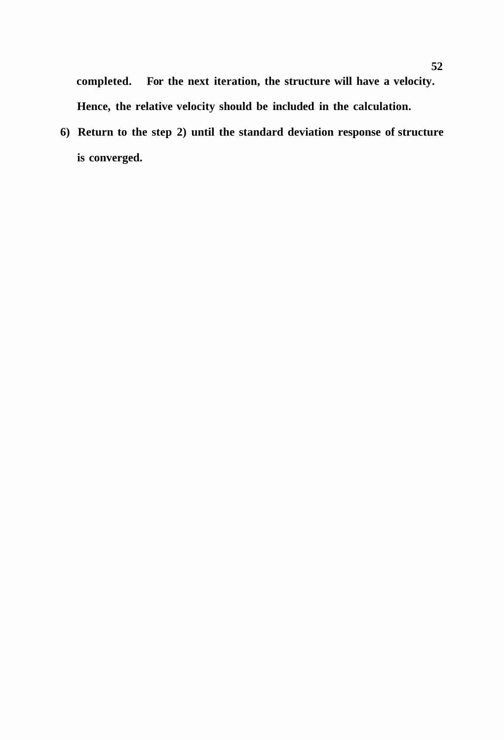**completed. For the next iteration, the structure will have a velocity. Hence, the relative velocity should be included in the calculation.**

6) **Return to the step 2) until the standard deviation response of structure is converged.**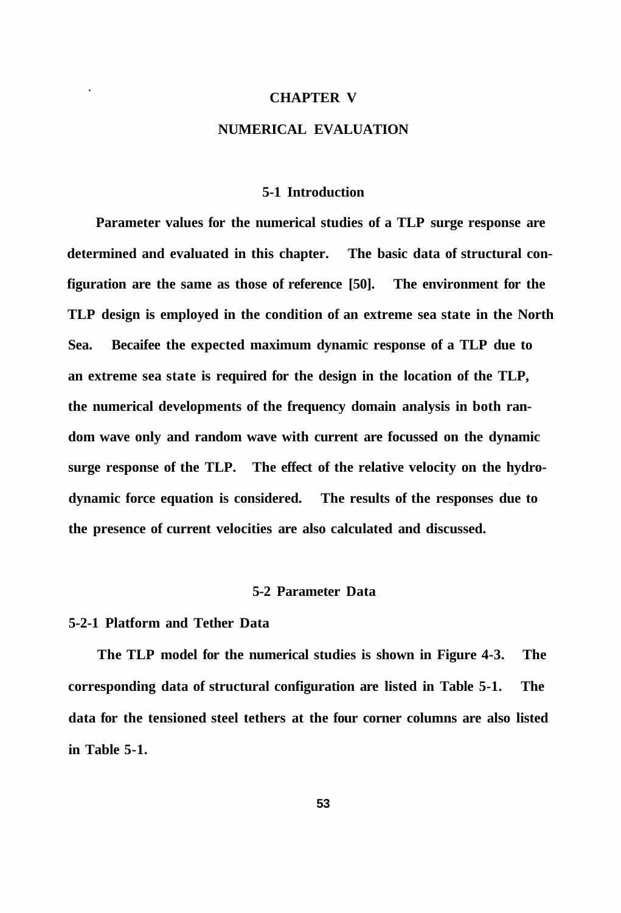# CHAPTER V

# NUMERICAL EVALUATION

## 5-1 Introduction

Parameter values for the numerical studies of a TLP surge response are determined and evaluated in this chapter. The basic data of structural configuration are the same as those of reference [50]. The environment for the TLP design is employed in the condition of an extreme sea state in the North Sea. Becaifee the expected maximum dynamic response of a TLP due to an extreme sea state is required for the design in the location of the TLP, the numerical developments of the frequency domain analysis in both random wave only and random wave with current are focussed on the dynamic surge response of the TLP. The effect of the relative velocity on the hydrodynamic force equation is considered. The results of the responses due to the presence of current velocities are also calculated and discussed.

## 5-2 Parameter Data

### 5-2-1 Platform and Tether Data

The TLP model for the numerical studies is shown in Figure 4-3. The corresponding data of structural configuration are listed in Table 5-1. The data for the tensioned steel tethers at the four corner columns are also listed in Table 5-1.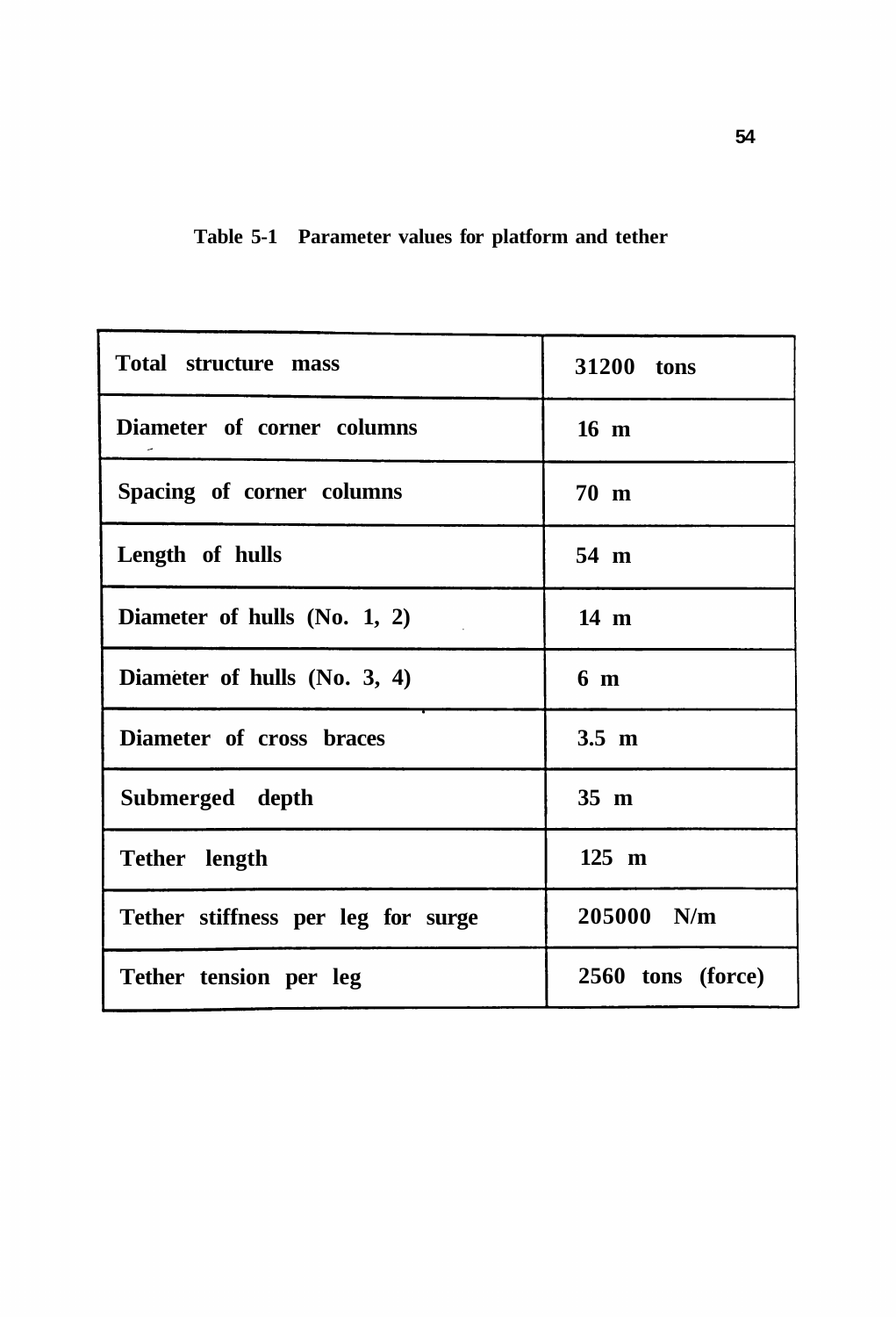**Table 5-1 Parameter values for platform and tether**

| Parameter | Value |
|---|---|
| Total structure mass | 31200 tons |
| Diameter of corner columns | 16 m |
| Spacing of corner columns | 70 m |
| Length of hulls | 54 m |
| Diameter of hulls (No. 1, 2) | 14 m |
| Diameter of hulls (No. 3, 4) | 6 m |
| Diameter of cross braces | 3.5 m |
| Submerged depth | 35 m |
| Tether length | 125 m |
| Tether stiffness per leg for surge | 205000 N/m |
| Tether tension per leg | 2560 tons (force) |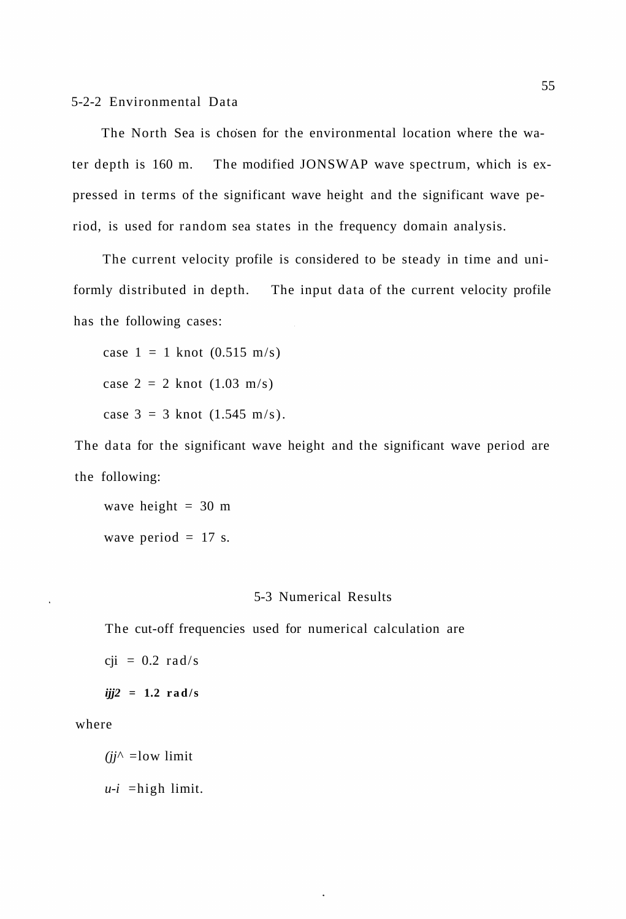5-2-2 Environmental Data

The North Sea is chosen for the environmental location where the water depth is 160 m. The modified JONSWAP wave spectrum, which is expressed in terms of the significant wave height and the significant wave period, is used for random sea states in the frequency domain analysis.

The current velocity profile is considered to be steady in time and uniformly distributed in depth. The input data of the current velocity profile has the following cases:

case 1 = 1 knot (0.515 m/s)

case 2 = 2 knot (1.03 m/s)

case 3 = 3 knot (1.545 m/s).

The data for the significant wave height and the significant wave period are the following:

wave height = 30 m

wave period = 17 s.

## 5-3 Numerical Results

The cut-off frequencies used for numerical calculation are

$\omega_1$ = 0.2 rad/s

$\omega_2$ = 1.2 rad/s

where

$\omega_1$ =low limit

$\omega_2$ =high limit.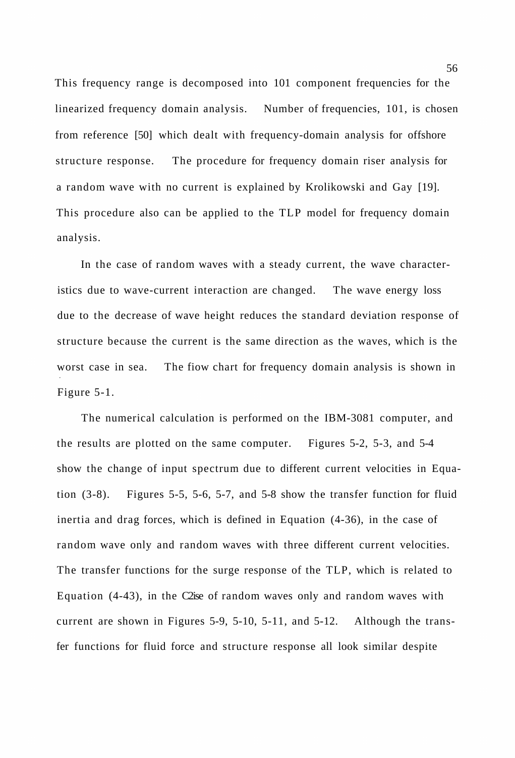This frequency range is decomposed into 101 component frequencies for the linearized frequency domain analysis. Number of frequencies, 101, is chosen from reference [50] which dealt with frequency-domain analysis for offshore structure response. The procedure for frequency domain riser analysis for a random wave with no current is explained by Krolikowski and Gay [19]. This procedure also can be applied to the TLP model for frequency domain analysis.

In the case of random waves with a steady current, the wave characteristics due to wave-current interaction are changed. The wave energy loss due to the decrease of wave height reduces the standard deviation response of structure because the current is the same direction as the waves, which is the worst case in sea. The fiow chart for frequency domain analysis is shown in Figure 5-1.

The numerical calculation is performed on the IBM-3081 computer, and the results are plotted on the same computer. Figures 5-2, 5-3, and 5-4 show the change of input spectrum due to different current velocities in Equation (3-8). Figures 5-5, 5-6, 5-7, and 5-8 show the transfer function for fluid inertia and drag forces, which is defined in Equation (4-36), in the case of random wave only and random waves with three different current velocities. The transfer functions for the surge response of the TLP, which is related to Equation (4-43), in the C2ise of random waves only and random waves with current are shown in Figures 5-9, 5-10, 5-11, and 5-12. Although the transfer functions for fluid force and structure response all look similar despite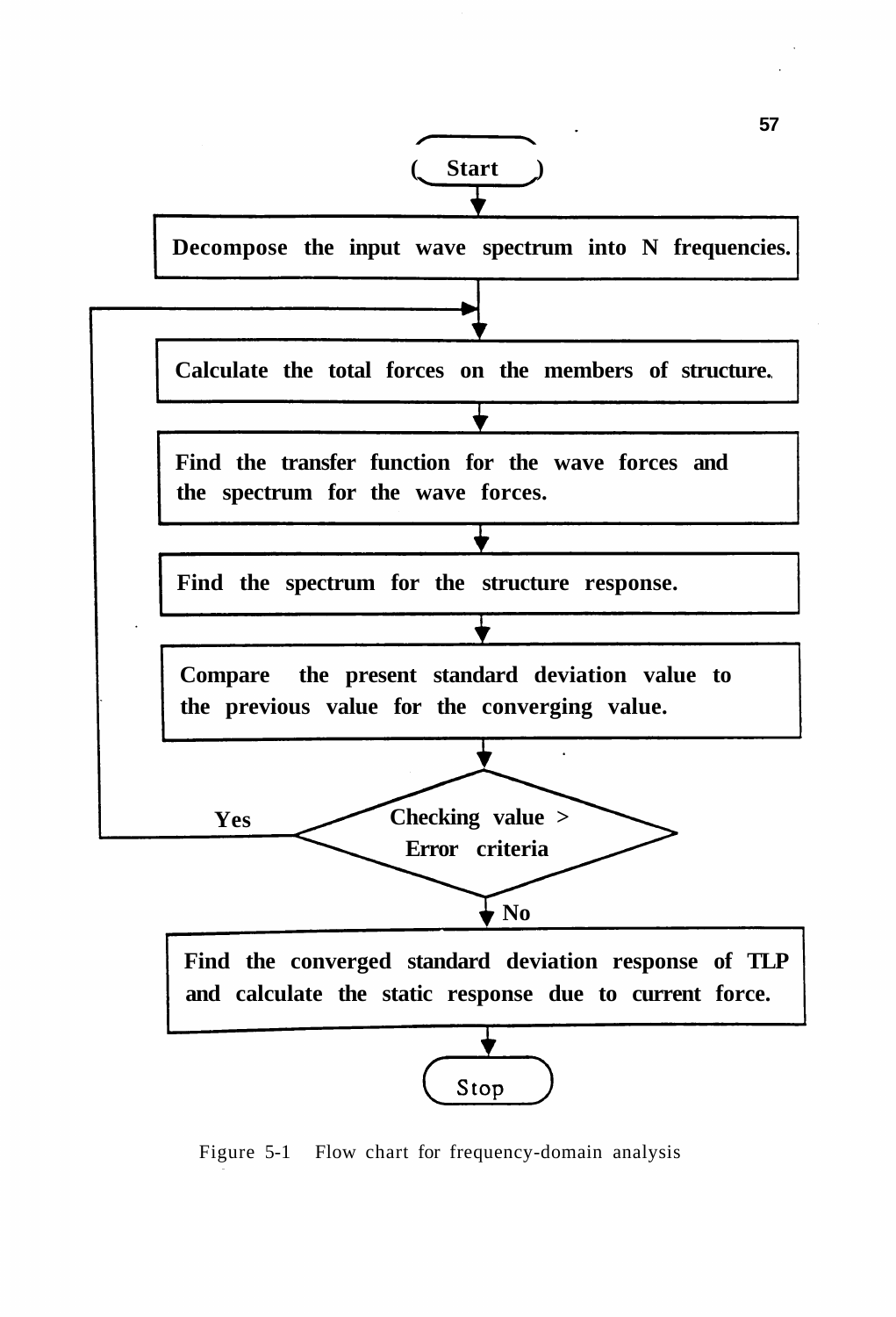Start

Decompose the input wave spectrum into N frequencies.

Calculate the total forces on the members of structure.

Find the transfer function for the wave forces and the spectrum for the wave forces.

Find the spectrum for the structure response.

Compare the present standard deviation value to the previous value for the converging value.

Checking value > Error criteria

Yes

No

Find the converged standard deviation response of TLP and calculate the static response due to current force.

Stop

Figure 5-1 Flow chart for frequency-domain analysis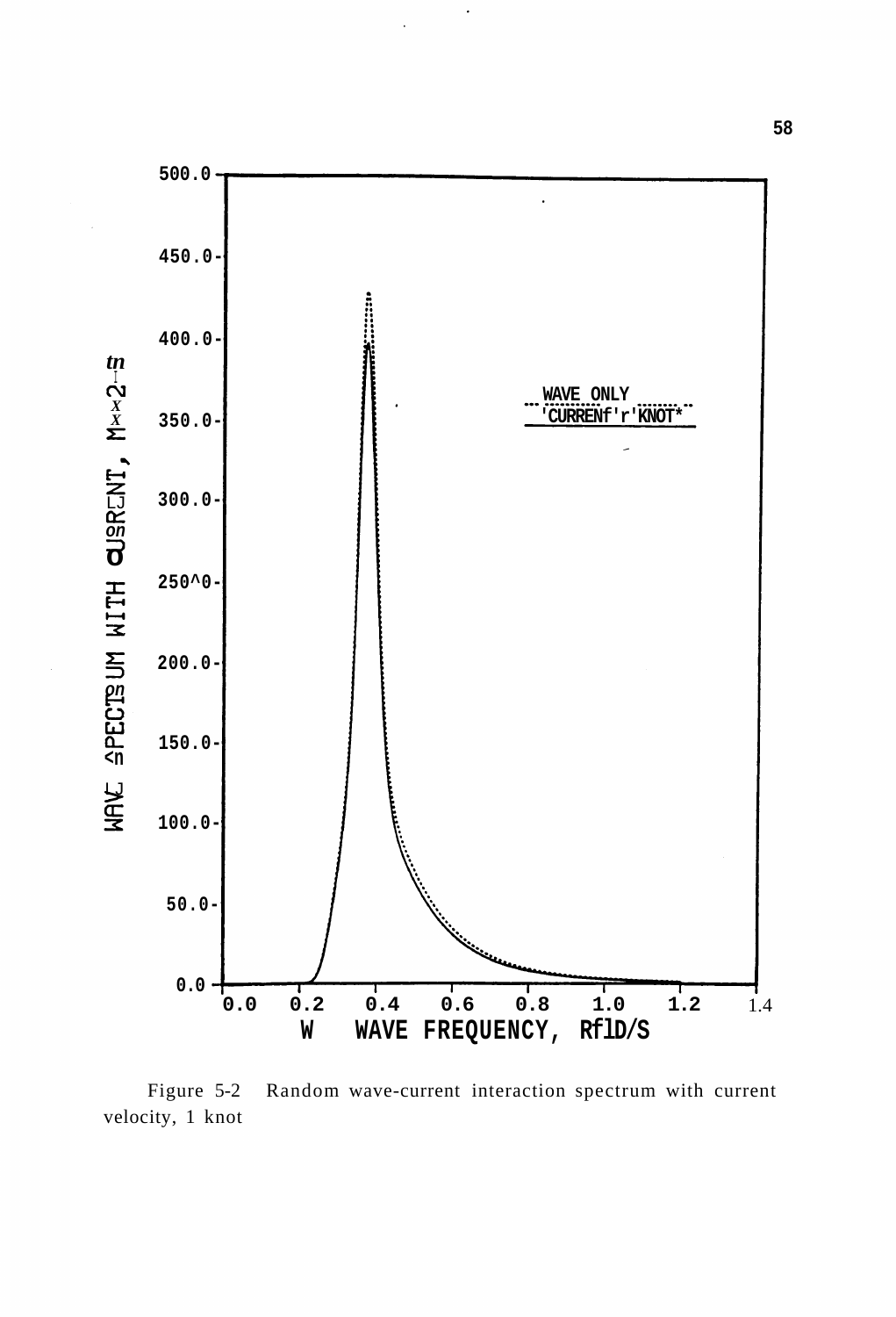Figure 5-2 Random wave-current interaction spectrum with current velocity, 1 knot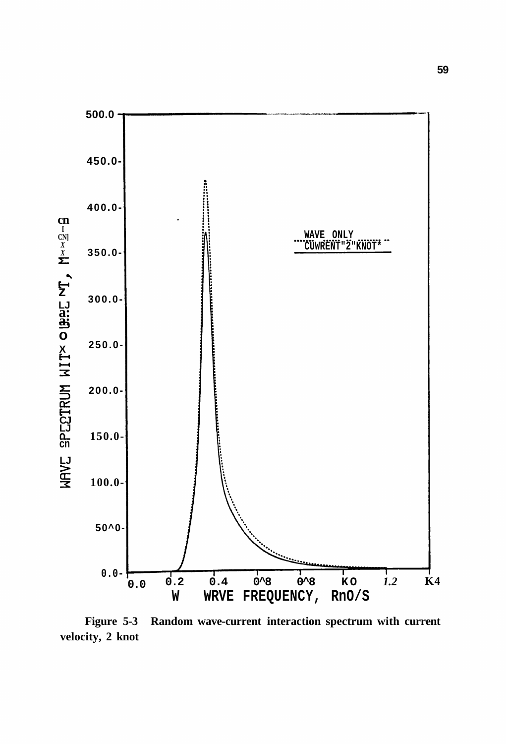Figure 5-3   Random wave-current interaction spectrum with current velocity, 2 knot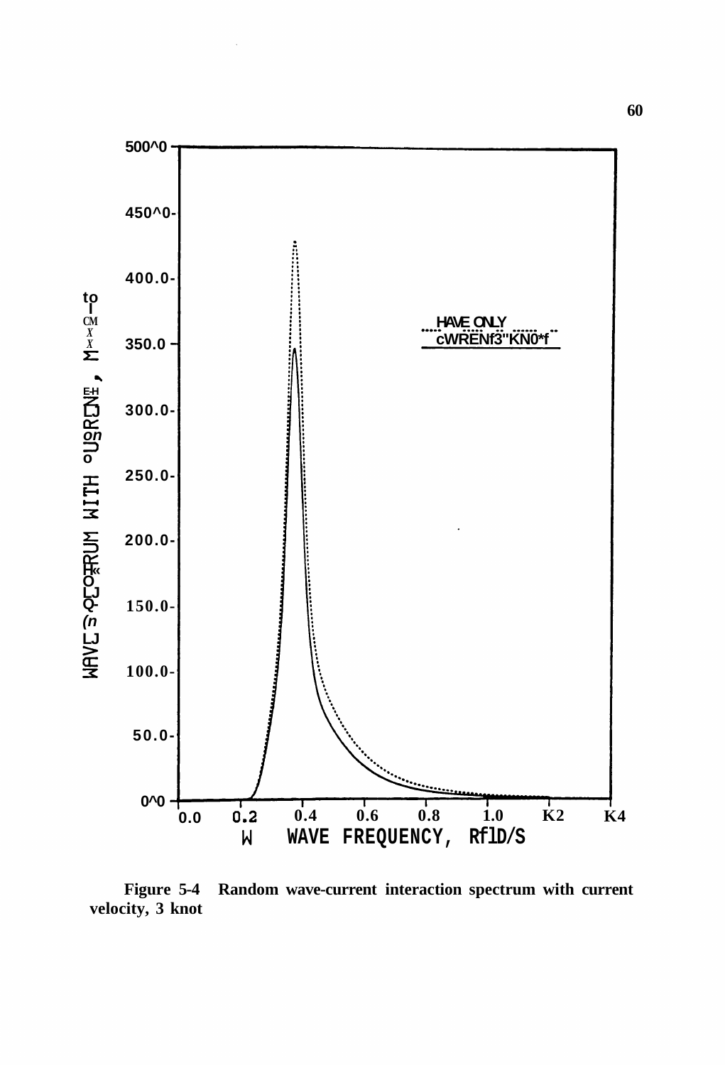Figure 5-4 Random wave-current interaction spectrum with current velocity, 3 knot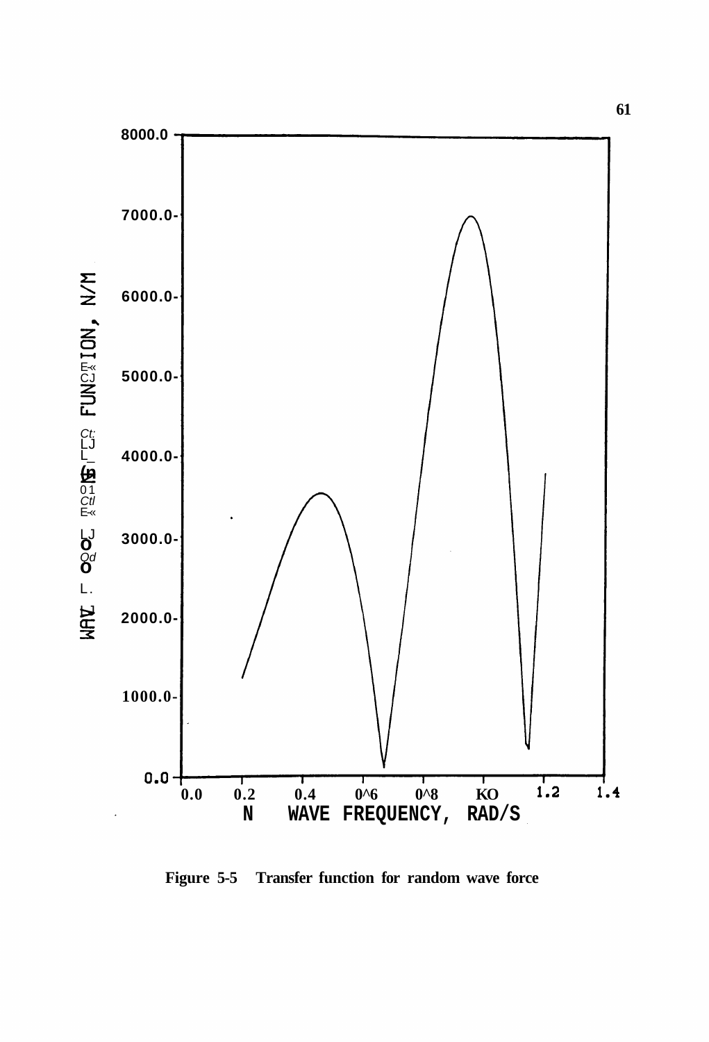Figure 5-5 Transfer function for random wave force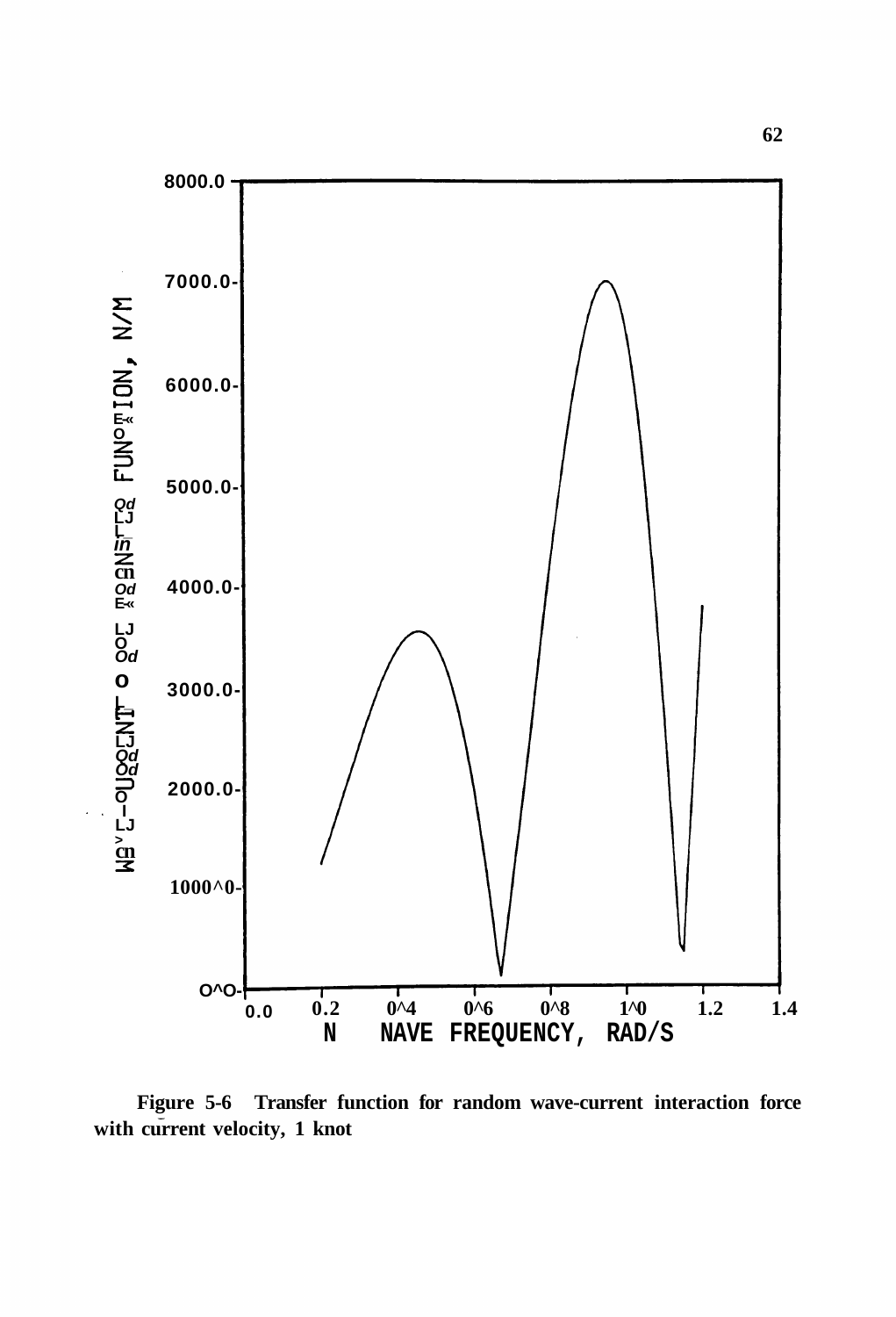Figure 5-6 Transfer function for random wave-current interaction force with current velocity, 1 knot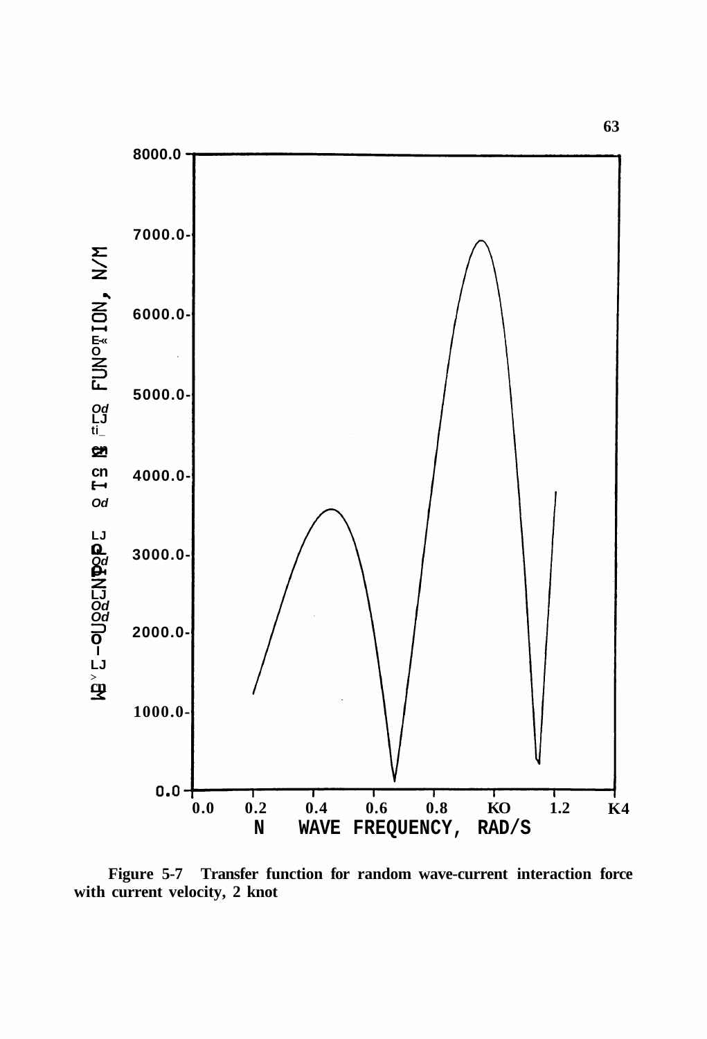Figure 5-7 Transfer function for random wave-current interaction force with current velocity, 2 knot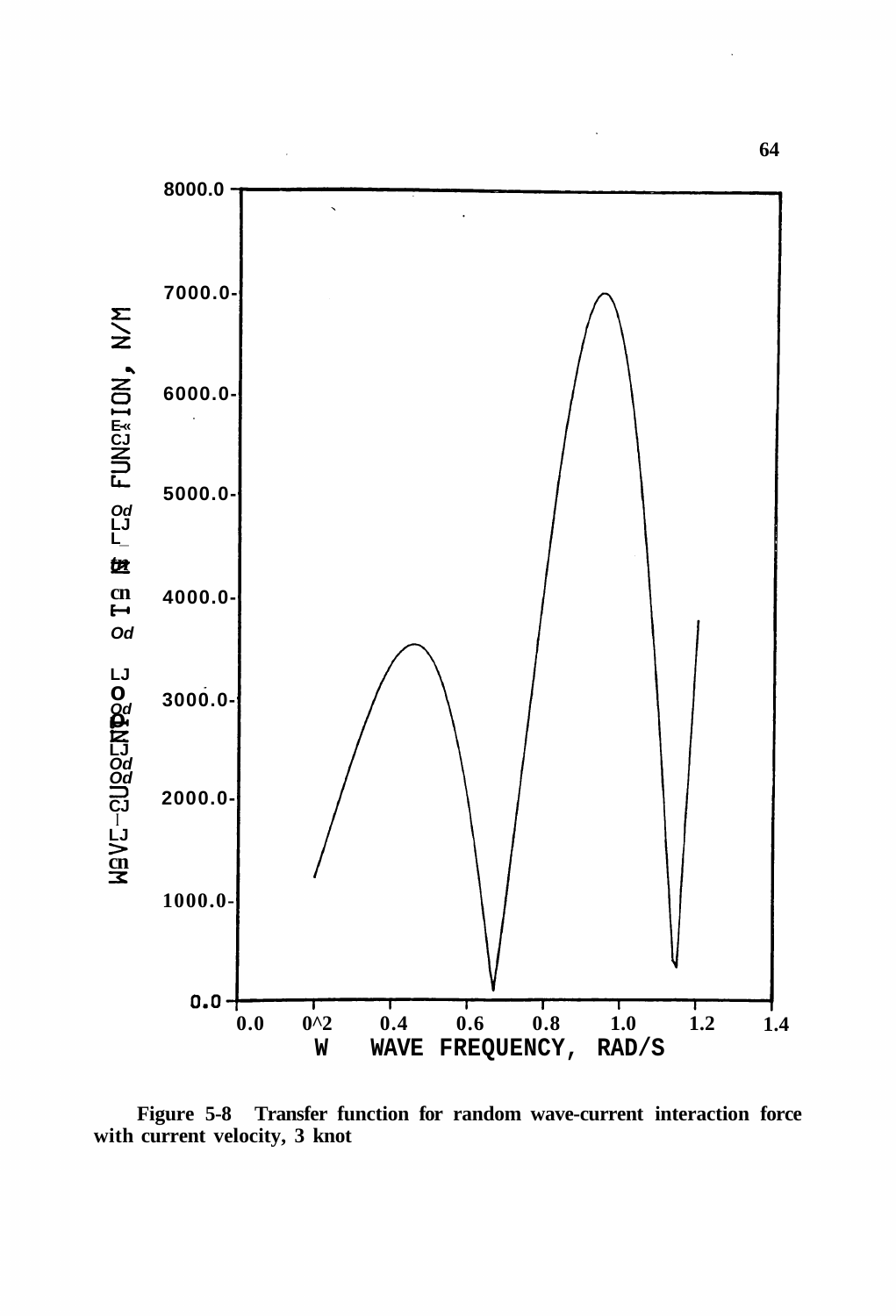Figure 5-8 Transfer function for random wave-current interaction force with current velocity, 3 knot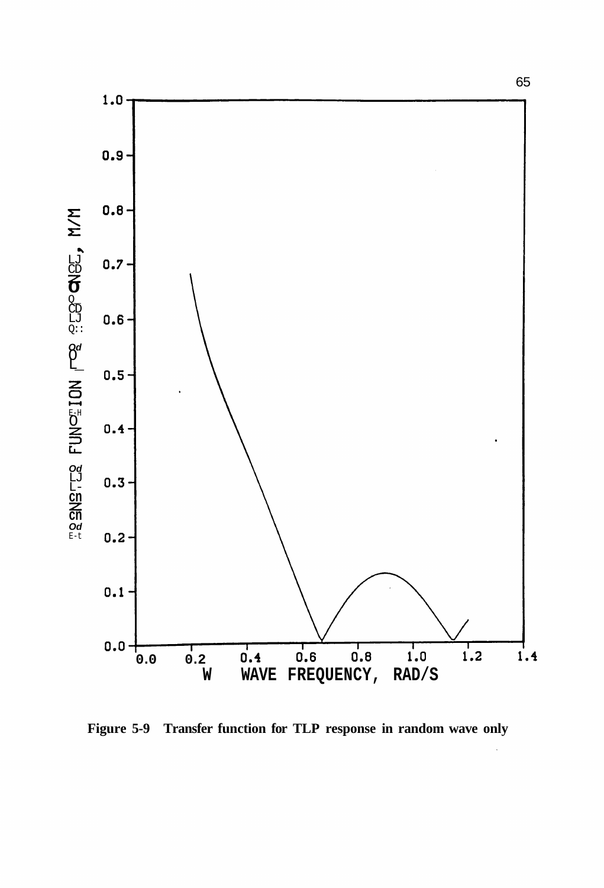Figure 5-9 Transfer function for TLP response in random wave only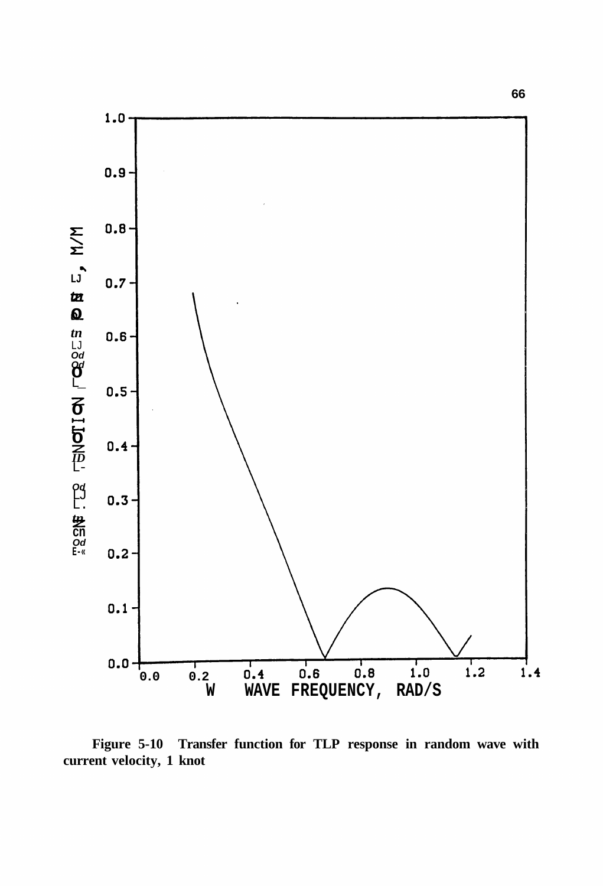Figure 5-10 Transfer function for TLP response in random wave with current velocity, 1 knot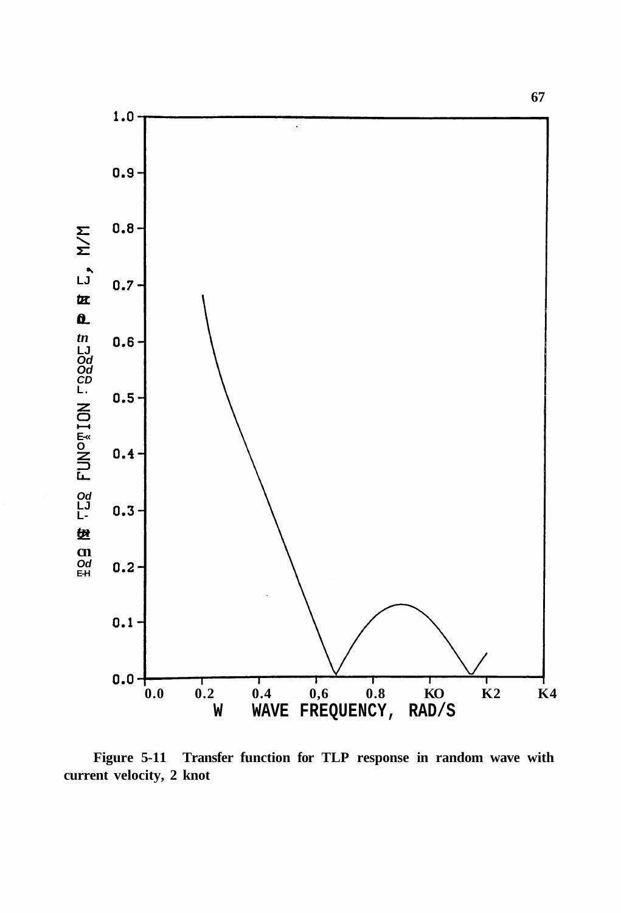Figure 5-11 Transfer function for TLP response in random wave with current velocity, 2 knot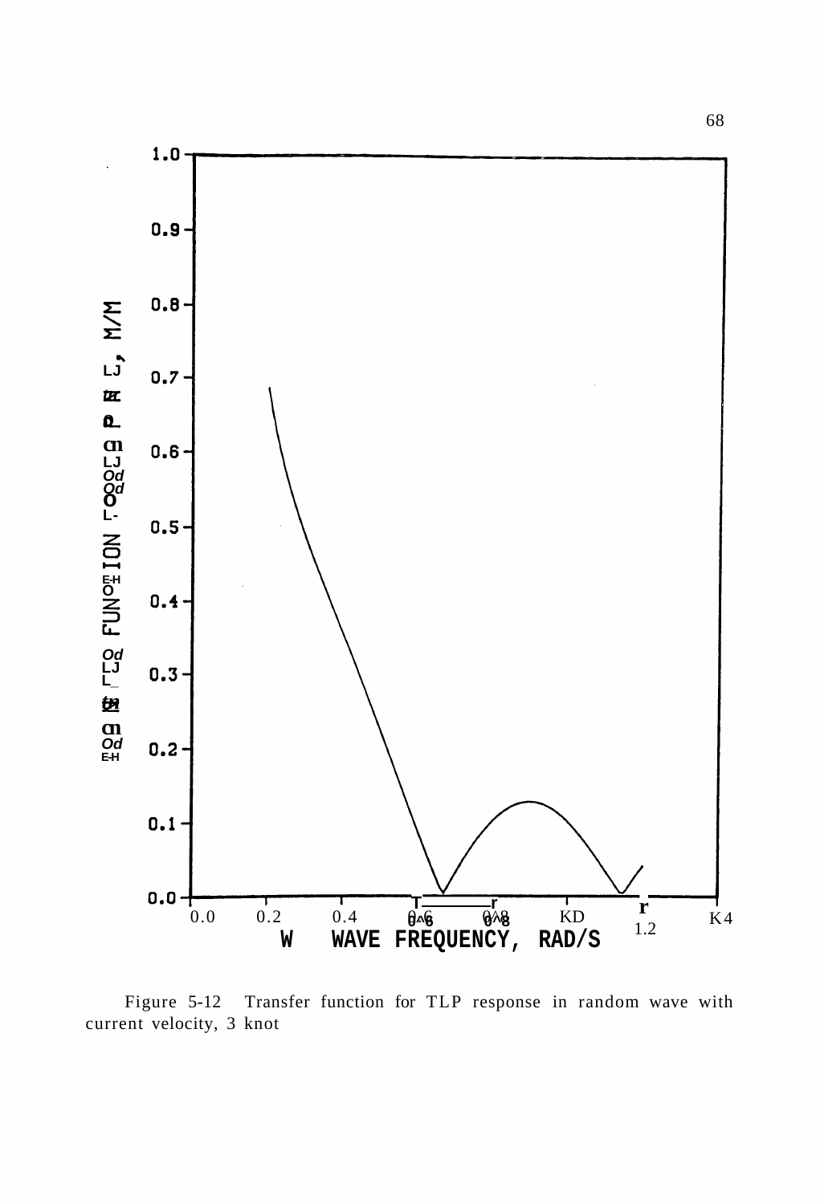Figure 5-12 Transfer function for TLP response in random wave with current velocity, 3 knot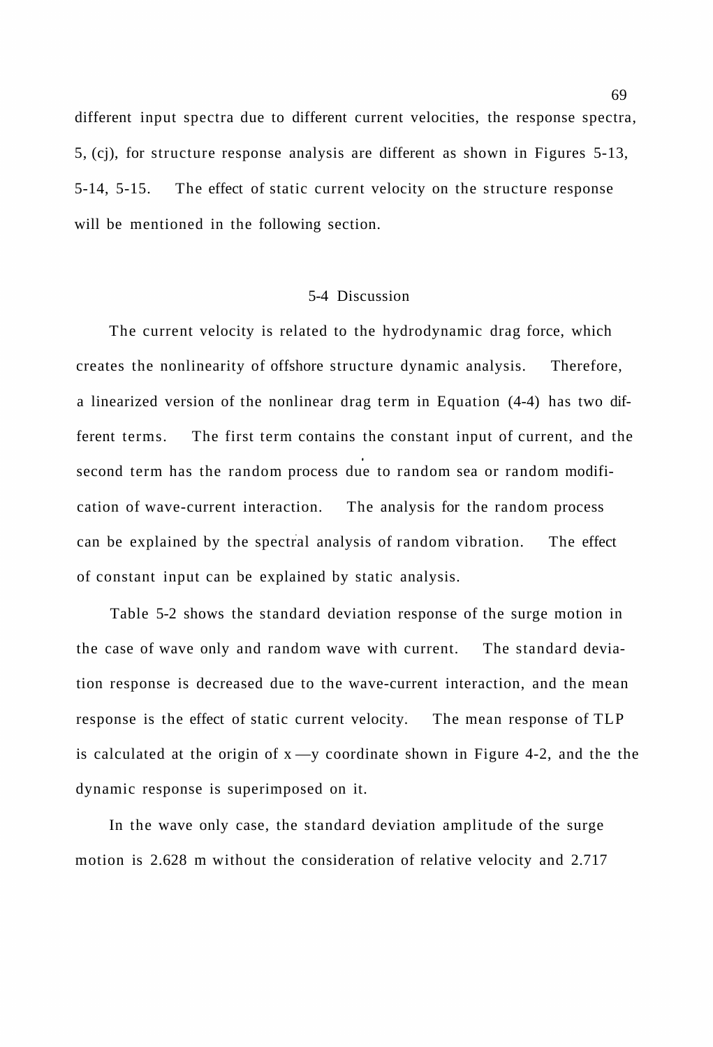different input spectra due to different current velocities, the response spectra, 5, (cj), for structure response analysis are different as shown in Figures 5-13, 5-14, 5-15. The effect of static current velocity on the structure response will be mentioned in the following section.

## 5-4 Discussion

The current velocity is related to the hydrodynamic drag force, which creates the nonlinearity of offshore structure dynamic analysis. Therefore, a linearized version of the nonlinear drag term in Equation (4-4) has two different terms. The first term contains the constant input of current, and the second term has the random process due to random sea or random modification of wave-current interaction. The analysis for the random process can be explained by the spectral analysis of random vibration. The effect of constant input can be explained by static analysis.

Table 5-2 shows the standard deviation response of the surge motion in the case of wave only and random wave with current. The standard deviation response is decreased due to the wave-current interaction, and the mean response is the effect of static current velocity. The mean response of TLP is calculated at the origin of x —y coordinate shown in Figure 4-2, and the the dynamic response is superimposed on it.

In the wave only case, the standard deviation amplitude of the surge motion is 2.628 m without the consideration of relative velocity and 2.717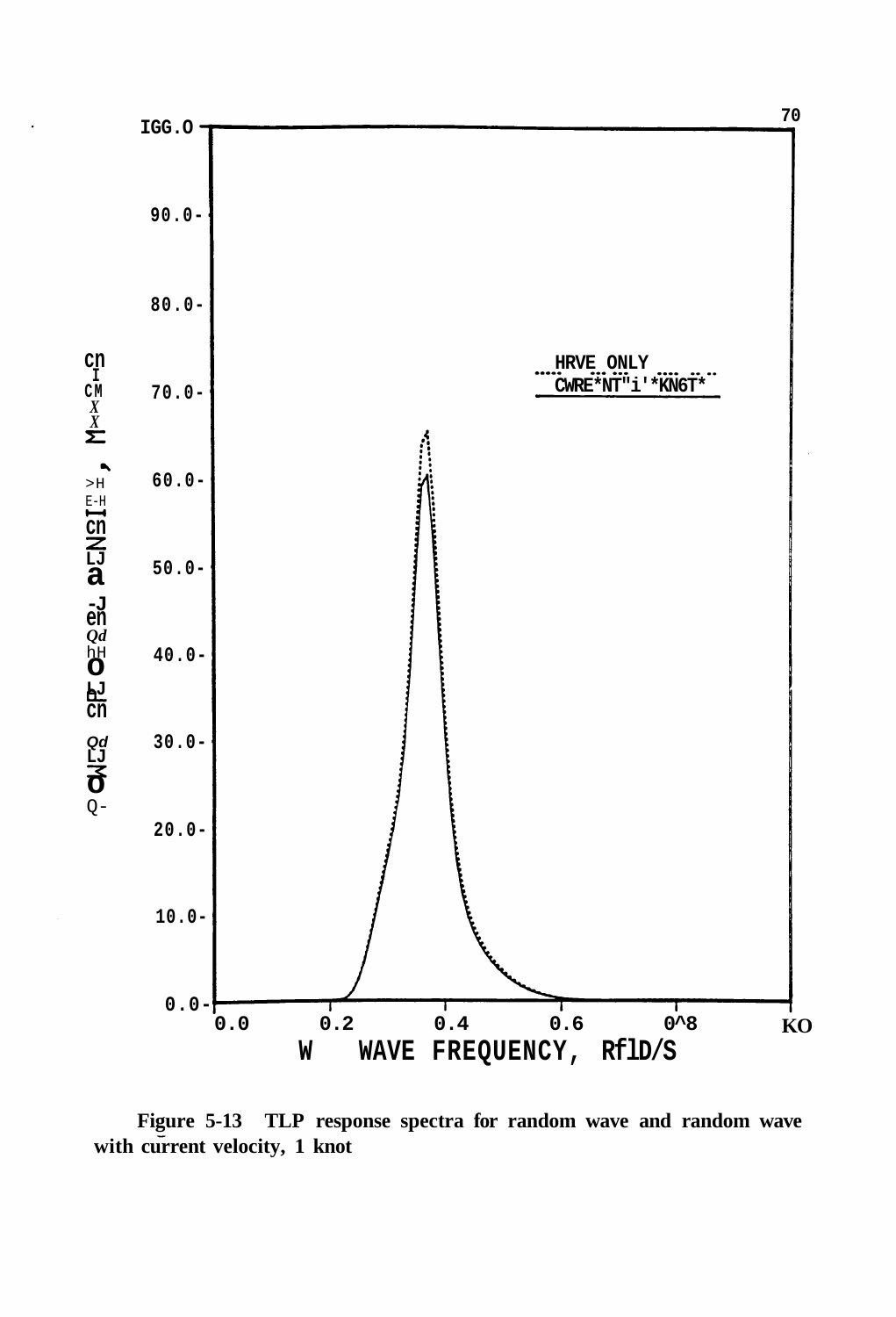Figure 5-13 TLP response spectra for random wave and random wave with current velocity, 1 knot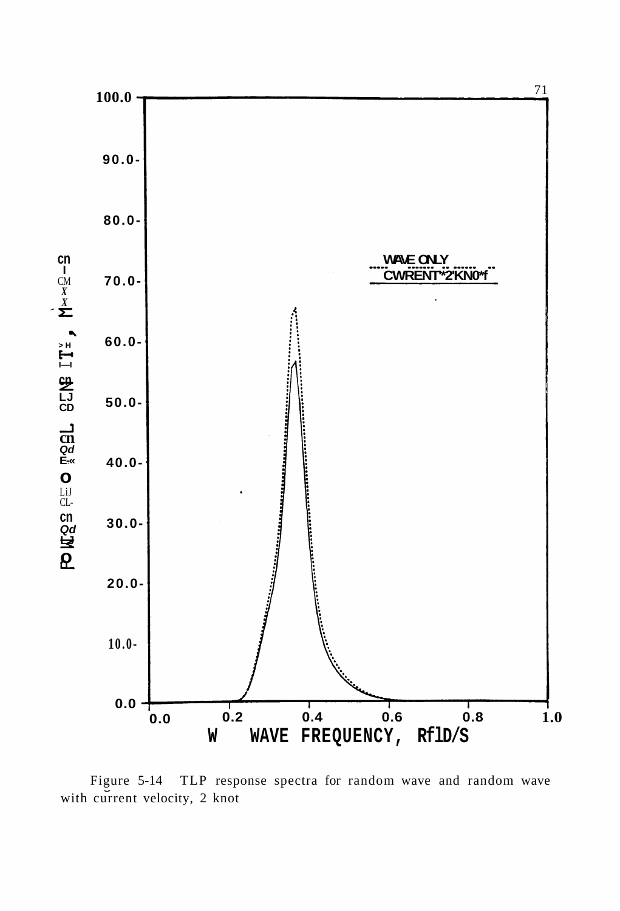Figure 5-14 TLP response spectra for random wave and random wave with current velocity, 2 knot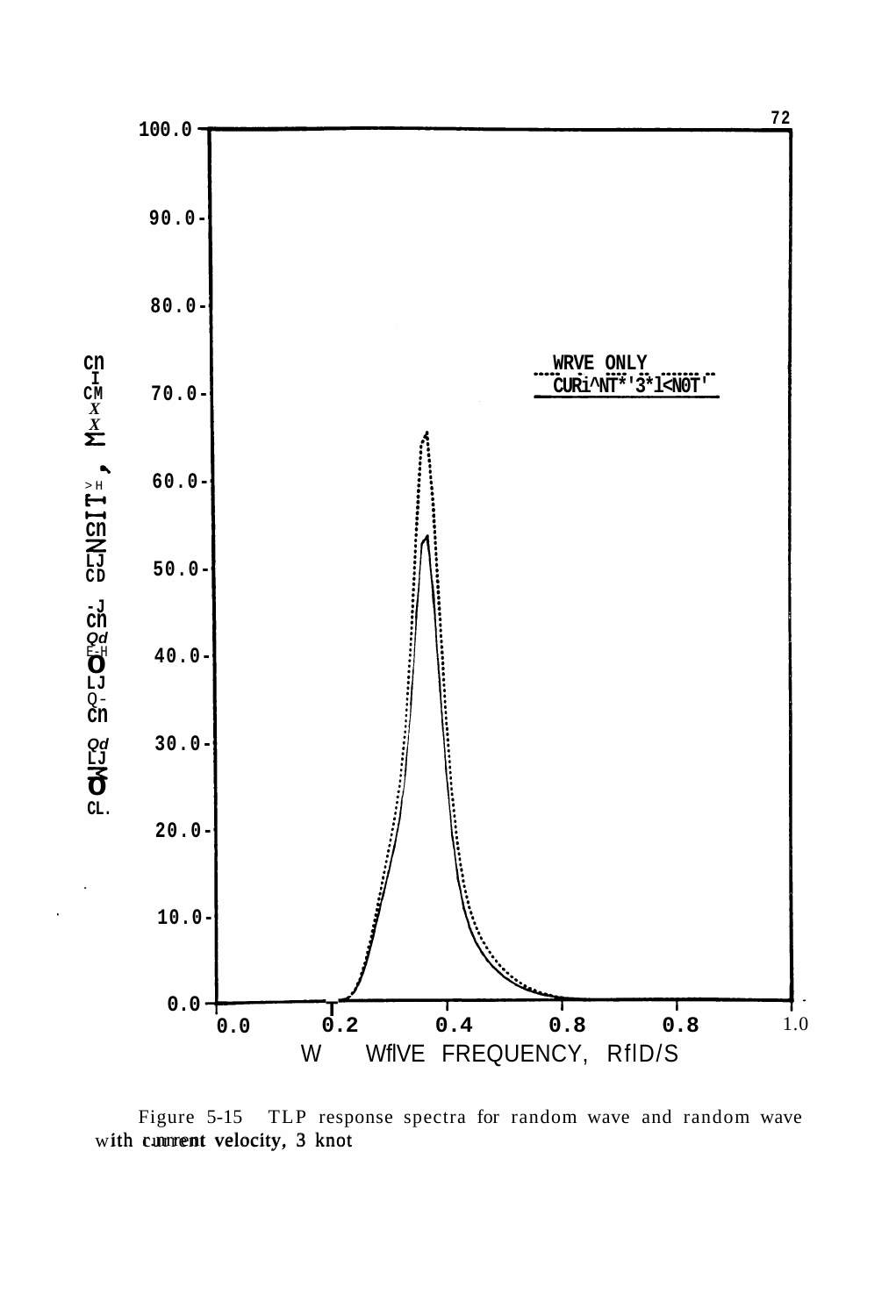Figure 5-15 TLP response spectra for random wave and random wave with current velocity, 3 knot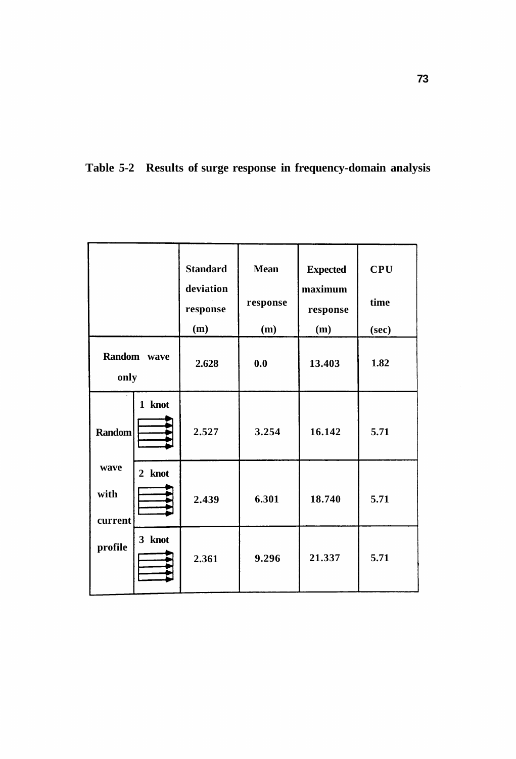Table 5-2 Results of surge response in frequency-domain analysis

| | | Standard deviation response (m) | Mean response (m) | Expected maximum response (m) | CPU time (sec) |
|---|---|---|---|---|---|
| Random wave only | | 2.628 | 0.0 | 13.403 | 1.82 |
| Random wave with current profile | 1 knot | 2.527 | 3.254 | 16.142 | 5.71 |
| | 2 knot | 2.439 | 6.301 | 18.740 | 5.71 |
| | 3 knot | 2.361 | 9.296 | 21.337 | 5.71 |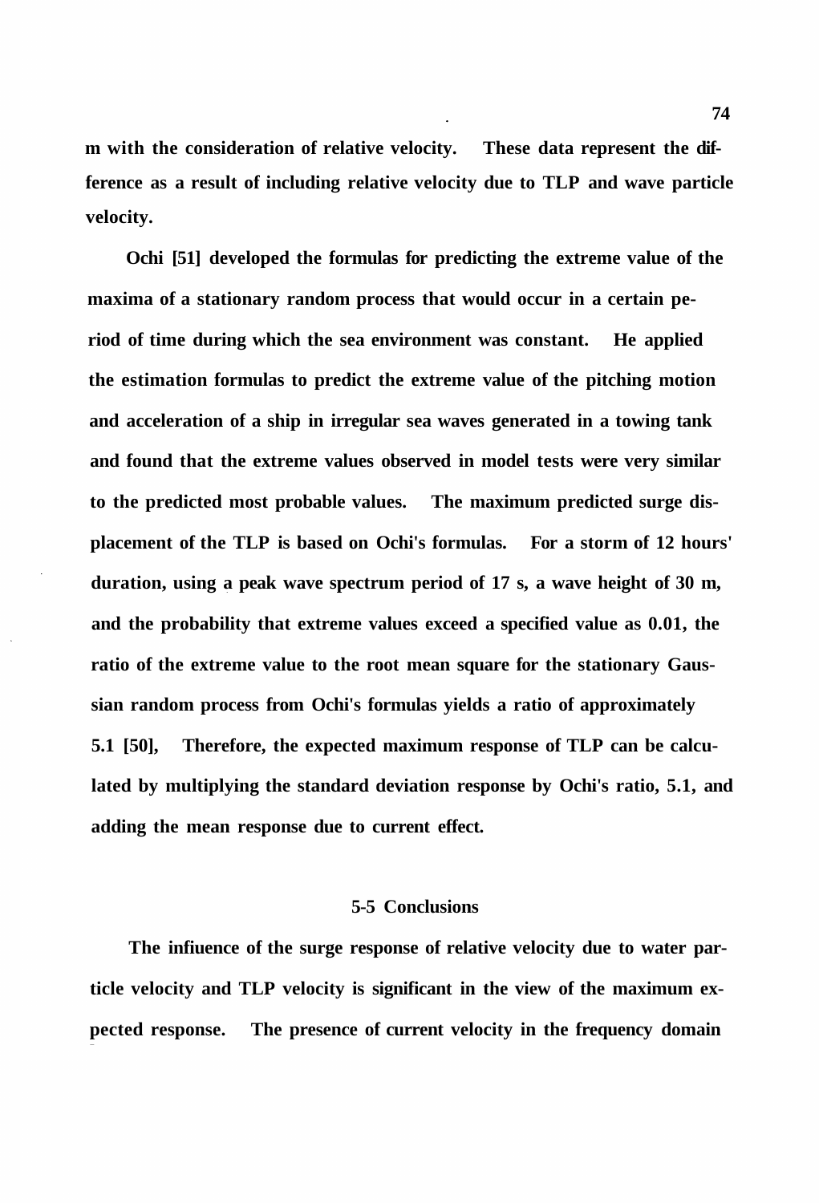m with the consideration of relative velocity. These data represent the difference as a result of including relative velocity due to TLP and wave particle velocity.

Ochi [51] developed the formulas for predicting the extreme value of the maxima of a stationary random process that would occur in a certain period of time during which the sea environment was constant. He applied the estimation formulas to predict the extreme value of the pitching motion and acceleration of a ship in irregular sea waves generated in a towing tank and found that the extreme values observed in model tests were very similar to the predicted most probable values. The maximum predicted surge displacement of the TLP is based on Ochi's formulas. For a storm of 12 hours' duration, using a peak wave spectrum period of 17 s, a wave height of 30 m, and the probability that extreme values exceed a specified value as 0.01, the ratio of the extreme value to the root mean square for the stationary Gaussian random process from Ochi's formulas yields a ratio of approximately 5.1 [50], Therefore, the expected maximum response of TLP can be calculated by multiplying the standard deviation response by Ochi's ratio, 5.1, and adding the mean response due to current effect.

## 5-5 Conclusions

The infiuence of the surge response of relative velocity due to water particle velocity and TLP velocity is significant in the view of the maximum expected response. The presence of current velocity in the frequency domain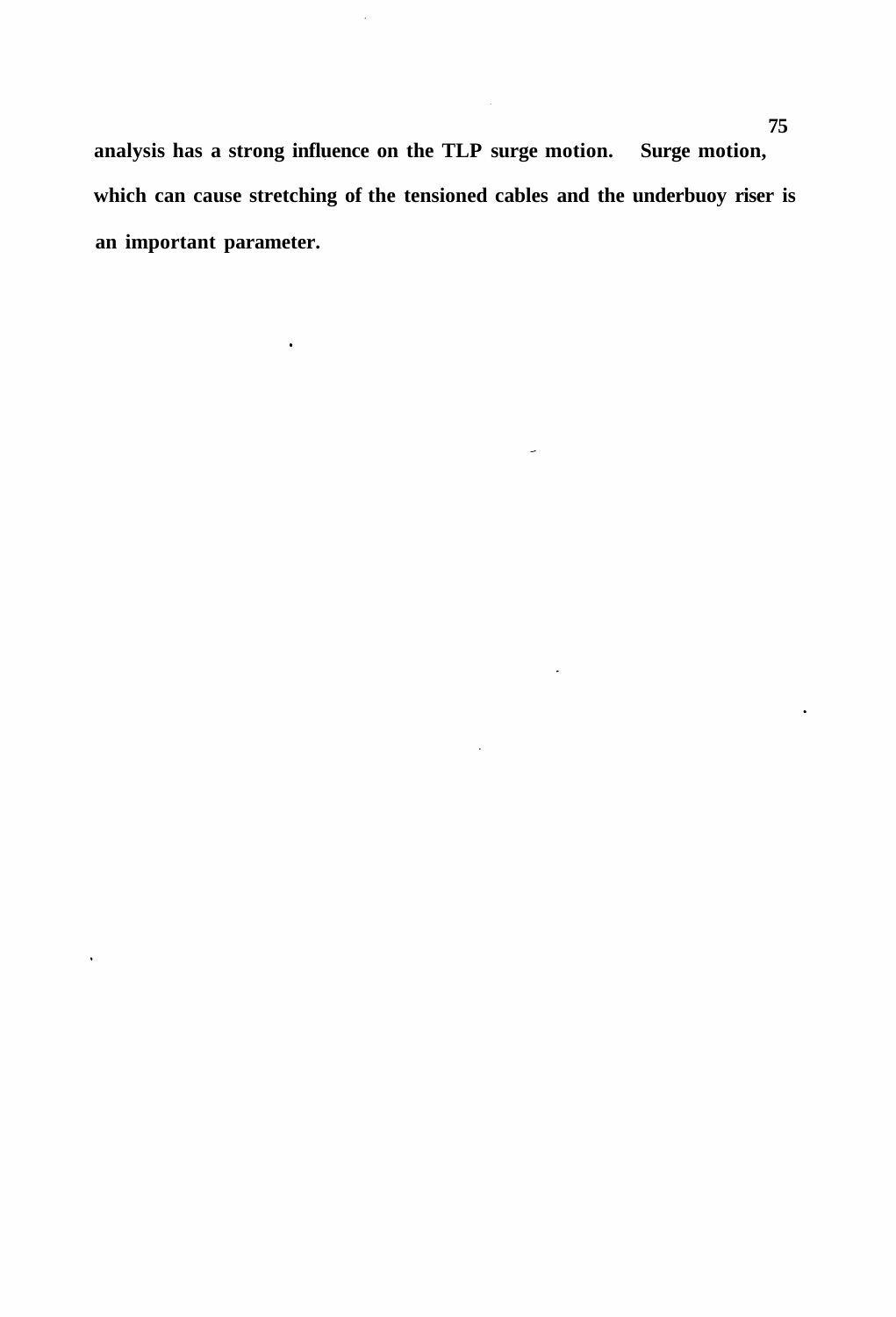**analysis has a strong influence on the TLP surge motion. Surge motion, which can cause stretching of the tensioned cables and the underbuoy riser is an important parameter.**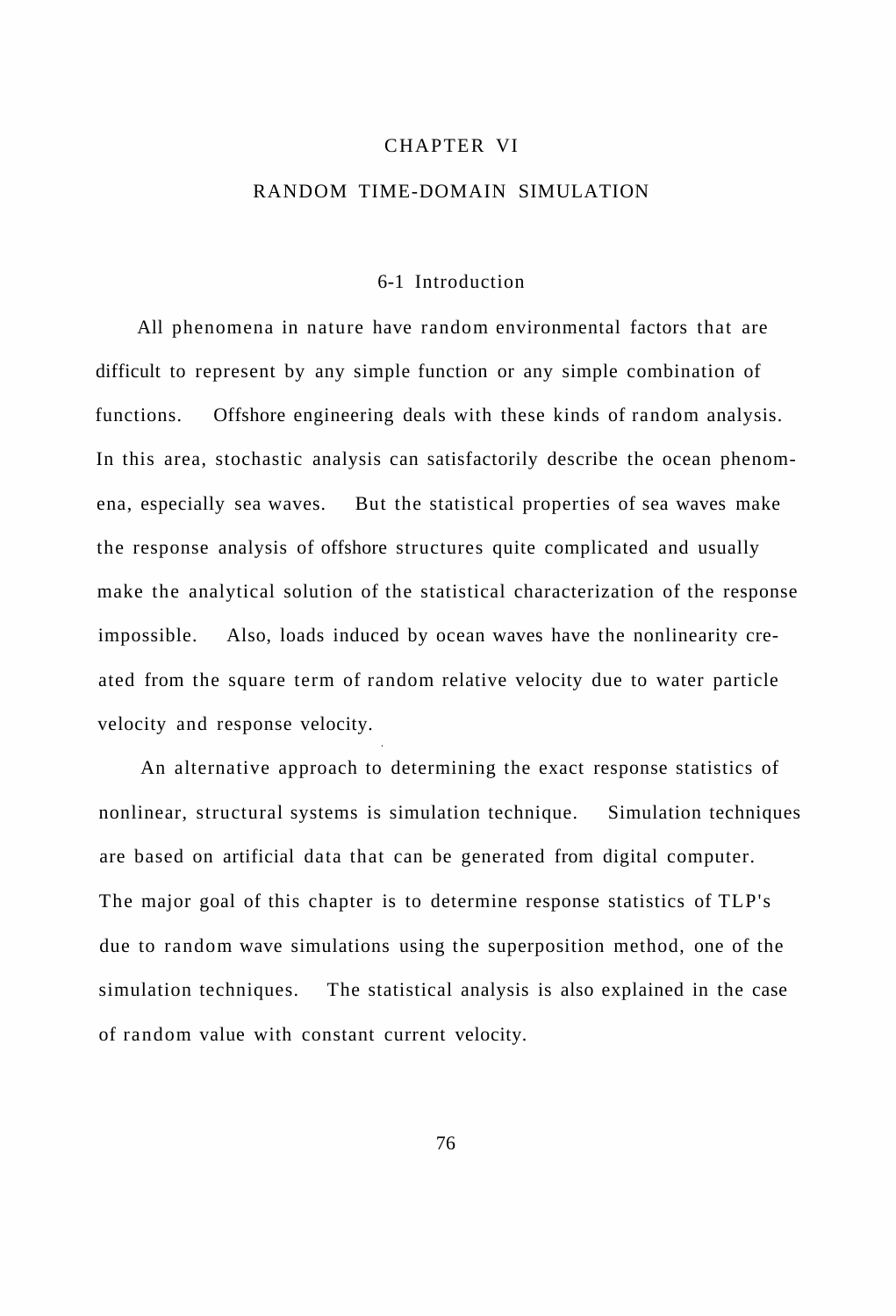# CHAPTER VI

# RANDOM TIME-DOMAIN SIMULATION

## 6-1 Introduction

All phenomena in nature have random environmental factors that are difficult to represent by any simple function or any simple combination of functions. Offshore engineering deals with these kinds of random analysis. In this area, stochastic analysis can satisfactorily describe the ocean phenomena, especially sea waves. But the statistical properties of sea waves make the response analysis of offshore structures quite complicated and usually make the analytical solution of the statistical characterization of the response impossible. Also, loads induced by ocean waves have the nonlinearity created from the square term of random relative velocity due to water particle velocity and response velocity.

An alternative approach to determining the exact response statistics of nonlinear, structural systems is simulation technique. Simulation techniques are based on artificial data that can be generated from digital computer. The major goal of this chapter is to determine response statistics of TLP's due to random wave simulations using the superposition method, one of the simulation techniques. The statistical analysis is also explained in the case of random value with constant current velocity.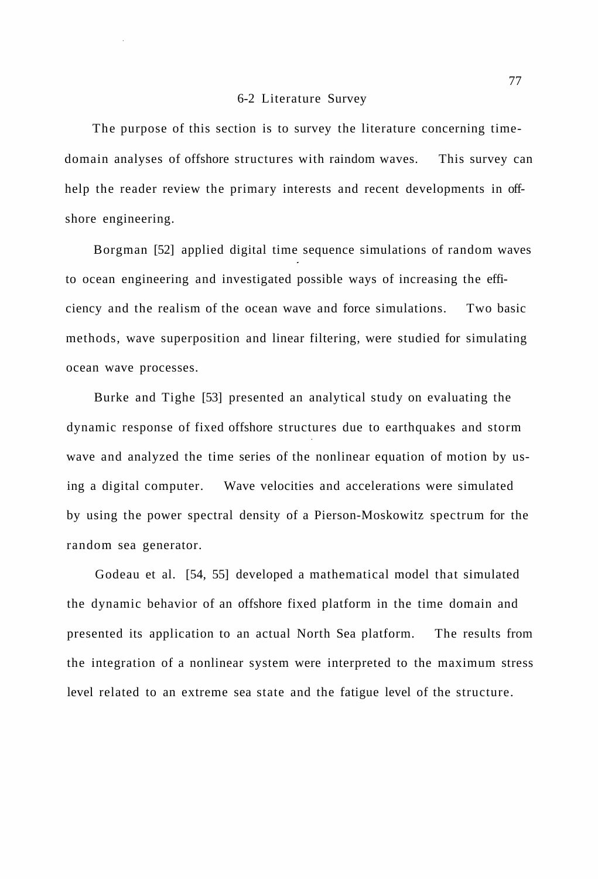## 6-2 Literature Survey

The purpose of this section is to survey the literature concerning time-domain analyses of offshore structures with raindom waves. This survey can help the reader review the primary interests and recent developments in offshore engineering.

Borgman [52] applied digital time sequence simulations of random waves to ocean engineering and investigated possible ways of increasing the efficiency and the realism of the ocean wave and force simulations. Two basic methods, wave superposition and linear filtering, were studied for simulating ocean wave processes.

Burke and Tighe [53] presented an analytical study on evaluating the dynamic response of fixed offshore structures due to earthquakes and storm wave and analyzed the time series of the nonlinear equation of motion by using a digital computer. Wave velocities and accelerations were simulated by using the power spectral density of a Pierson-Moskowitz spectrum for the random sea generator.

Godeau et al. [54, 55] developed a mathematical model that simulated the dynamic behavior of an offshore fixed platform in the time domain and presented its application to an actual North Sea platform. The results from the integration of a nonlinear system were interpreted to the maximum stress level related to an extreme sea state and the fatigue level of the structure.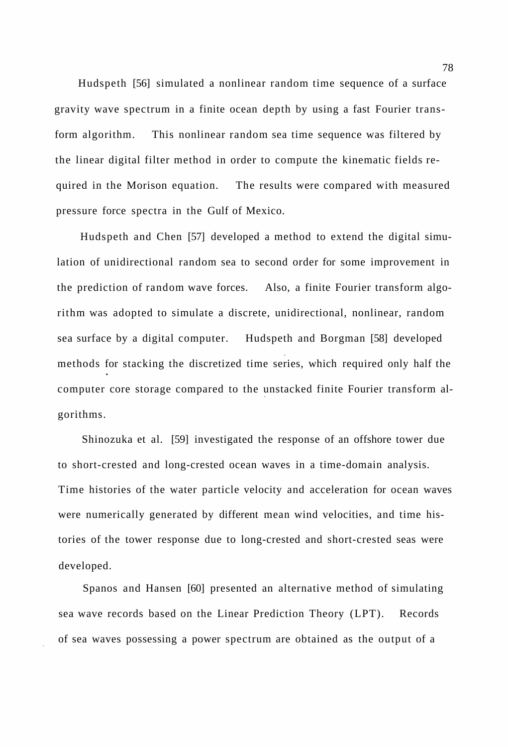Hudspeth [56] simulated a nonlinear random time sequence of a surface gravity wave spectrum in a finite ocean depth by using a fast Fourier transform algorithm. This nonlinear random sea time sequence was filtered by the linear digital filter method in order to compute the kinematic fields required in the Morison equation. The results were compared with measured pressure force spectra in the Gulf of Mexico.

Hudspeth and Chen [57] developed a method to extend the digital simulation of unidirectional random sea to second order for some improvement in the prediction of random wave forces. Also, a finite Fourier transform algorithm was adopted to simulate a discrete, unidirectional, nonlinear, random sea surface by a digital computer. Hudspeth and Borgman [58] developed methods for stacking the discretized time series, which required only half the computer core storage compared to the unstacked finite Fourier transform algorithms.

Shinozuka et al. [59] investigated the response of an offshore tower due to short-crested and long-crested ocean waves in a time-domain analysis. Time histories of the water particle velocity and acceleration for ocean waves were numerically generated by different mean wind velocities, and time histories of the tower response due to long-crested and short-crested seas were developed.

Spanos and Hansen [60] presented an alternative method of simulating sea wave records based on the Linear Prediction Theory (LPT). Records of sea waves possessing a power spectrum are obtained as the output of a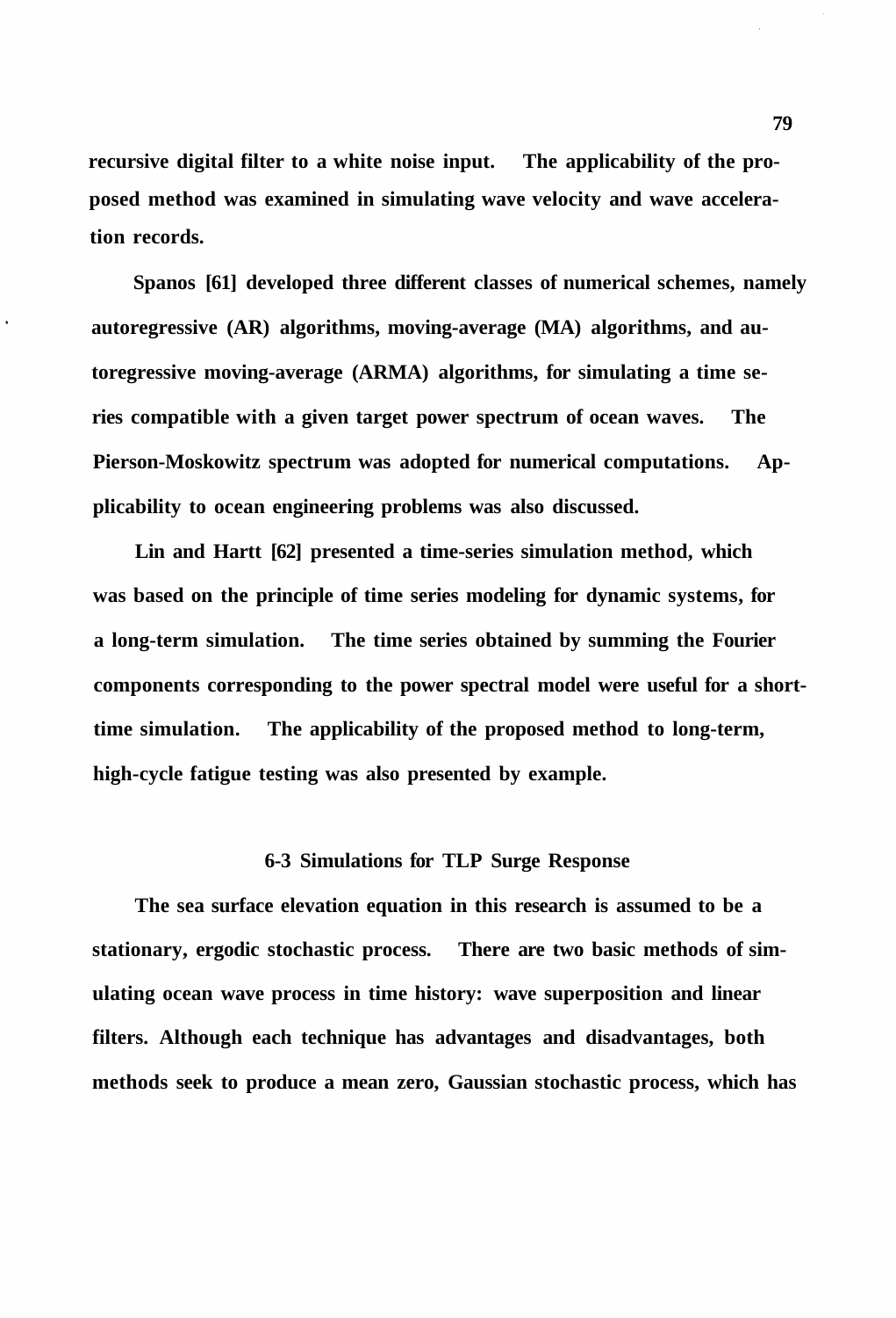recursive digital filter to a white noise input. The applicability of the proposed method was examined in simulating wave velocity and wave acceleration records.

Spanos [61] developed three different classes of numerical schemes, namely autoregressive (AR) algorithms, moving-average (MA) algorithms, and autoregressive moving-average (ARMA) algorithms, for simulating a time series compatible with a given target power spectrum of ocean waves. The Pierson-Moskowitz spectrum was adopted for numerical computations. Applicability to ocean engineering problems was also discussed.

Lin and Hartt [62] presented a time-series simulation method, which was based on the principle of time series modeling for dynamic systems, for a long-term simulation. The time series obtained by summing the Fourier components corresponding to the power spectral model were useful for a short-time simulation. The applicability of the proposed method to long-term, high-cycle fatigue testing was also presented by example.

## 6-3 Simulations for TLP Surge Response

The sea surface elevation equation in this research is assumed to be a stationary, ergodic stochastic process. There are two basic methods of simulating ocean wave process in time history: wave superposition and linear filters. Although each technique has advantages and disadvantages, both methods seek to produce a mean zero, Gaussian stochastic process, which has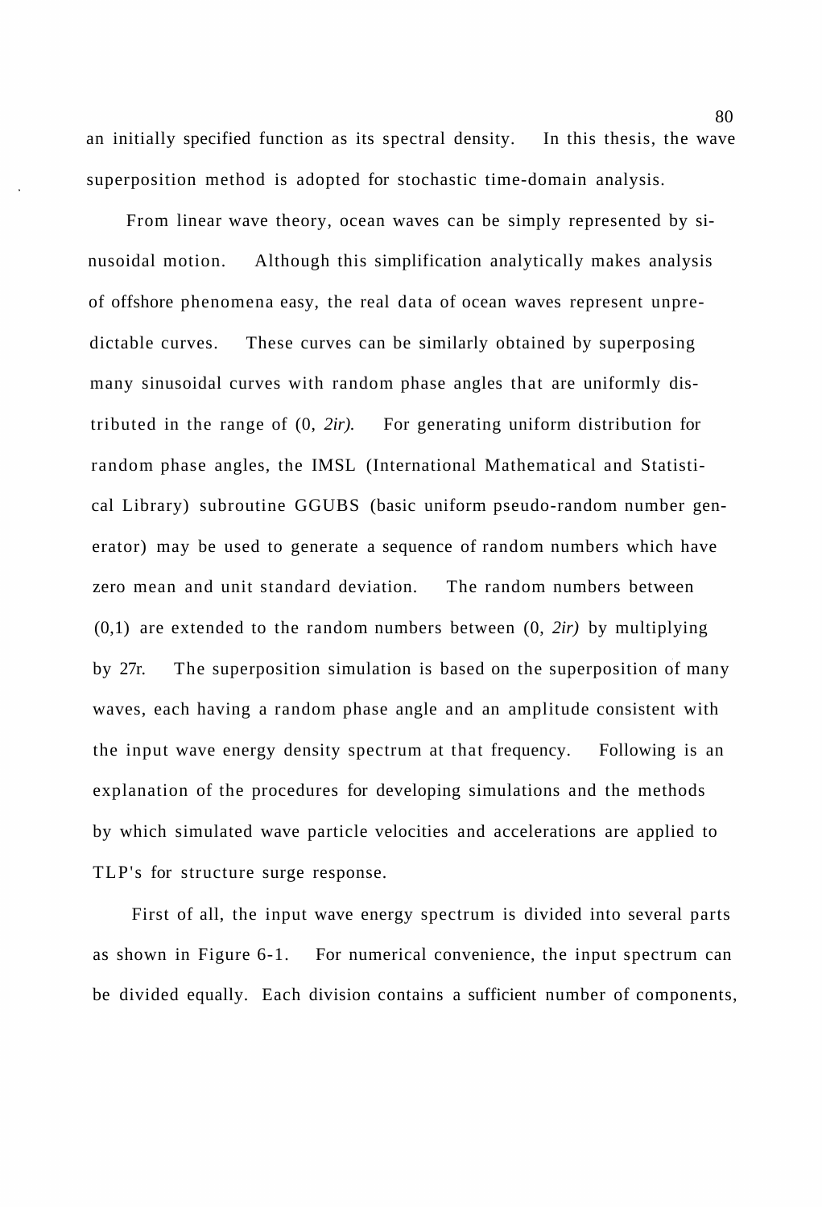an initially specified function as its spectral density. In this thesis, the wave superposition method is adopted for stochastic time-domain analysis.

From linear wave theory, ocean waves can be simply represented by sinusoidal motion. Although this simplification analytically makes analysis of offshore phenomena easy, the real data of ocean waves represent unpredictable curves. These curves can be similarly obtained by superposing many sinusoidal curves with random phase angles that are uniformly distributed in the range of $(0, 2\pi)$. For generating uniform distribution for random phase angles, the IMSL (International Mathematical and Statistical Library) subroutine GGUBS (basic uniform pseudo-random number generator) may be used to generate a sequence of random numbers which have zero mean and unit standard deviation. The random numbers between $(0,1)$ are extended to the random numbers between $(0, 2\pi)$ by multiplying by $2\pi$. The superposition simulation is based on the superposition of many waves, each having a random phase angle and an amplitude consistent with the input wave energy density spectrum at that frequency. Following is an explanation of the procedures for developing simulations and the methods by which simulated wave particle velocities and accelerations are applied to TLP's for structure surge response.

First of all, the input wave energy spectrum is divided into several parts as shown in Figure 6-1. For numerical convenience, the input spectrum can be divided equally. Each division contains a sufficient number of components,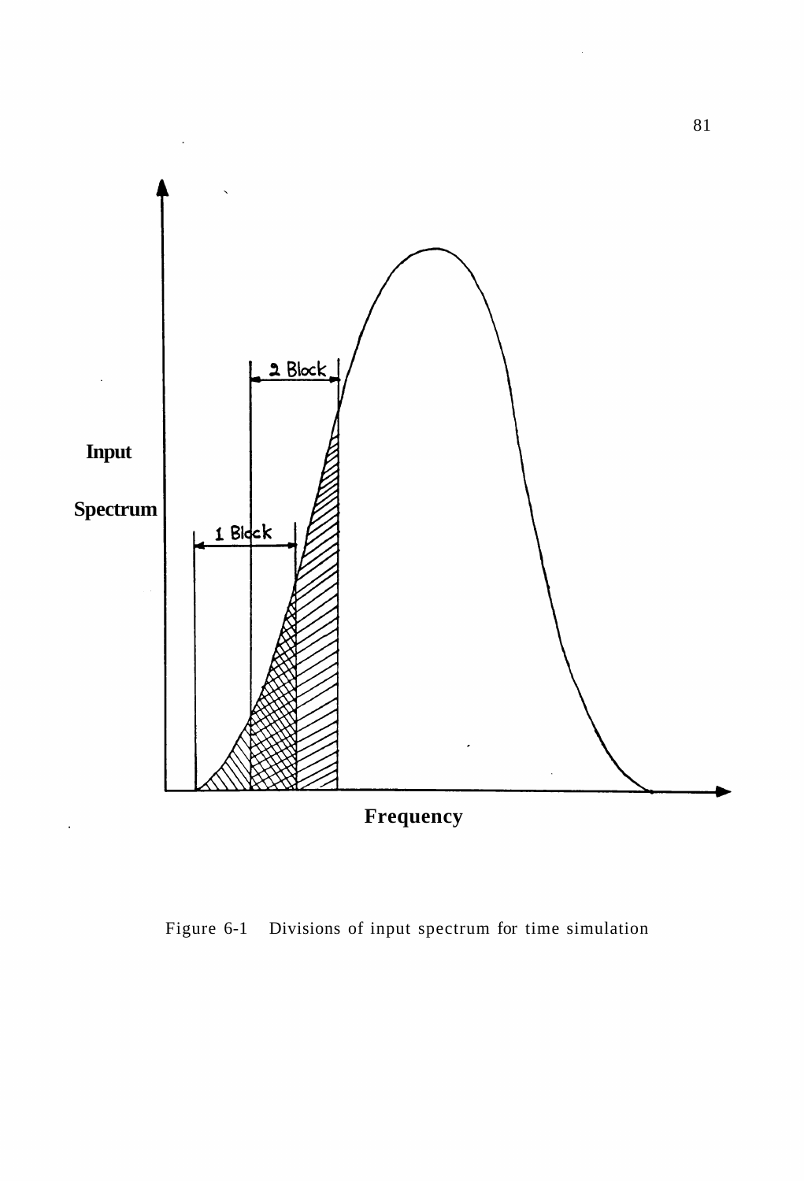Figure 6-1 Divisions of input spectrum for time simulation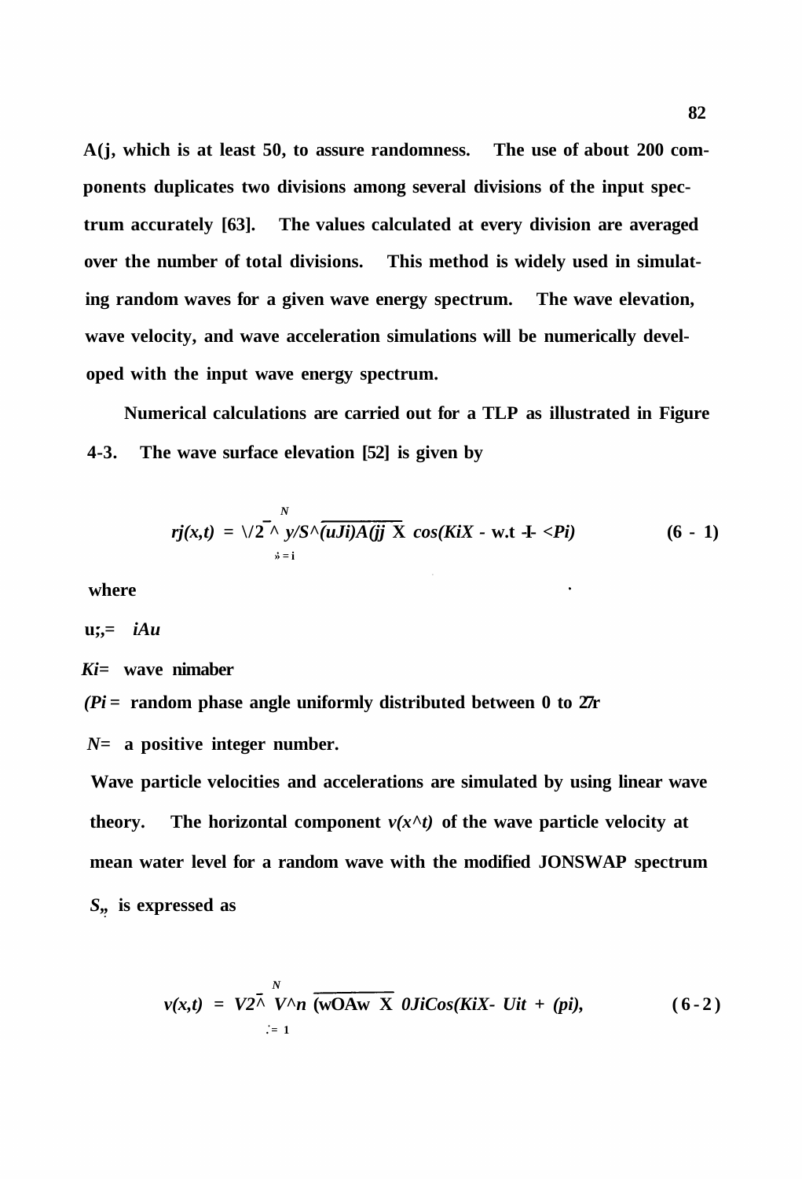$\Delta\omega$, which is at least 50, to assure randomness. The use of about 200 components duplicates two divisions among several divisions of the input spectrum accurately [63]. The values calculated at every division are averaged over the number of total divisions. This method is widely used in simulating random waves for a given wave energy spectrum. The wave elevation, wave velocity, and wave acceleration simulations will be numerically developed with the input wave energy spectrum.

Numerical calculations are carried out for a TLP as illustrated in Figure 4-3. The wave surface elevation [52] is given by

$$\eta(x,t) = \sqrt{2} \sum_{i=1}^{N} \sqrt{S_{\eta}(\omega_i)\Delta\omega} \cos(K_i X - \omega_i t + \phi_i) \qquad (6-1)$$

where

$\omega_i = i\Delta\omega$

$K_i =$ wave number

$\phi_i =$ random phase angle uniformly distributed between 0 to $2\pi$

$N =$ a positive integer number.

Wave particle velocities and accelerations are simulated by using linear wave theory. The horizontal component $v(x,t)$ of the wave particle velocity at mean water level for a random wave with the modified JONSWAP spectrum $S_{\eta}$ is expressed as

$$v(x,t) = \sqrt{2} \sum_{i=1}^{N} \sqrt{S_{\eta}(\omega_i)\Delta\omega}\ \omega_i \cos(K_i X - \omega_i t + \phi_i), \qquad (6-2)$$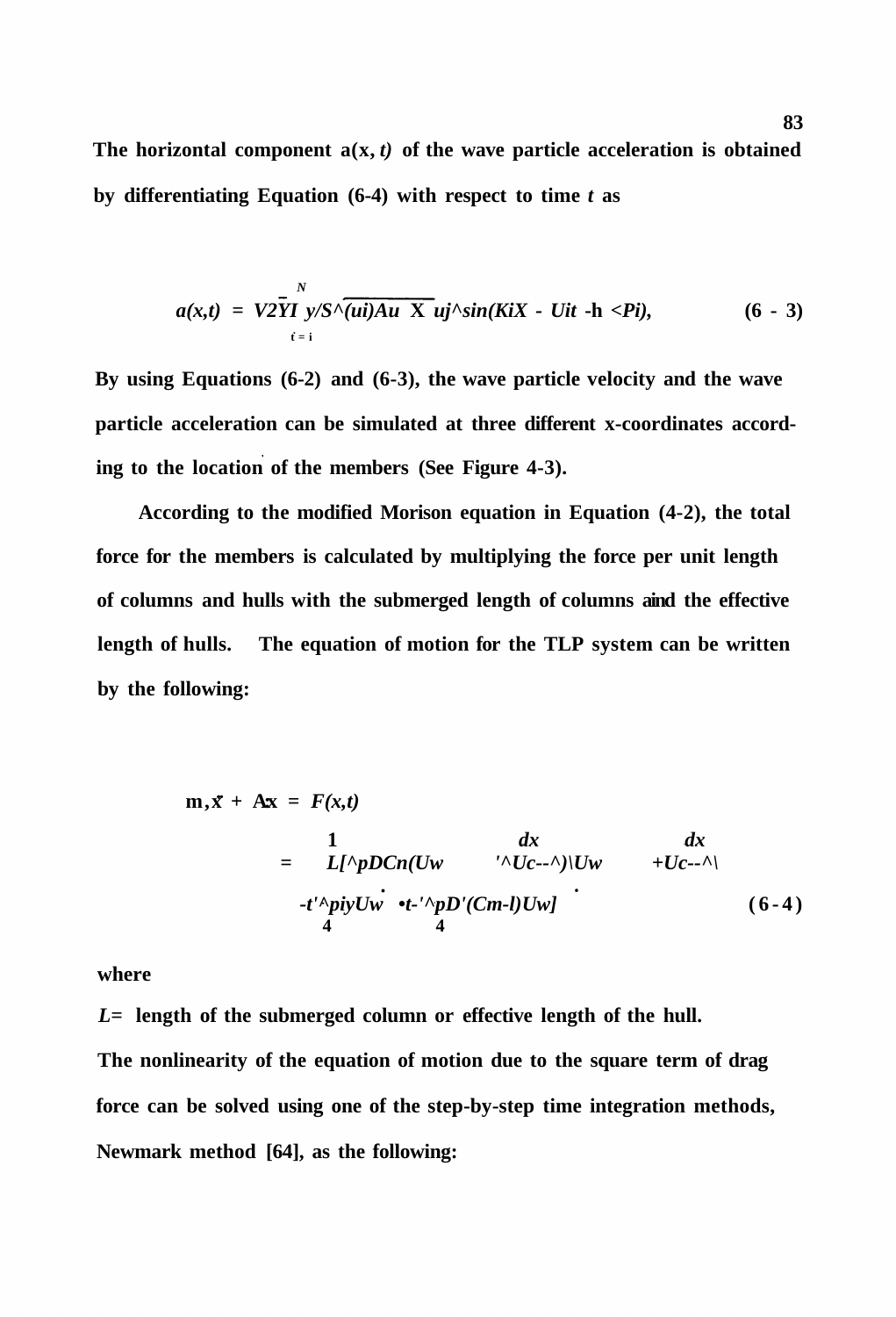The horizontal component $a(x, t)$ of the wave particle acceleration is obtained by differentiating Equation (6-4) with respect to time $t$ as

$$a(x,t) = \sqrt{2} \sum_{i=1}^{N} \sqrt{S_\eta(\omega_i)\Delta\omega} \times \omega_i^2 \sin(k_i x - \omega_i t + \phi_i), \tag{6 - 3}$$

By using Equations (6-2) and (6-3), the wave particle velocity and the wave particle acceleration can be simulated at three different x-coordinates according to the location of the members (See Figure 4-3).

According to the modified Morison equation in Equation (4-2), the total force for the members is calculated by multiplying the force per unit length of columns and hulls with the submerged length of columns and the effective length of hulls. The equation of motion for the TLP system can be written by the following:

$$\begin{aligned} m_t \ddot{x} + Kx &= F(x,t) \\ &= L\Big[\frac{1}{2}\rho D C_D\Big(U_w + U_c - \frac{dx}{dt}\Big)\Big|U_w + U_c - \frac{dx}{dt}\Big| \\ &\quad + \frac{\pi}{4}\rho D^2 \dot{U}_w + \frac{\pi}{4}\rho D^2 (C_m - 1)\dot{U}_w\Big] \end{aligned} \tag{6 - 4}$$

where

$L$ = length of the submerged column or effective length of the hull.

The nonlinearity of the equation of motion due to the square term of drag force can be solved using one of the step-by-step time integration methods, Newmark method [64], as the following: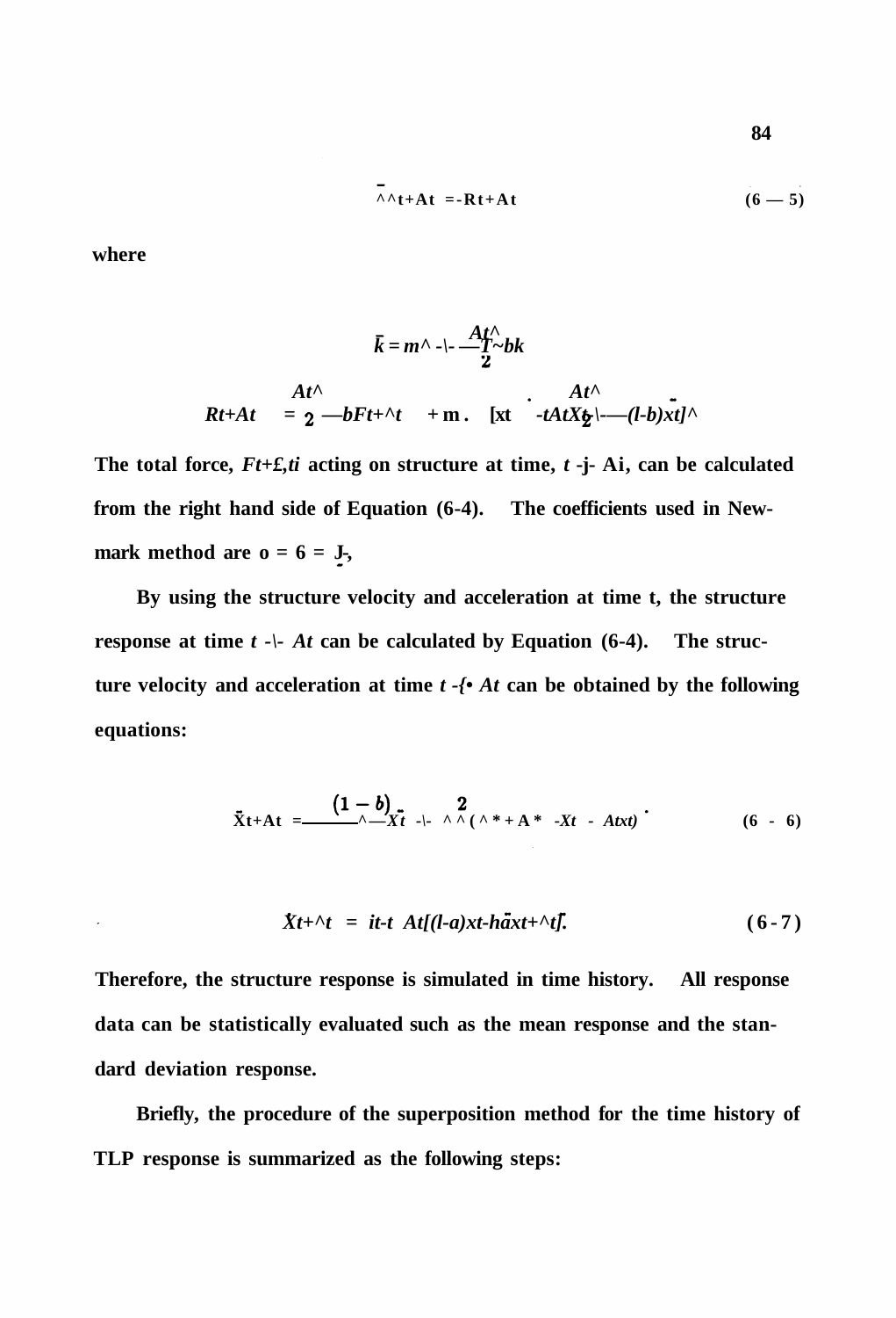$$\bar{k}\, x_{t+\Delta t} = \bar{R}_{t+\Delta t} \tag{6-5}$$

where

$$\bar{k} = m + \frac{\Delta t}{2} b k$$

$$\bar{R}_{t+\Delta t} = \frac{\Delta t^2}{2} b F_{t+\Delta t} + m \left[ x_t + \Delta t \dot{x}_t + \frac{\Delta t^2}{2} (1-b) \ddot{x}_t \right]$$

The total force, $F_{t+\Delta t}$, acting on structure at time, $t + \Delta t$, can be calculated from the right hand side of Equation (6-4). The coefficients used in Newmark method are $a = b = \frac{1}{2}$.

By using the structure velocity and acceleration at time t, the structure response at time $t + \Delta t$ can be calculated by Equation (6-4). The structure velocity and acceleration at time $t + \Delta t$ can be obtained by the following equations:

$$\ddot{X}_{t+\Delta t} = -\frac{(1-b)}{b} \ddot{X}_t + \frac{2}{b \Delta t^2} (X_{t+\Delta t} - X_t - \Delta t \dot{x}_t) \tag{6-6}$$

$$\dot{X}_{t+\Delta t} = \dot{x}_t + \Delta t [(1-a)\ddot{x}_t + a \ddot{x}_{t+\Delta t}] \tag{6-7}$$

Therefore, the structure response is simulated in time history. All response data can be statistically evaluated such as the mean response and the standard deviation response.

Briefly, the procedure of the superposition method for the time history of TLP response is summarized as the following steps: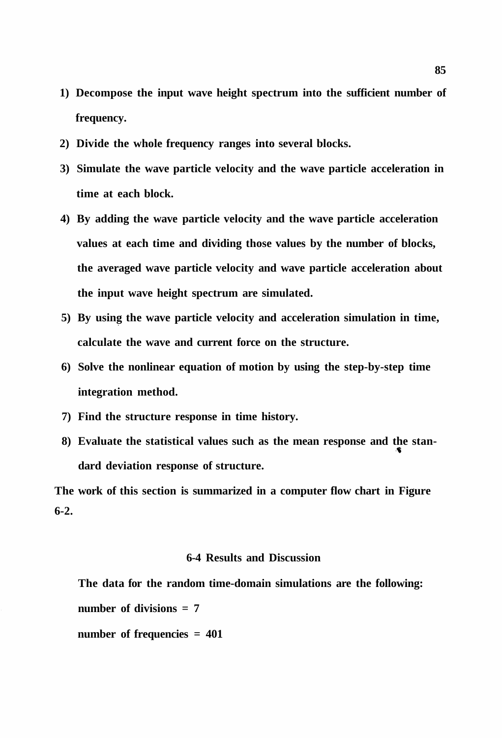1) Decompose the input wave height spectrum into the sufficient number of frequency.
2) Divide the whole frequency ranges into several blocks.
3) Simulate the wave particle velocity and the wave particle acceleration in time at each block.
4) By adding the wave particle velocity and the wave particle acceleration values at each time and dividing those values by the number of blocks, the averaged wave particle velocity and wave particle acceleration about the input wave height spectrum are simulated.
5) By using the wave particle velocity and acceleration simulation in time, calculate the wave and current force on the structure.
6) Solve the nonlinear equation of motion by using the step-by-step time integration method.
7) Find the structure response in time history.
8) Evaluate the statistical values such as the mean response and the standard deviation response of structure.

The work of this section is summarized in a computer flow chart in Figure 6-2.

## 6-4 Results and Discussion

The data for the random time-domain simulations are the following:

number of divisions = 7

number of frequencies = 401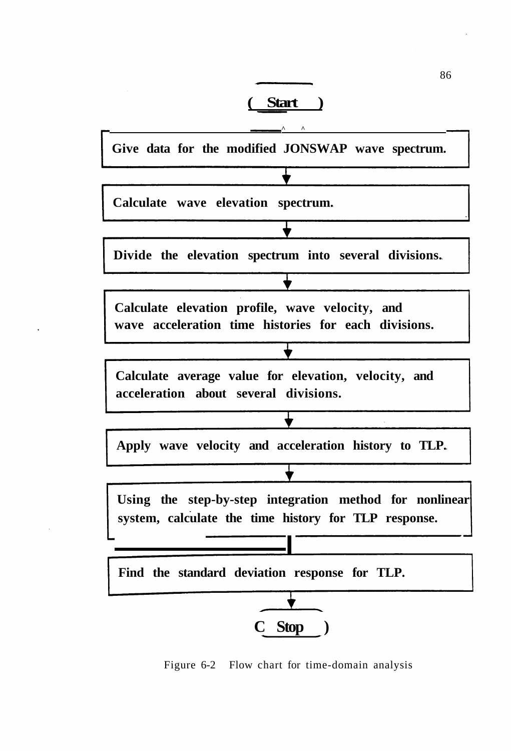( Start )

↓

Give data for the modified JONSWAP wave spectrum.

↓

Calculate wave elevation spectrum.

↓

Divide the elevation spectrum into several divisions.

↓

Calculate elevation profile, wave velocity, and wave acceleration time histories for each divisions.

↓

Calculate average value for elevation, velocity, and acceleration about several divisions.

↓

Apply wave velocity and acceleration history to TLP.

↓

Using the step-by-step integration method for nonlinear system, calculate the time history for TLP response.

↓

Find the standard deviation response for TLP.

↓

( Stop )

Figure 6-2 Flow chart for time-domain analysis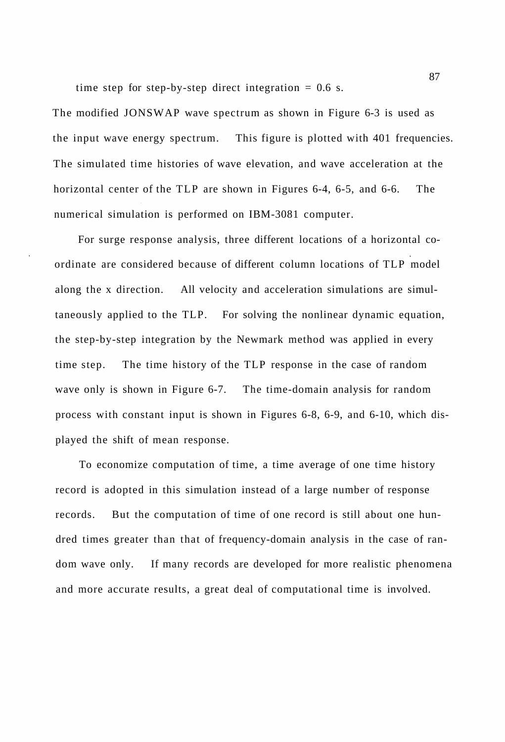time step for step-by-step direct integration = 0.6 s.

The modified JONSWAP wave spectrum as shown in Figure 6-3 is used as the input wave energy spectrum. This figure is plotted with 401 frequencies. The simulated time histories of wave elevation, and wave acceleration at the horizontal center of the TLP are shown in Figures 6-4, 6-5, and 6-6. The numerical simulation is performed on IBM-3081 computer.

For surge response analysis, three different locations of a horizontal coordinate are considered because of different column locations of TLP model along the x direction. All velocity and acceleration simulations are simultaneously applied to the TLP. For solving the nonlinear dynamic equation, the step-by-step integration by the Newmark method was applied in every time step. The time history of the TLP response in the case of random wave only is shown in Figure 6-7. The time-domain analysis for random process with constant input is shown in Figures 6-8, 6-9, and 6-10, which displayed the shift of mean response.

To economize computation of time, a time average of one time history record is adopted in this simulation instead of a large number of response records. But the computation of time of one record is still about one hundred times greater than that of frequency-domain analysis in the case of random wave only. If many records are developed for more realistic phenomena and more accurate results, a great deal of computational time is involved.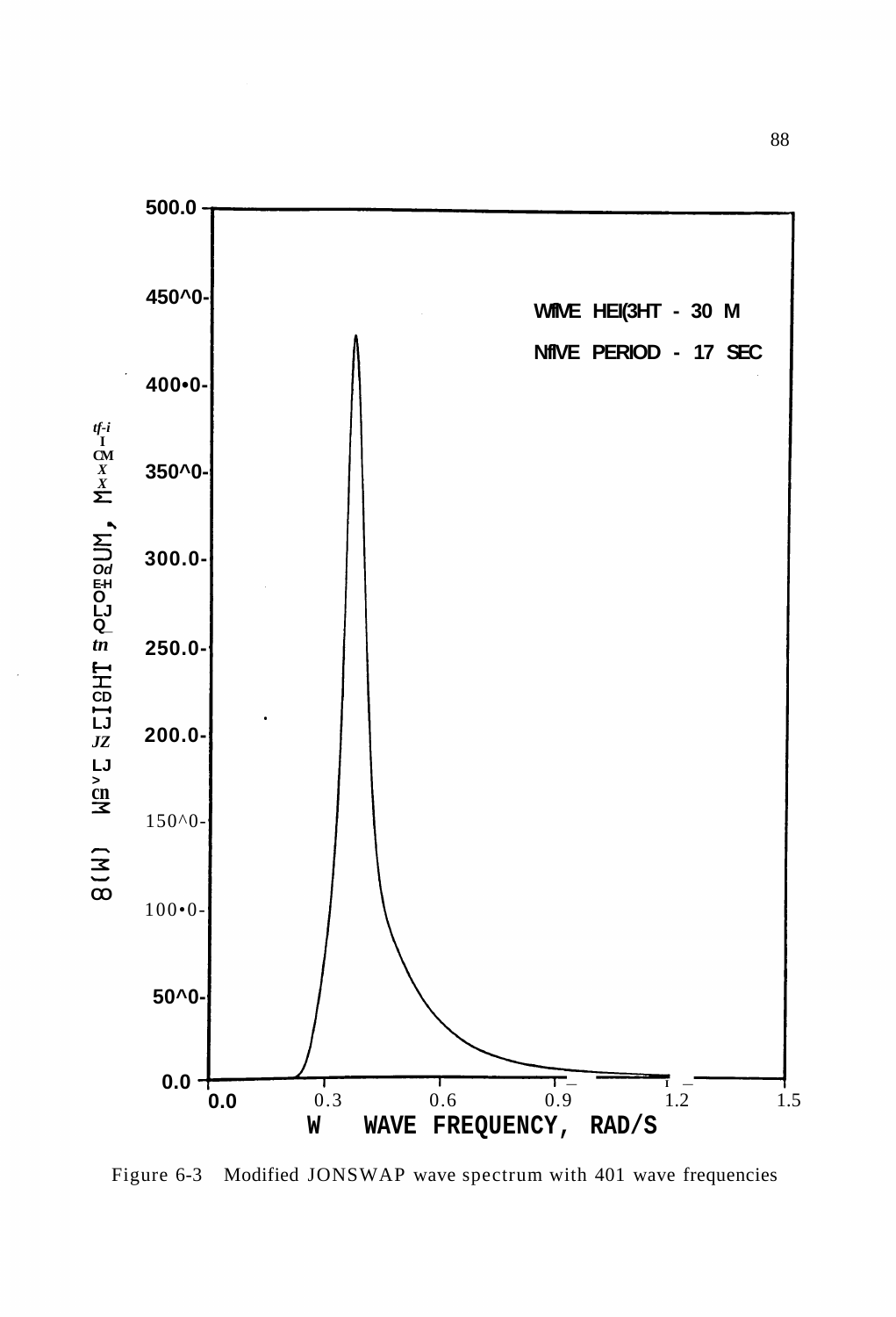WAVE HEIGHT - 30 M

WAVE PERIOD - 17 SEC

Figure 6-3 Modified JONSWAP wave spectrum with 401 wave frequencies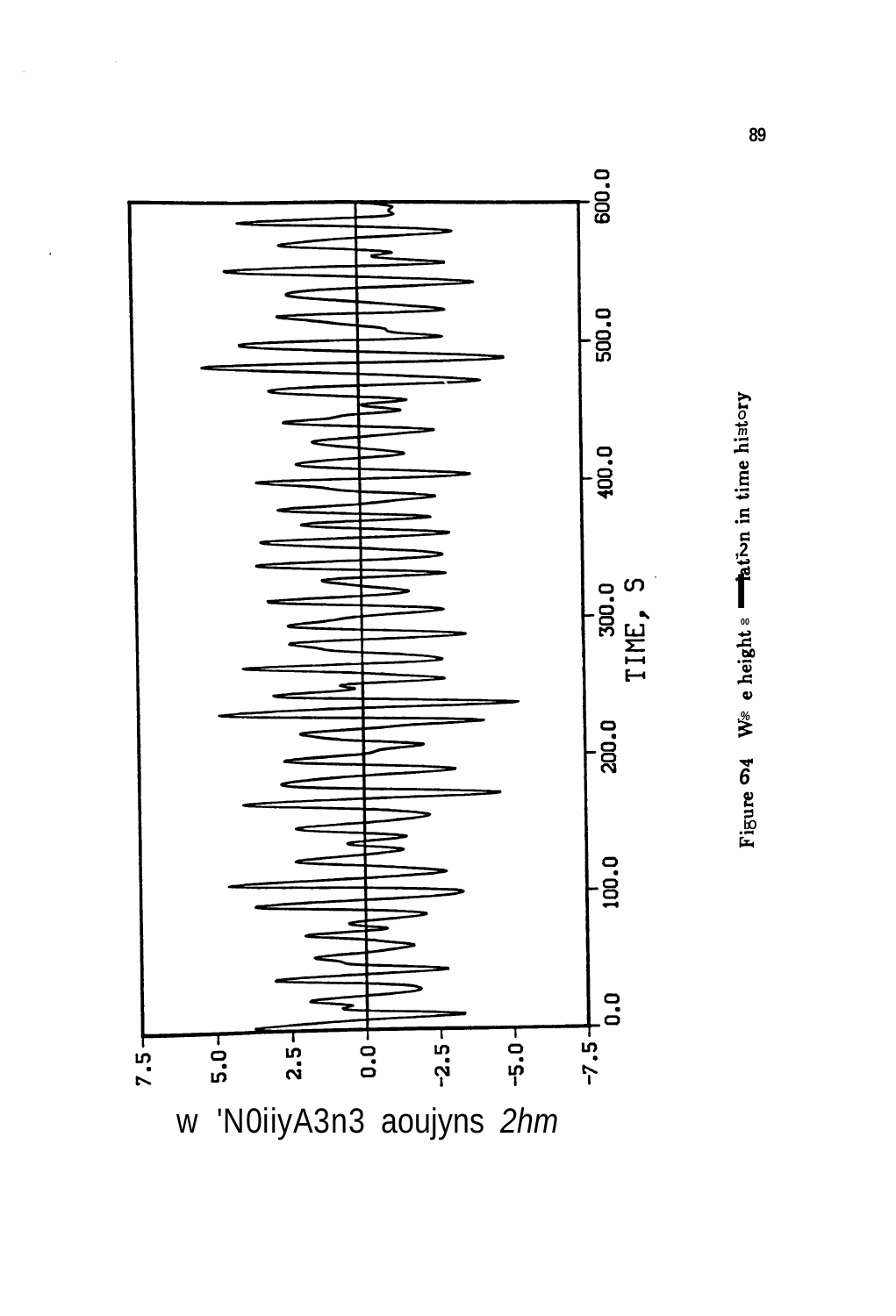Figure 6.4 Wave height elevation in time history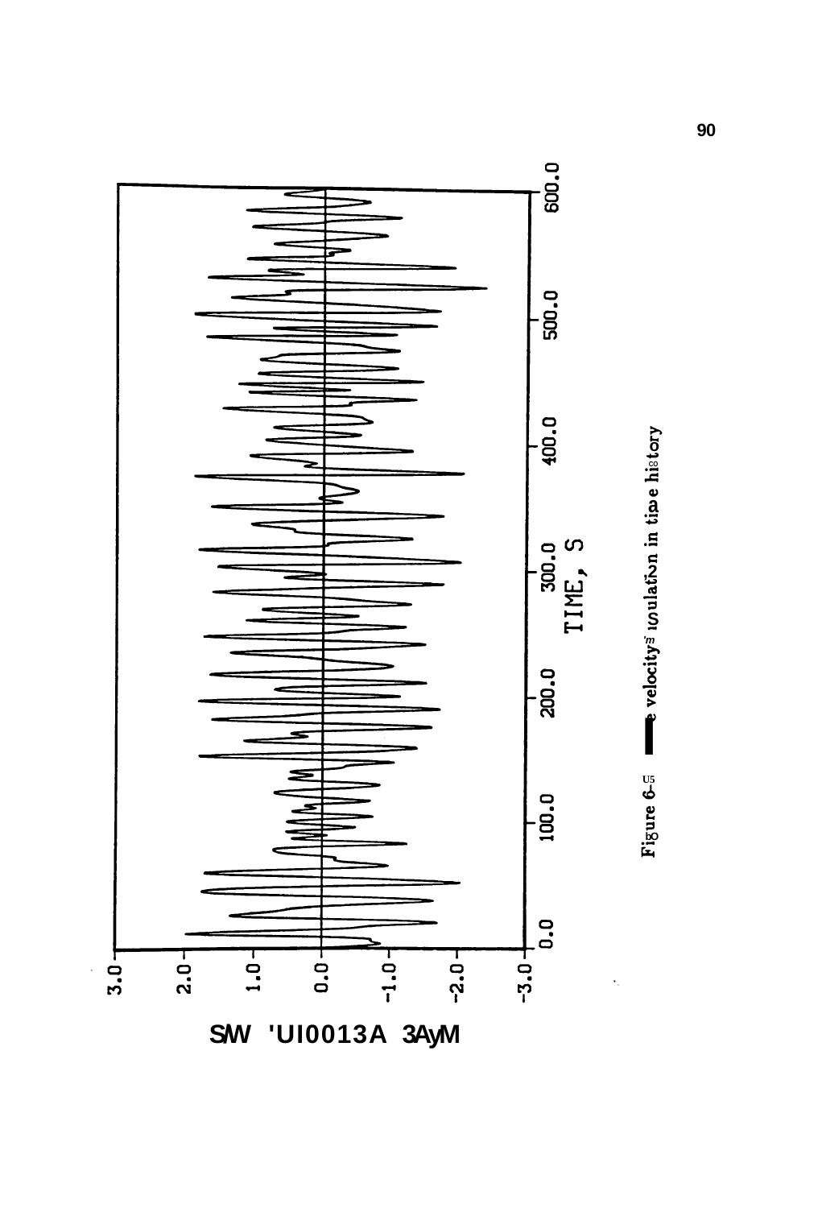Figure 6-15 Wave velocity simulation in time history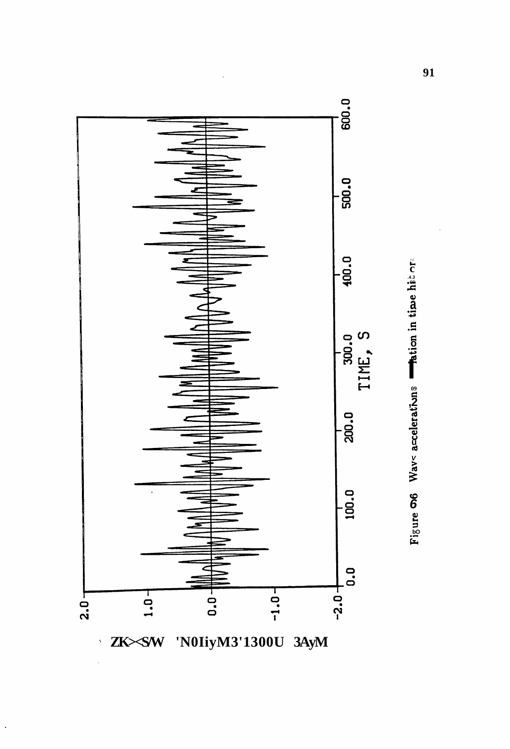Figure 6.6 Wave acceleration time history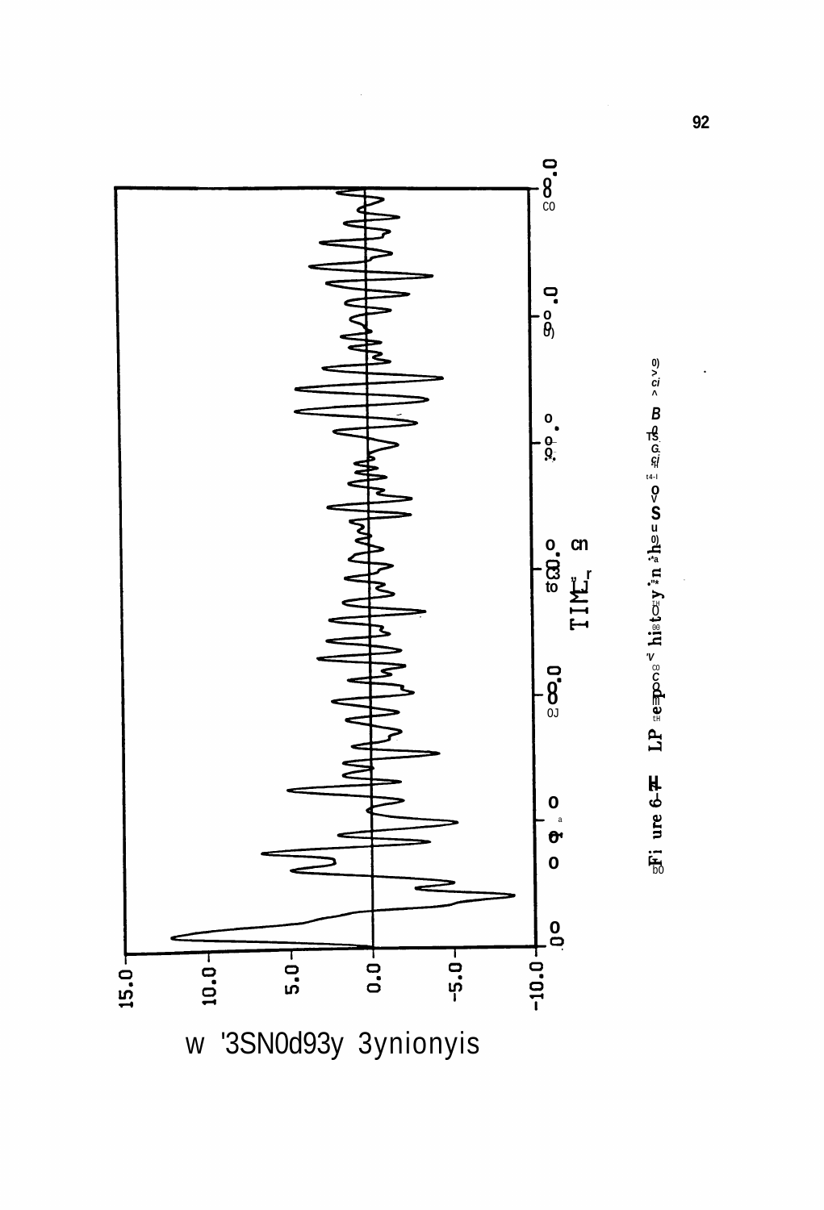Figure 6-7 LP response history in the soil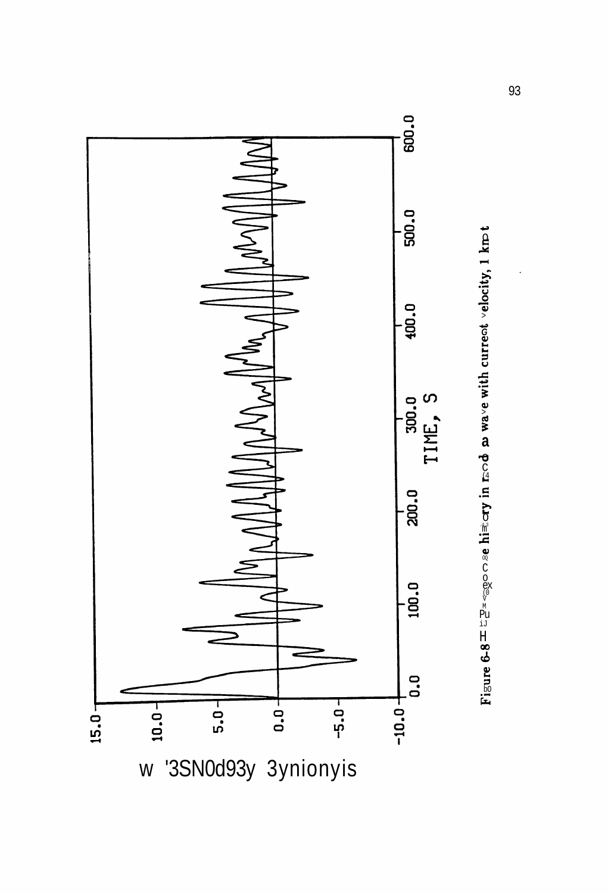Figure 6-8 Heave response time history in random wave with current velocity, 1 knot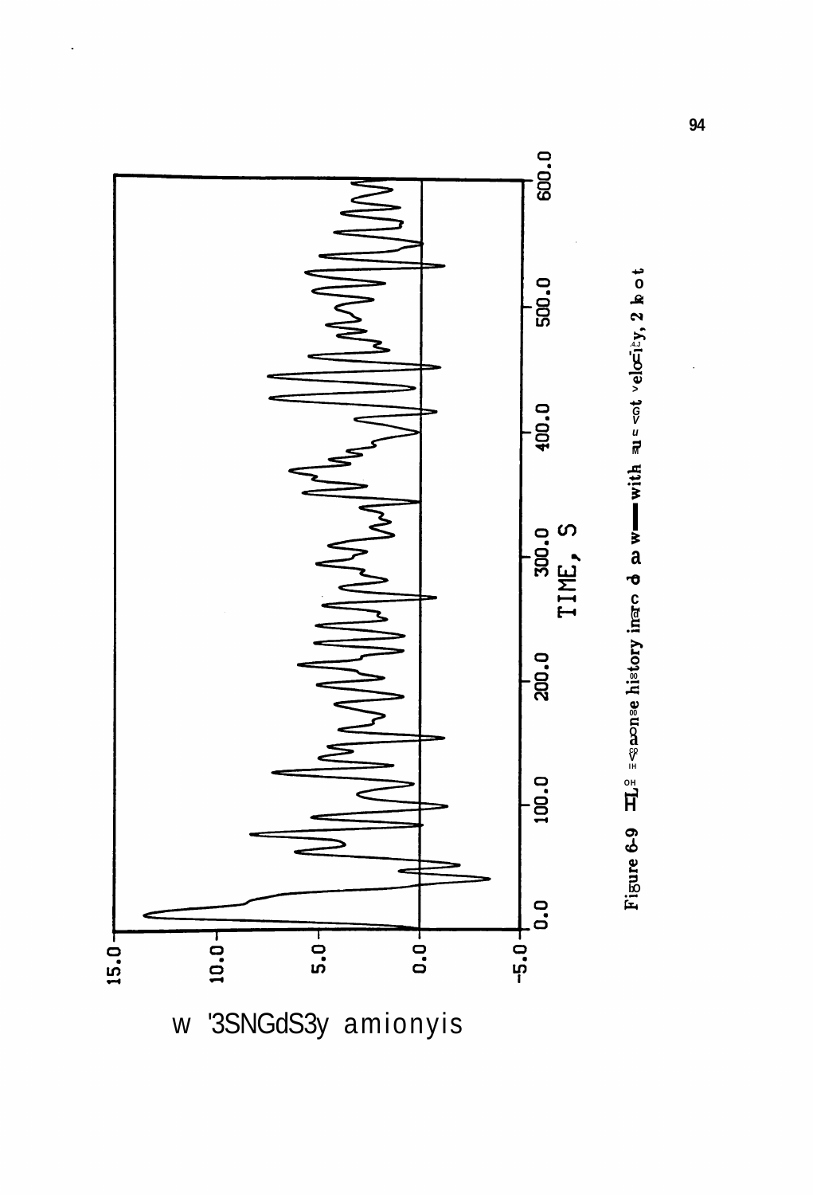Figure 6-9 Response history in random waves with current velocity, 2 knot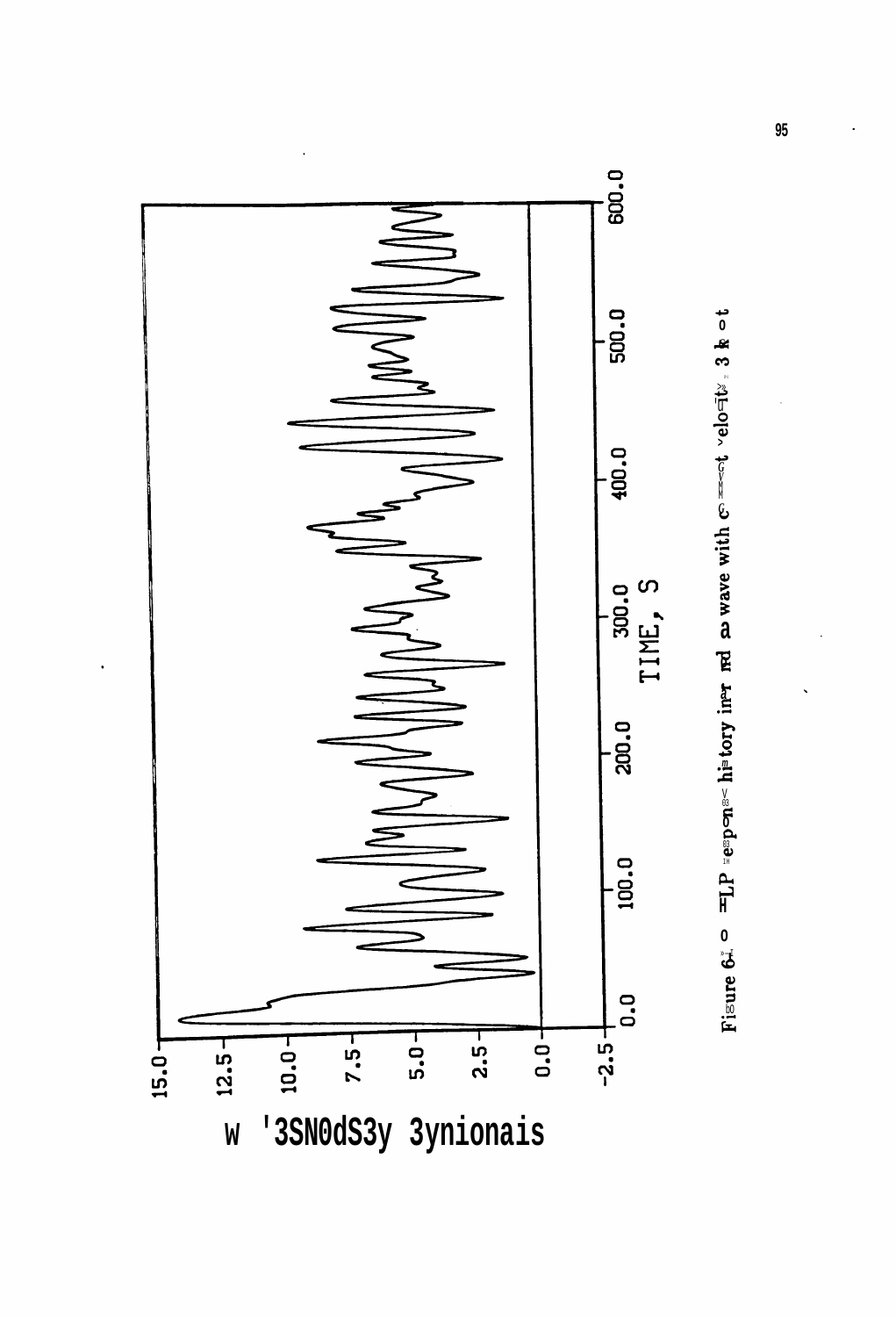STRUCTURE RESPONSE, m

TIME, S

Figure 6.10 TLP response history in random wave with current velocity = 3 knot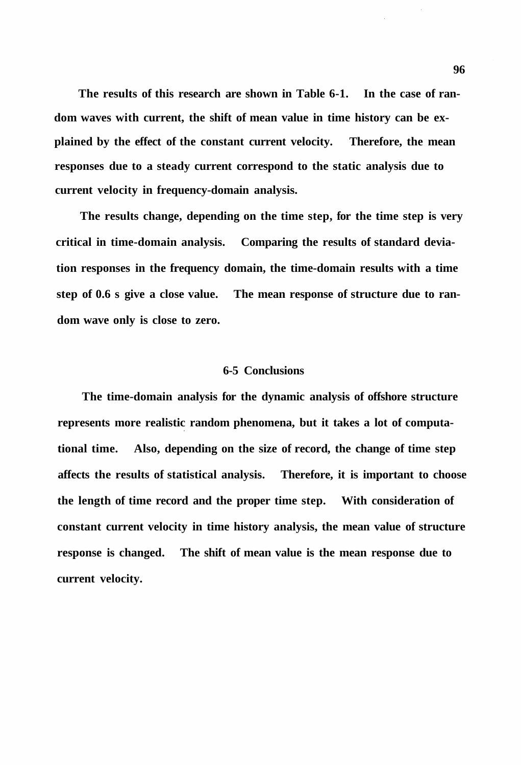The results of this research are shown in Table 6-1. In the case of random waves with current, the shift of mean value in time history can be explained by the effect of the constant current velocity. Therefore, the mean responses due to a steady current correspond to the static analysis due to current velocity in frequency-domain analysis.

The results change, depending on the time step, for the time step is very critical in time-domain analysis. Comparing the results of standard deviation responses in the frequency domain, the time-domain results with a time step of 0.6 s give a close value. The mean response of structure due to random wave only is close to zero.

## 6-5 Conclusions

The time-domain analysis for the dynamic analysis of offshore structure represents more realistic random phenomena, but it takes a lot of computational time. Also, depending on the size of record, the change of time step affects the results of statistical analysis. Therefore, it is important to choose the length of time record and the proper time step. With consideration of constant current velocity in time history analysis, the mean value of structure response is changed. The shift of mean value is the mean response due to current velocity.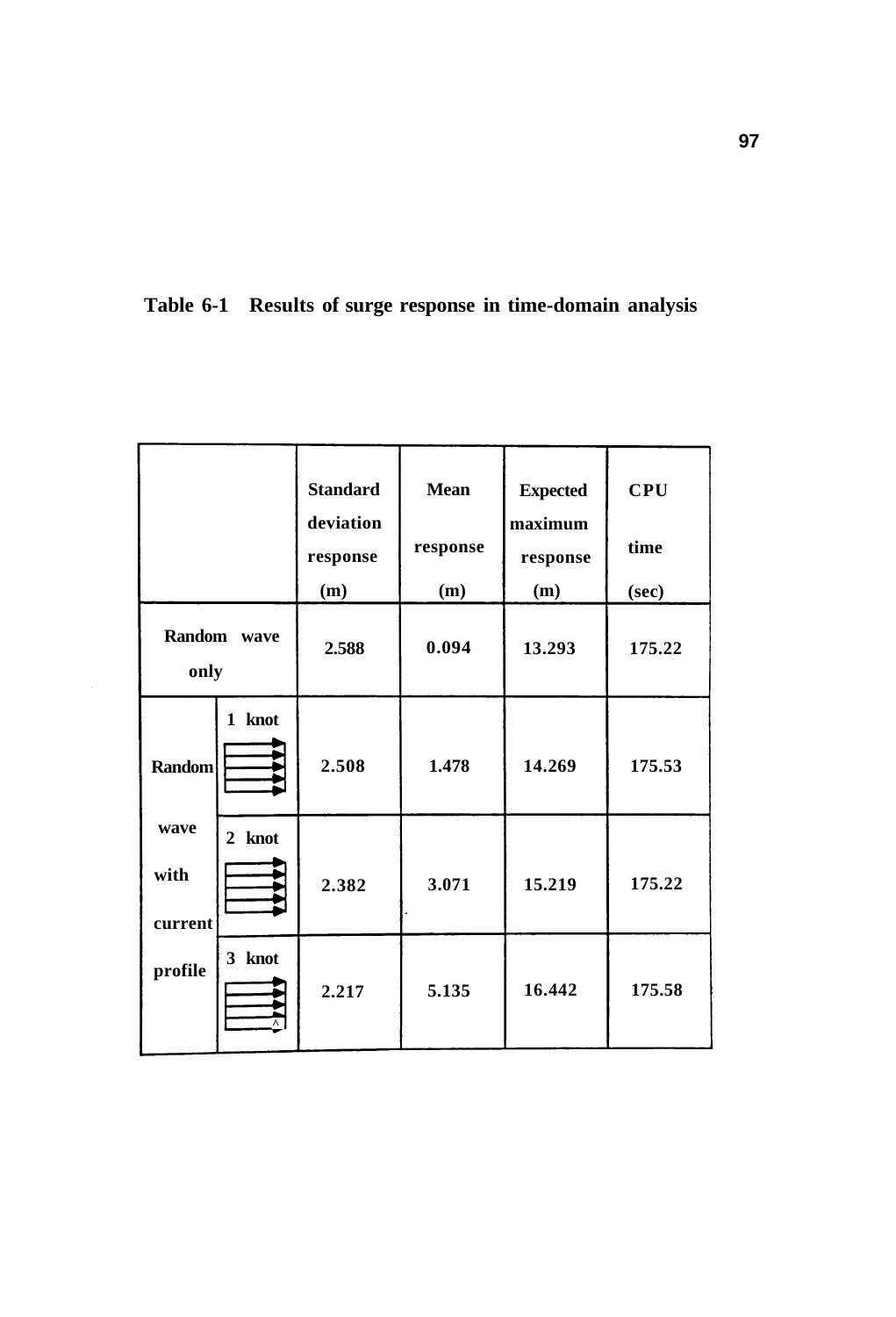**Table 6-1 Results of surge response in time-domain analysis**

| | | Standard deviation response (m) | Mean response (m) | Expected maximum response (m) | CPU time (sec) |
|---|---|---|---|---|---|
| Random wave only | | 2.588 | 0.094 | 13.293 | 175.22 |
| Random wave with current profile | 1 knot | 2.508 | 1.478 | 14.269 | 175.53 |
| | 2 knot | 2.382 | 3.071 | 15.219 | 175.22 |
| | 3 knot | 2.217 | 5.135 | 16.442 | 175.58 |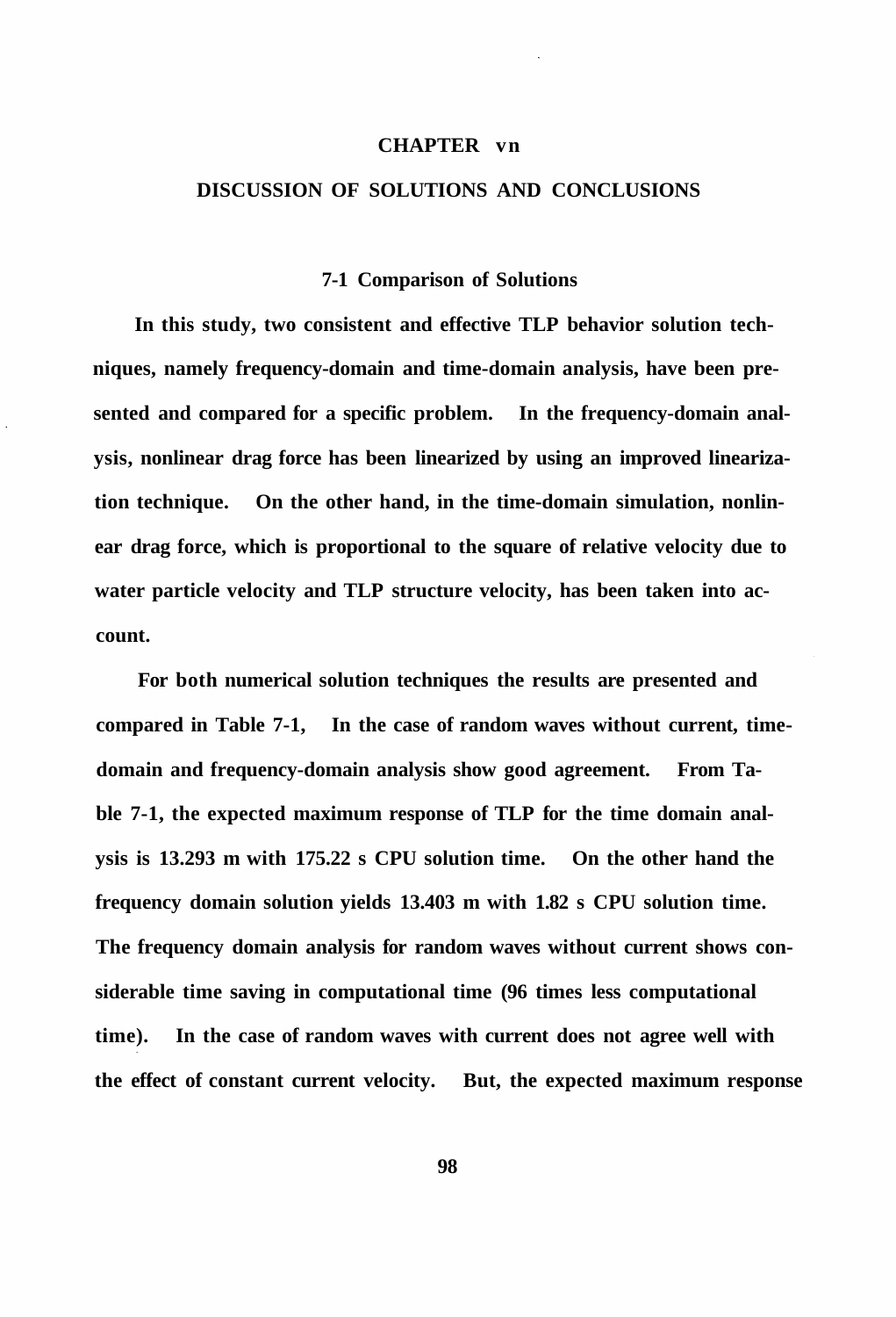# CHAPTER vn

## DISCUSSION OF SOLUTIONS AND CONCLUSIONS

### 7-1 Comparison of Solutions

In this study, two consistent and effective TLP behavior solution techniques, namely frequency-domain and time-domain analysis, have been presented and compared for a specific problem. In the frequency-domain analysis, nonlinear drag force has been linearized by using an improved linearization technique. On the other hand, in the time-domain simulation, nonlinear drag force, which is proportional to the square of relative velocity due to water particle velocity and TLP structure velocity, has been taken into account.

For both numerical solution techniques the results are presented and compared in Table 7-1, In the case of random waves without current, time-domain and frequency-domain analysis show good agreement. From Table 7-1, the expected maximum response of TLP for the time domain analysis is 13.293 m with 175.22 s CPU solution time. On the other hand the frequency domain solution yields 13.403 m with 1.82 s CPU solution time. The frequency domain analysis for random waves without current shows considerable time saving in computational time (96 times less computational time). In the case of random waves with current does not agree well with the effect of constant current velocity. But, the expected maximum response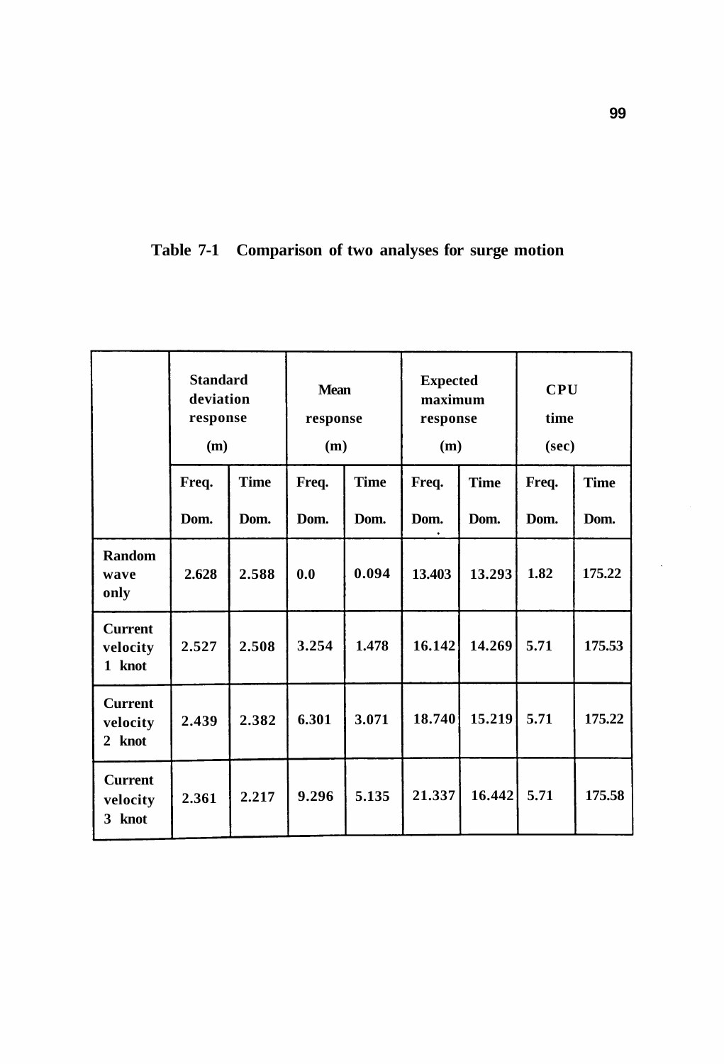**Table 7-1 Comparison of two analyses for surge motion**

| | Standard deviation response (m) | | Mean response (m) | | Expected maximum response (m) | | CPU time (sec) | |
|---|---|---|---|---|---|---|---|---|
| | Freq. Dom. | Time Dom. | Freq. Dom. | Time Dom. | Freq. Dom. | Time Dom. | Freq. Dom. | Time Dom. |
| Random wave only | 2.628 | 2.588 | 0.0 | 0.094 | 13.403 | 13.293 | 1.82 | 175.22 |
| Current velocity 1 knot | 2.527 | 2.508 | 3.254 | 1.478 | 16.142 | 14.269 | 5.71 | 175.53 |
| Current velocity 2 knot | 2.439 | 2.382 | 6.301 | 3.071 | 18.740 | 15.219 | 5.71 | 175.22 |
| Current velocity 3 knot | 2.361 | 2.217 | 9.296 | 5.135 | 21.337 | 16.442 | 5.71 | 175.58 |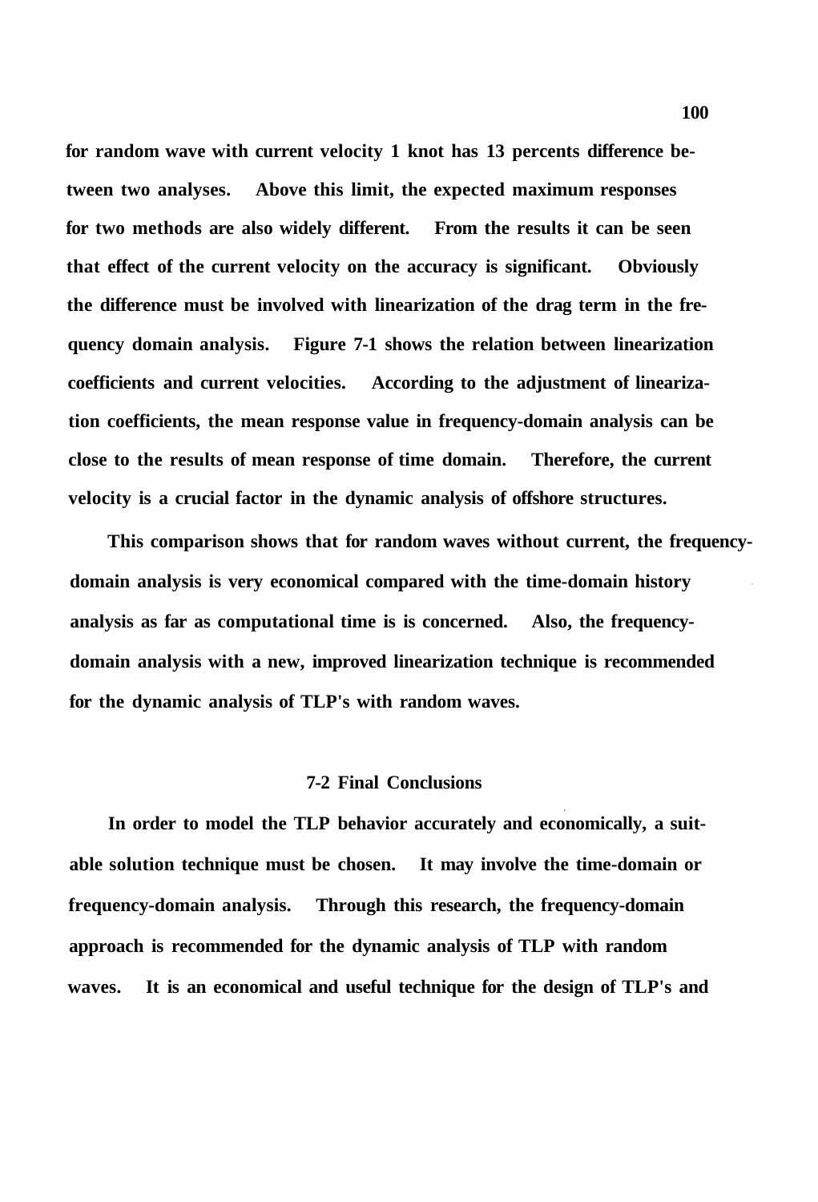for random wave with current velocity 1 knot has 13 percents difference between two analyses. Above this limit, the expected maximum responses for two methods are also widely different. From the results it can be seen that effect of the current velocity on the accuracy is significant. Obviously the difference must be involved with linearization of the drag term in the frequency domain analysis. Figure 7-1 shows the relation between linearization coefficients and current velocities. According to the adjustment of linearization coefficients, the mean response value in frequency-domain analysis can be close to the results of mean response of time domain. Therefore, the current velocity is a crucial factor in the dynamic analysis of offshore structures.

This comparison shows that for random waves without current, the frequency-domain analysis is very economical compared with the time-domain history analysis as far as computational time is is concerned. Also, the frequency-domain analysis with a new, improved linearization technique is recommended for the dynamic analysis of TLP's with random waves.

## 7-2 Final Conclusions

In order to model the TLP behavior accurately and economically, a suitable solution technique must be chosen. It may involve the time-domain or frequency-domain analysis. Through this research, the frequency-domain approach is recommended for the dynamic analysis of TLP with random waves. It is an economical and useful technique for the design of TLP's and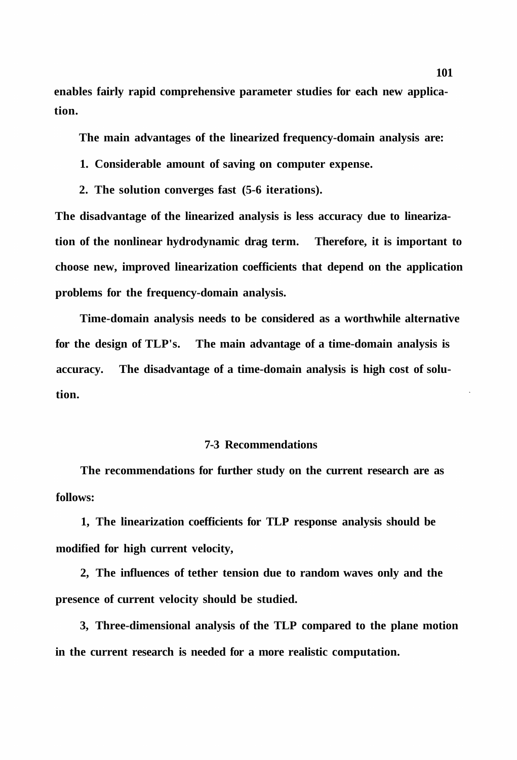enables fairly rapid comprehensive parameter studies for each new application.

The main advantages of the linearized frequency-domain analysis are:

1. Considerable amount of saving on computer expense.
2. The solution converges fast (5-6 iterations).

The disadvantage of the linearized analysis is less accuracy due to linearization of the nonlinear hydrodynamic drag term. Therefore, it is important to choose new, improved linearization coefficients that depend on the application problems for the frequency-domain analysis.

Time-domain analysis needs to be considered as a worthwhile alternative for the design of TLP's. The main advantage of a time-domain analysis is accuracy. The disadvantage of a time-domain analysis is high cost of solution.

## 7-3 Recommendations

The recommendations for further study on the current research are as follows:

1, The linearization coefficients for TLP response analysis should be modified for high current velocity,

2, The influences of tether tension due to random waves only and the presence of current velocity should be studied.

3, Three-dimensional analysis of the TLP compared to the plane motion in the current research is needed for a more realistic computation.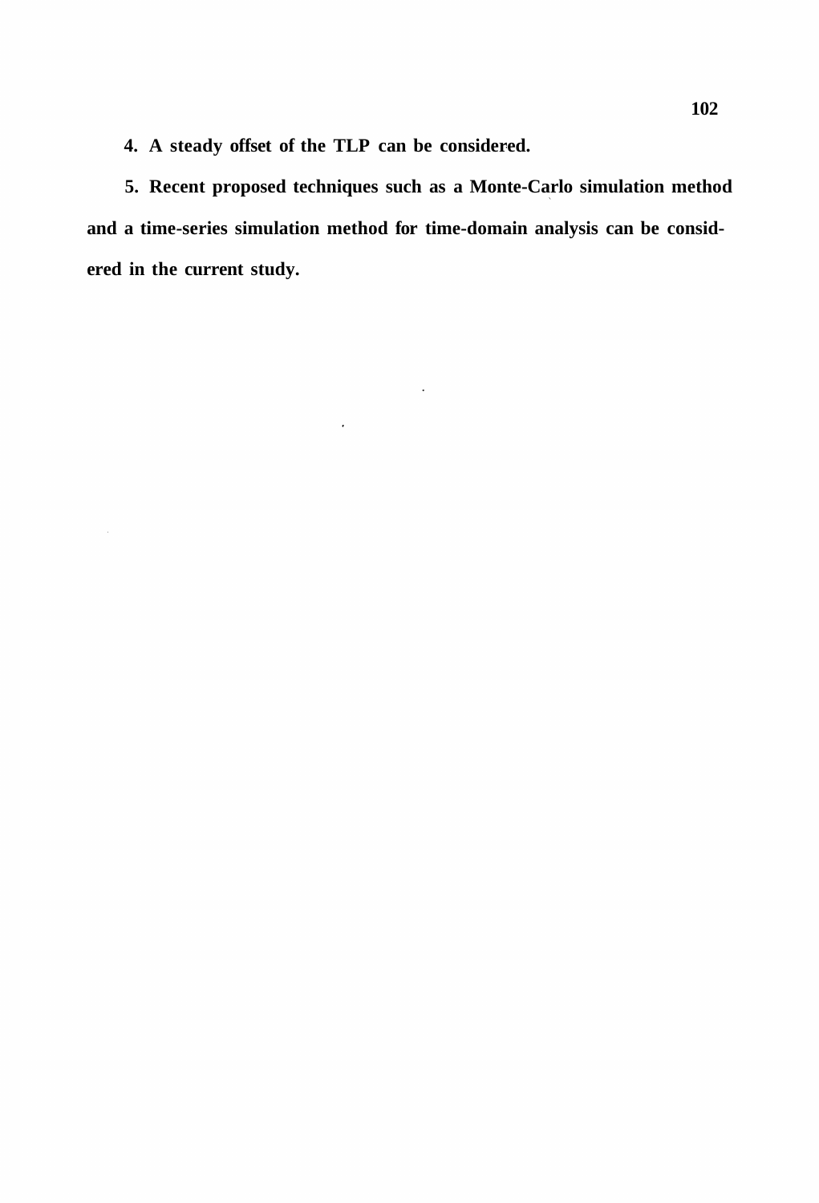4. A steady offset of the TLP can be considered.

5. Recent proposed techniques such as a Monte-Carlo simulation method and a time-series simulation method for time-domain analysis can be considered in the current study.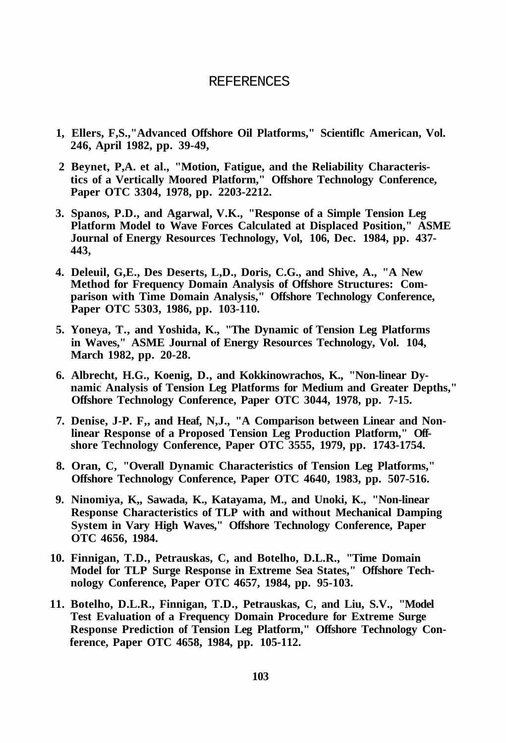# REFERENCES

1. Ellers, F,S.,"Advanced Offshore Oil Platforms," Scientiflc American, Vol. 246, April 1982, pp. 39-49,

2. Beynet, P,A. et al., "Motion, Fatigue, and the Reliability Characteristics of a Vertically Moored Platform," Offshore Technology Conference, Paper OTC 3304, 1978, pp. 2203-2212.

3. Spanos, P.D., and Agarwal, V.K., "Response of a Simple Tension Leg Platform Model to Wave Forces Calculated at Displaced Position," ASME Journal of Energy Resources Technology, Vol, 106, Dec. 1984, pp. 437-443,

4. Deleuil, G,E., Des Deserts, L,D., Doris, C.G., and Shive, A., "A New Method for Frequency Domain Analysis of Offshore Structures: Comparison with Time Domain Analysis," Offshore Technology Conference, Paper OTC 5303, 1986, pp. 103-110.

5. Yoneya, T., and Yoshida, K., "The Dynamic of Tension Leg Platforms in Waves," ASME Journal of Energy Resources Technology, Vol. 104, March 1982, pp. 20-28.

6. Albrecht, H.G., Koenig, D., and Kokkinowrachos, K., "Non-linear Dynamic Analysis of Tension Leg Platforms for Medium and Greater Depths," Offshore Technology Conference, Paper OTC 3044, 1978, pp. 7-15.

7. Denise, J-P. F,, and Heaf, N,J., "A Comparison between Linear and Non-linear Response of a Proposed Tension Leg Production Platform," Offshore Technology Conference, Paper OTC 3555, 1979, pp. 1743-1754.

8. Oran, C, "Overall Dynamic Characteristics of Tension Leg Platforms," Offshore Technology Conference, Paper OTC 4640, 1983, pp. 507-516.

9. Ninomiya, K,, Sawada, K., Katayama, M., and Unoki, K., "Non-linear Response Characteristics of TLP with and without Mechanical Damping System in Vary High Waves," Offshore Technology Conference, Paper OTC 4656, 1984.

10. Finnigan, T.D., Petrauskas, C, and Botelho, D.L.R., "Time Domain Model for TLP Surge Response in Extreme Sea States," Offshore Technology Conference, Paper OTC 4657, 1984, pp. 95-103.

11. Botelho, D.L.R., Finnigan, T.D., Petrauskas, C, and Liu, S.V., "Model Test Evaluation of a Frequency Domain Procedure for Extreme Surge Response Prediction of Tension Leg Platform," Offshore Technology Conference, Paper OTC 4658, 1984, pp. 105-112.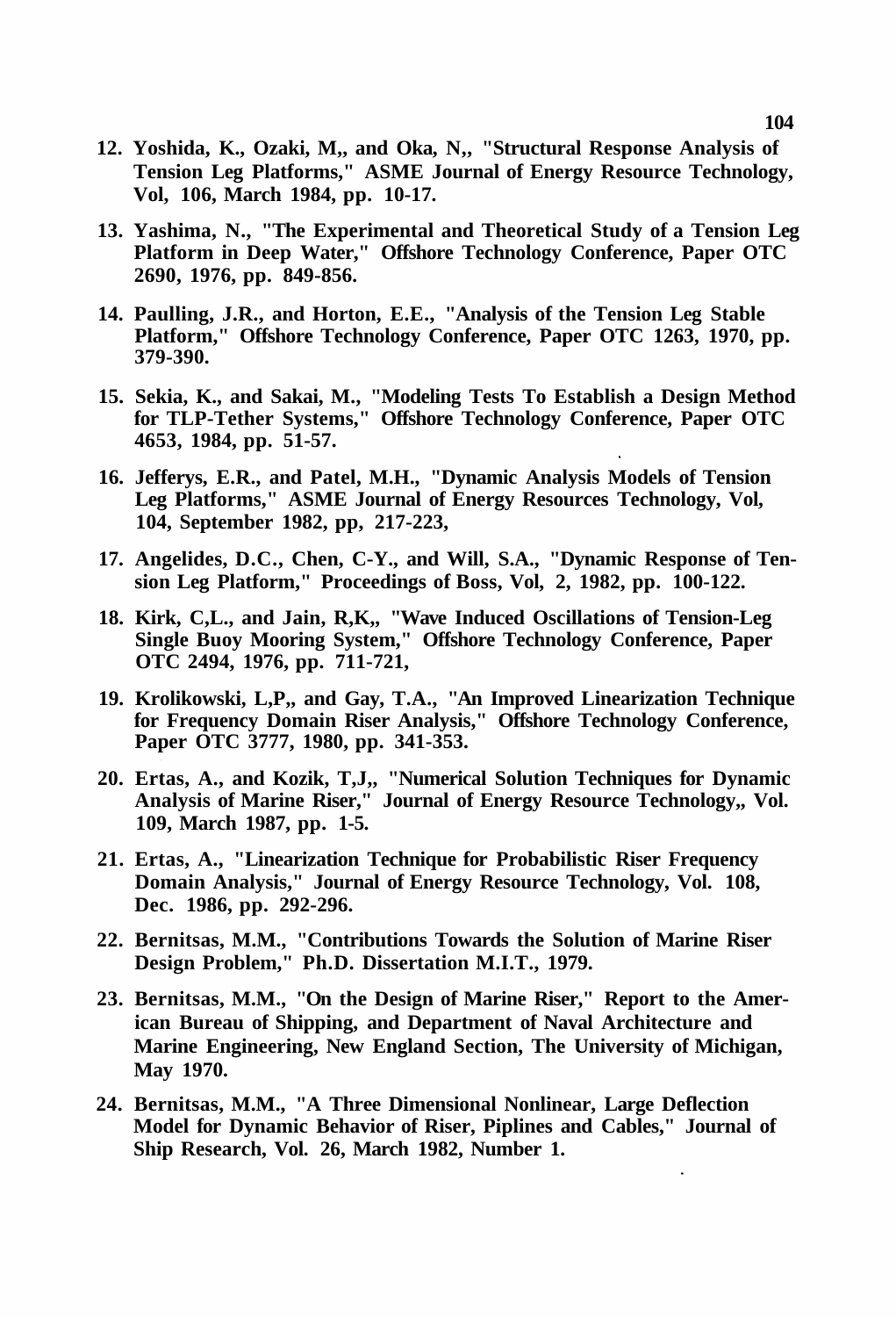12. Yoshida, K., Ozaki, M,, and Oka, N,, "Structural Response Analysis of Tension Leg Platforms," ASME Journal of Energy Resource Technology, Vol, 106, March 1984, pp. 10-17.

13. Yashima, N., "The Experimental and Theoretical Study of a Tension Leg Platform in Deep Water," Offshore Technology Conference, Paper OTC 2690, 1976, pp. 849-856.

14. Paulling, J.R., and Horton, E.E., "Analysis of the Tension Leg Stable Platform," Offshore Technology Conference, Paper OTC 1263, 1970, pp. 379-390.

15. Sekia, K., and Sakai, M., "Modeling Tests To Establish a Design Method for TLP-Tether Systems," Offshore Technology Conference, Paper OTC 4653, 1984, pp. 51-57.

16. Jefferys, E.R., and Patel, M.H., "Dynamic Analysis Models of Tension Leg Platforms," ASME Journal of Energy Resources Technology, Vol, 104, September 1982, pp, 217-223,

17. Angelides, D.C., Chen, C-Y., and Will, S.A., "Dynamic Response of Tension Leg Platform," Proceedings of Boss, Vol, 2, 1982, pp. 100-122.

18. Kirk, C,L., and Jain, R,K,, "Wave Induced Oscillations of Tension-Leg Single Buoy Mooring System," Offshore Technology Conference, Paper OTC 2494, 1976, pp. 711-721,

19. Krolikowski, L,P,, and Gay, T.A., "An Improved Linearization Technique for Frequency Domain Riser Analysis," Offshore Technology Conference, Paper OTC 3777, 1980, pp. 341-353.

20. Ertas, A., and Kozik, T,J,, "Numerical Solution Techniques for Dynamic Analysis of Marine Riser," Journal of Energy Resource Technology,, Vol. 109, March 1987, pp. 1-5.

21. Ertas, A., "Linearization Technique for Probabilistic Riser Frequency Domain Analysis," Journal of Energy Resource Technology, Vol. 108, Dec. 1986, pp. 292-296.

22. Bernitsas, M.M., "Contributions Towards the Solution of Marine Riser Design Problem," Ph.D. Dissertation M.I.T., 1979.

23. Bernitsas, M.M., "On the Design of Marine Riser," Report to the American Bureau of Shipping, and Department of Naval Architecture and Marine Engineering, New England Section, The University of Michigan, May 1970.

24. Bernitsas, M.M., "A Three Dimensional Nonlinear, Large Deflection Model for Dynamic Behavior of Riser, Piplines and Cables," Journal of Ship Research, Vol. 26, March 1982, Number 1.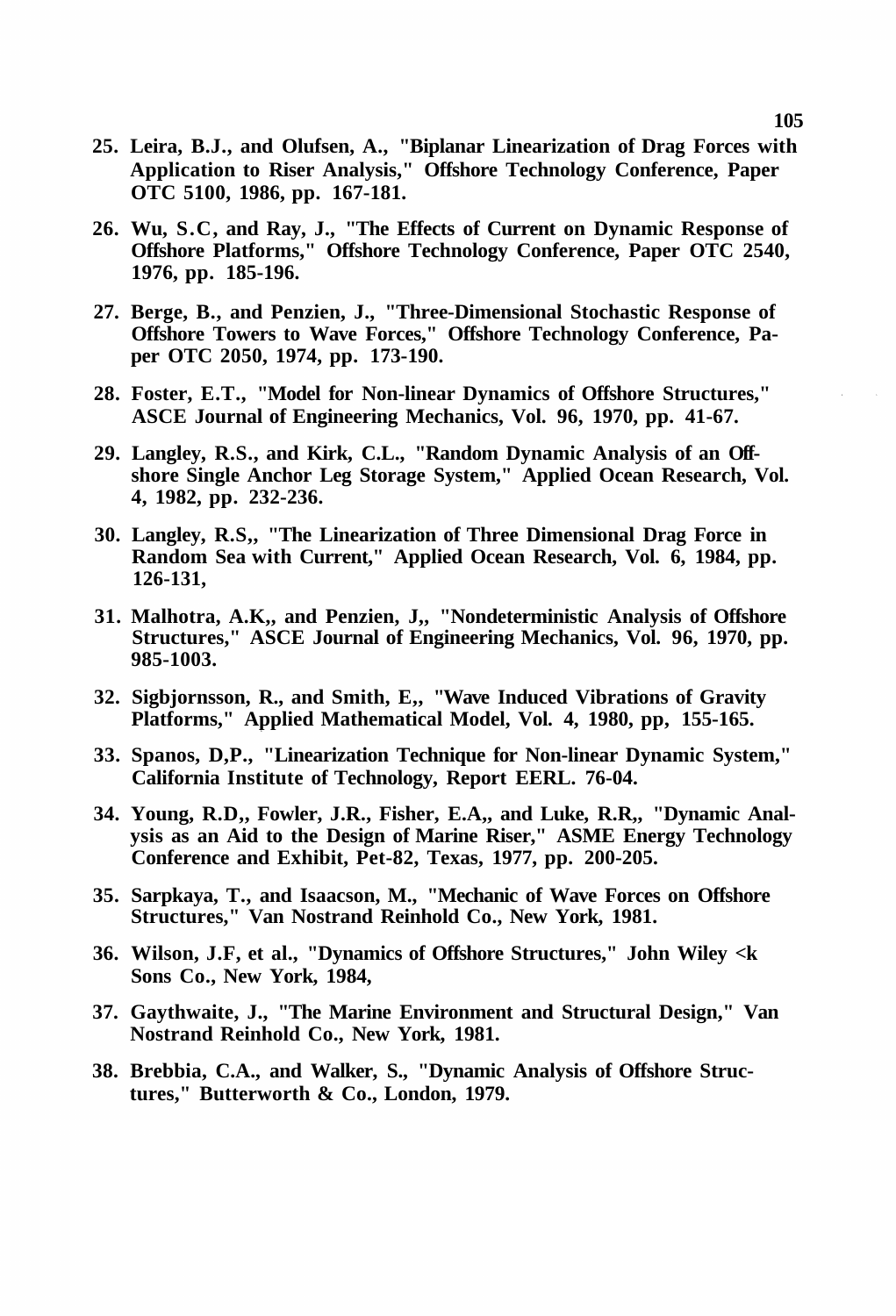25. Leira, B.J., and Olufsen, A., "Biplanar Linearization of Drag Forces with Application to Riser Analysis," Offshore Technology Conference, Paper OTC 5100, 1986, pp. 167-181.

26. Wu, S.C, and Ray, J., "The Effects of Current on Dynamic Response of Offshore Platforms," Offshore Technology Conference, Paper OTC 2540, 1976, pp. 185-196.

27. Berge, B., and Penzien, J., "Three-Dimensional Stochastic Response of Offshore Towers to Wave Forces," Offshore Technology Conference, Paper OTC 2050, 1974, pp. 173-190.

28. Foster, E.T., "Model for Non-linear Dynamics of Offshore Structures," ASCE Journal of Engineering Mechanics, Vol. 96, 1970, pp. 41-67.

29. Langley, R.S., and Kirk, C.L., "Random Dynamic Analysis of an Offshore Single Anchor Leg Storage System," Applied Ocean Research, Vol. 4, 1982, pp. 232-236.

30. Langley, R.S,, "The Linearization of Three Dimensional Drag Force in Random Sea with Current," Applied Ocean Research, Vol. 6, 1984, pp. 126-131,

31. Malhotra, A.K,, and Penzien, J,, "Nondeterministic Analysis of Offshore Structures," ASCE Journal of Engineering Mechanics, Vol. 96, 1970, pp. 985-1003.

32. Sigbjornsson, R., and Smith, E,, "Wave Induced Vibrations of Gravity Platforms," Applied Mathematical Model, Vol. 4, 1980, pp, 155-165.

33. Spanos, D,P., "Linearization Technique for Non-linear Dynamic System," California Institute of Technology, Report EERL. 76-04.

34. Young, R.D,, Fowler, J.R., Fisher, E.A,, and Luke, R.R,, "Dynamic Analysis as an Aid to the Design of Marine Riser," ASME Energy Technology Conference and Exhibit, Pet-82, Texas, 1977, pp. 200-205.

35. Sarpkaya, T., and Isaacson, M., "Mechanic of Wave Forces on Offshore Structures," Van Nostrand Reinhold Co., New York, 1981.

36. Wilson, J.F, et al., "Dynamics of Offshore Structures," John Wiley <k Sons Co., New York, 1984,

37. Gaythwaite, J., "The Marine Environment and Structural Design," Van Nostrand Reinhold Co., New York, 1981.

38. Brebbia, C.A., and Walker, S., "Dynamic Analysis of Offshore Structures," Butterworth & Co., London, 1979.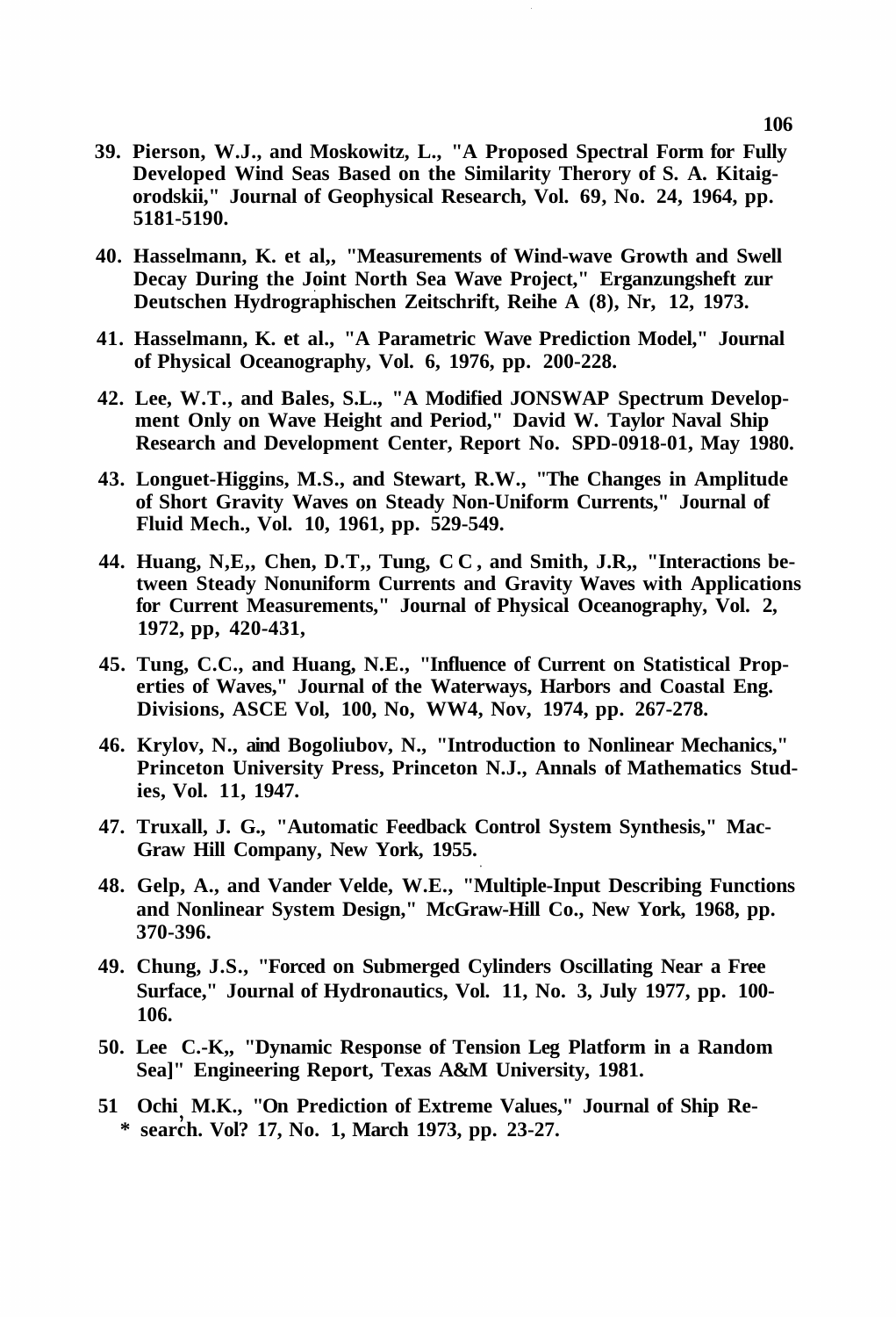39. Pierson, W.J., and Moskowitz, L., "A Proposed Spectral Form for Fully Developed Wind Seas Based on the Similarity Therory of S. A. Kitaigorodskii," Journal of Geophysical Research, Vol. 69, No. 24, 1964, pp. 5181-5190.

40. Hasselmann, K. et al,, "Measurements of Wind-wave Growth and Swell Decay During the Joint North Sea Wave Project," Erganzungsheft zur Deutschen Hydrographischen Zeitschrift, Reihe A (8), Nr, 12, 1973.

41. Hasselmann, K. et al., "A Parametric Wave Prediction Model," Journal of Physical Oceanography, Vol. 6, 1976, pp. 200-228.

42. Lee, W.T., and Bales, S.L., "A Modified JONSWAP Spectrum Development Only on Wave Height and Period," David W. Taylor Naval Ship Research and Development Center, Report No. SPD-0918-01, May 1980.

43. Longuet-Higgins, M.S., and Stewart, R.W., "The Changes in Amplitude of Short Gravity Waves on Steady Non-Uniform Currents," Journal of Fluid Mech., Vol. 10, 1961, pp. 529-549.

44. Huang, N,E,, Chen, D.T,, Tung, C C , and Smith, J.R,, "Interactions between Steady Nonuniform Currents and Gravity Waves with Applications for Current Measurements," Journal of Physical Oceanography, Vol. 2, 1972, pp, 420-431,

45. Tung, C.C., and Huang, N.E., "Influence of Current on Statistical Properties of Waves," Journal of the Waterways, Harbors and Coastal Eng. Divisions, ASCE Vol, 100, No, WW4, Nov, 1974, pp. 267-278.

46. Krylov, N., aind Bogoliubov, N., "Introduction to Nonlinear Mechanics," Princeton University Press, Princeton N.J., Annals of Mathematics Studies, Vol. 11, 1947.

47. Truxall, J. G., "Automatic Feedback Control System Synthesis," MacGraw Hill Company, New York, 1955.

48. Gelp, A., and Vander Velde, W.E., "Multiple-Input Describing Functions and Nonlinear System Design," McGraw-Hill Co., New York, 1968, pp. 370-396.

49. Chung, J.S., "Forced on Submerged Cylinders Oscillating Near a Free Surface," Journal of Hydronautics, Vol. 11, No. 3, July 1977, pp. 100-106.

50. Lee C.-K,, "Dynamic Response of Tension Leg Platform in a Random Sea]" Engineering Report, Texas A&M University, 1981.

51 Ochi, M.K., "On Prediction of Extreme Values," Journal of Ship Re- * search. Vol? 17, No. 1, March 1973, pp. 23-27.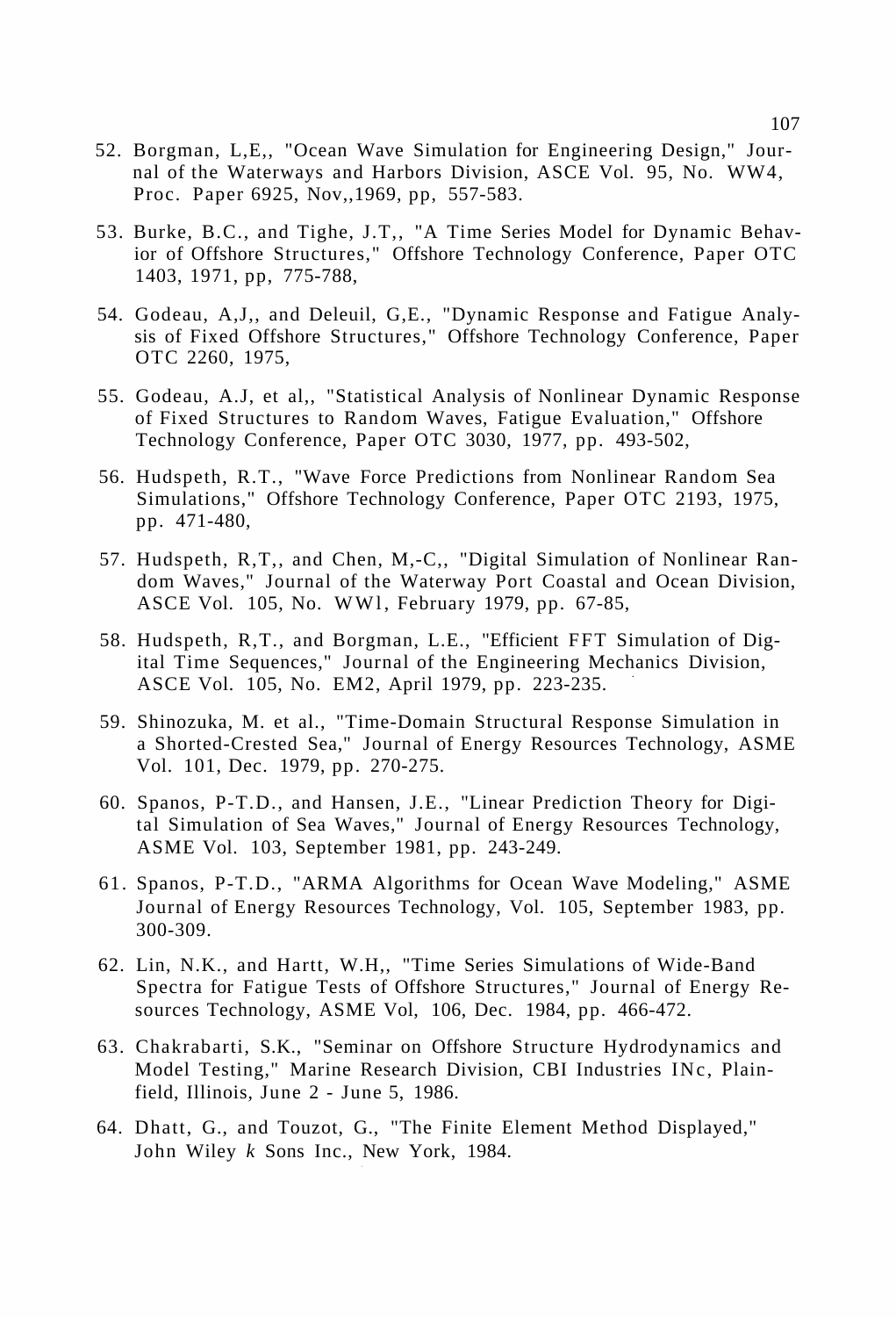52. Borgman, L,E,, "Ocean Wave Simulation for Engineering Design," Journal of the Waterways and Harbors Division, ASCE Vol. 95, No. WW4, Proc. Paper 6925, Nov,,1969, pp, 557-583.

53. Burke, B.C., and Tighe, J.T,, "A Time Series Model for Dynamic Behavior of Offshore Structures," Offshore Technology Conference, Paper OTC 1403, 1971, pp, 775-788,

54. Godeau, A,J,, and Deleuil, G,E., "Dynamic Response and Fatigue Analysis of Fixed Offshore Structures," Offshore Technology Conference, Paper OTC 2260, 1975,

55. Godeau, A.J, et al,, "Statistical Analysis of Nonlinear Dynamic Response of Fixed Structures to Random Waves, Fatigue Evaluation," Offshore Technology Conference, Paper OTC 3030, 1977, pp. 493-502,

56. Hudspeth, R.T., "Wave Force Predictions from Nonlinear Random Sea Simulations," Offshore Technology Conference, Paper OTC 2193, 1975, pp. 471-480,

57. Hudspeth, R,T,, and Chen, M,-C,, "Digital Simulation of Nonlinear Random Waves," Journal of the Waterway Port Coastal and Ocean Division, ASCE Vol. 105, No. WWl, February 1979, pp. 67-85,

58. Hudspeth, R,T., and Borgman, L.E., "Efficient FFT Simulation of Digital Time Sequences," Journal of the Engineering Mechanics Division, ASCE Vol. 105, No. EM2, April 1979, pp. 223-235.

59. Shinozuka, M. et al., "Time-Domain Structural Response Simulation in a Shorted-Crested Sea," Journal of Energy Resources Technology, ASME Vol. 101, Dec. 1979, pp. 270-275.

60. Spanos, P-T.D., and Hansen, J.E., "Linear Prediction Theory for Digital Simulation of Sea Waves," Journal of Energy Resources Technology, ASME Vol. 103, September 1981, pp. 243-249.

61. Spanos, P-T.D., "ARMA Algorithms for Ocean Wave Modeling," ASME Journal of Energy Resources Technology, Vol. 105, September 1983, pp. 300-309.

62. Lin, N.K., and Hartt, W.H,, "Time Series Simulations of Wide-Band Spectra for Fatigue Tests of Offshore Structures," Journal of Energy Resources Technology, ASME Vol, 106, Dec. 1984, pp. 466-472.

63. Chakrabarti, S.K., "Seminar on Offshore Structure Hydrodynamics and Model Testing," Marine Research Division, CBI Industries INc, Plainfield, Illinois, June 2 - June 5, 1986.

64. Dhatt, G., and Touzot, G., "The Finite Element Method Displayed," John Wiley *k* Sons Inc., New York, 1984.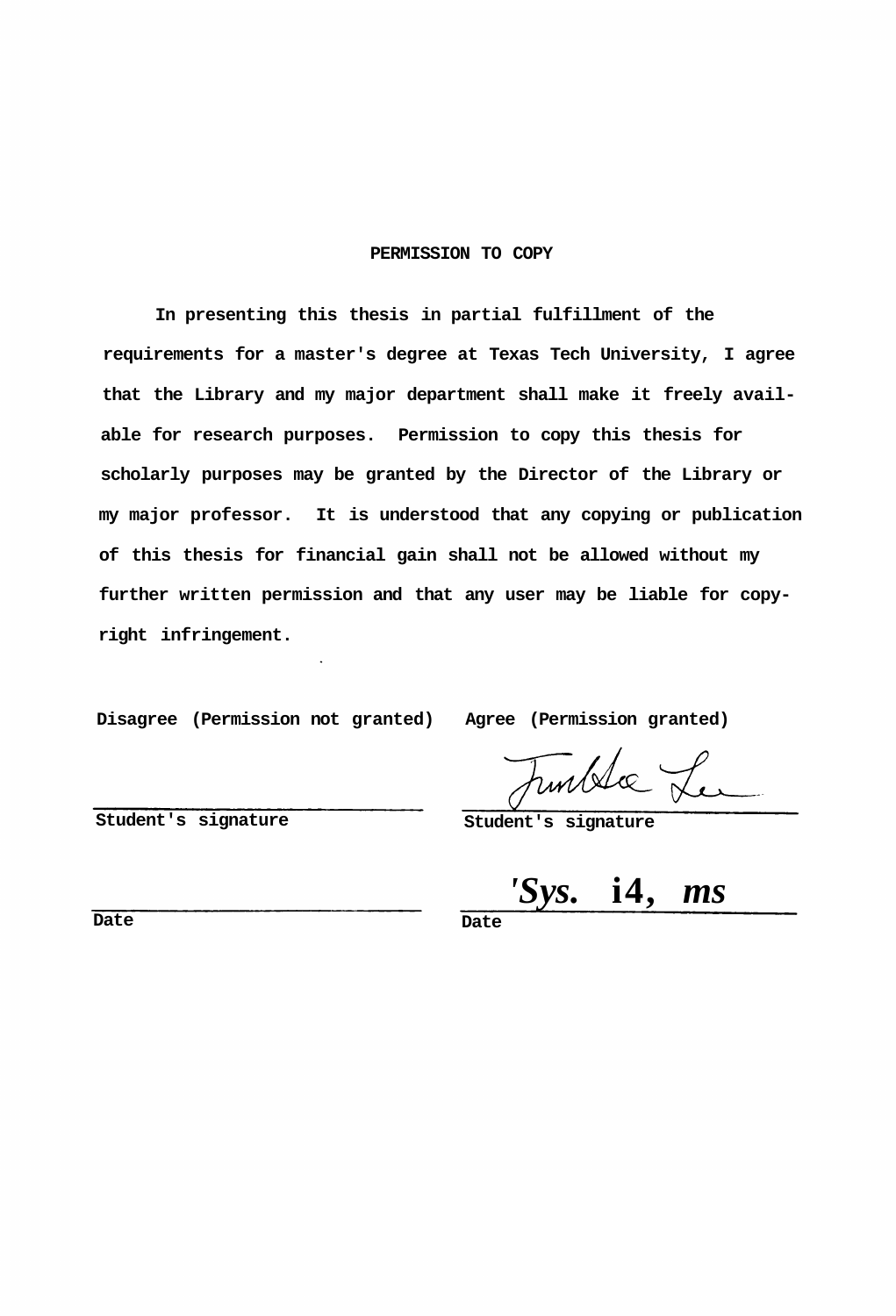# PERMISSION TO COPY

In presenting this thesis in partial fulfillment of the requirements for a master's degree at Texas Tech University, I agree that the Library and my major department shall make it freely available for research purposes. Permission to copy this thesis for scholarly purposes may be granted by the Director of the Library or my major professor. It is understood that any copying or publication of this thesis for financial gain shall not be allowed without my further written permission and that any user may be liable for copyright infringement.

Disagree (Permission not granted)

______________________________
Student's signature

______________________________
Date

Agree (Permission granted)

Jumlda Lee
______________________________
Student's signature

'Sys. i4, ms
______________________________
Date